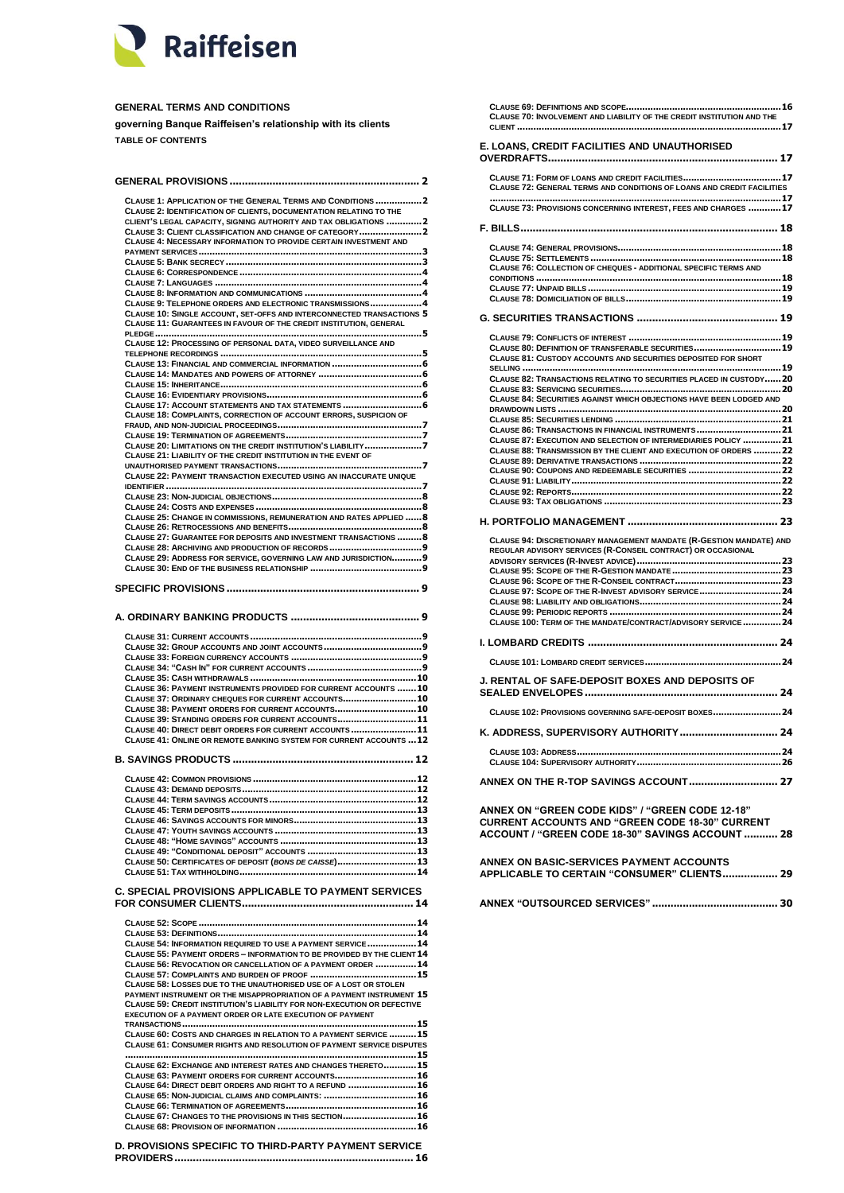Raiffeisen

**GENERAL TERMS AND CONDITIONS**

**governing Banque Raiffeisen's relationship with its clients**

**TABLE OF CONTENTS**

**GENERAL PROVISIONS ... 2**

- Clause 1: Application of the General Terms and Conditions ... 2
- Clause 2: Identification of clients, documentation relating to the client's legal capacity, signing authority and tax obligations ... 2
- Clause 3: Client classification and change of category ... 2
- Clause 4: Necessary information to provide certain investment and payment services ... 3
- Clause 5: Bank secrecy ... 3
- Clause 6: Correspondence ... 4
- Clause 7: Languages ... 4
- Clause 8: Information and communications ... 4
- Clause 9: Telephone orders and electronic transmissions ... 4
- Clause 10: Single account, set-offs and interconnected transactions 5
- Clause 11: Guarantees in favour of the credit institution, general pledge ... 5
- Clause 12: Processing of personal data, video surveillance and telephone recordings ... 5
- Clause 13: Financial and commercial information ... 6
- Clause 14: Mandates and powers of attorney ... 6
- Clause 15: Inheritance ... 6
- Clause 16: Evidentiary provisions ... 6
- Clause 17: Account statements and tax statements ... 6
- Clause 18: Complaints, correction of account errors, suspicion of fraud, and non-judicial proceedings ... 7
- Clause 19: Termination of agreements ... 7
- Clause 20: Limitations on the credit institution's liability ... 7
- Clause 21: Liability of the credit institution in the event of unauthorised payment transactions ... 7
- Clause 22: Payment transaction executed using an inaccurate unique identifier ... 7
- Clause 23: Non-judicial objections ... 8
- Clause 24: Costs and expenses ... 8
- Clause 25: Change in commissions, remuneration and rates applied ... 8
- Clause 26: Retrocessions and benefits ... 8
- Clause 27: Guarantee for deposits and investment transactions ... 8
- Clause 28: Archiving and production of records ... 9
- Clause 29: Address for service, governing law and jurisdiction ... 9
- Clause 30: End of the business relationship ... 9

**SPECIFIC PROVISIONS ... 9**

**A. ORDINARY BANKING PRODUCTS ... 9**

- Clause 31: Current accounts ... 9
- Clause 32: Group accounts and joint accounts ... 9
- Clause 33: Foreign currency accounts ... 9
- Clause 34: "Cash In" for current accounts ... 9
- Clause 35: Cash withdrawals ... 10
- Clause 36: Payment instruments provided for current accounts ... 10
- Clause 37: Ordinary cheques for current accounts ... 10
- Clause 38: Payment orders for current accounts ... 10
- Clause 39: Standing orders for current accounts ... 11
- Clause 40: Direct debit orders for current accounts ... 11
- Clause 41: Online or remote banking system for current accounts ... 12

**B. SAVINGS PRODUCTS ... 12**

- Clause 42: Common provisions ... 12
- Clause 43: Demand deposits ... 12
- Clause 44: Term savings accounts ... 12
- Clause 45: Term deposits ... 13
- Clause 46: Savings accounts for minors ... 13
- Clause 47: Youth savings accounts ... 13
- Clause 48: "Home savings" accounts ... 13
- Clause 49: "Conditional deposit" accounts ... 13
- Clause 50: Certificates of deposit (*bons de caisse*) ... 13
- Clause 51: Tax withholding ... 14

**C. SPECIAL PROVISIONS APPLICABLE TO PAYMENT SERVICES FOR CONSUMER CLIENTS ... 14**

- Clause 52: Scope ... 14
- Clause 53: Definitions ... 14
- Clause 54: Information required to use a payment service ... 14
- Clause 55: Payment orders – information to be provided by the client 14
- Clause 56: Revocation or cancellation of a payment order ... 14
- Clause 57: Complaints and burden of proof ... 15
- Clause 58: Losses due to the unauthorised use of a lost or stolen payment instrument or the misappropriation of a payment instrument 15
- Clause 59: Credit institution's liability for non-execution or defective execution of a payment order or late execution of payment transactions ... 15
- Clause 60: Costs and charges in relation to a payment service ... 15
- Clause 61: Consumer rights and resolution of payment service disputes ... 15
- Clause 62: Exchange and interest rates and changes thereto ... 15
- Clause 63: Payment orders for current accounts ... 16
- Clause 64: Direct debit orders and right to a refund ... 16
- Clause 65: Non-judicial claims and complaints: ... 16
- Clause 66: Termination of agreements ... 16
- Clause 67: Changes to the provisions in this section ... 16
- Clause 68: Provision of information ... 16

**D. PROVISIONS SPECIFIC TO THIRD-PARTY PAYMENT SERVICE PROVIDERS ... 16**

- Clause 69: Definitions and scope ... 16
- Clause 70: Involvement and liability of the credit institution and the client ... 17

**E. LOANS, CREDIT FACILITIES AND UNAUTHORISED OVERDRAFTS ... 17**

- Clause 71: Form of loans and credit facilities ... 17
- Clause 72: General terms and conditions of loans and credit facilities ... 17
- Clause 73: Provisions concerning interest, fees and charges ... 17

**F. BILLS ... 18**

- Clause 74: General provisions ... 18
- Clause 75: Settlements ... 18
- Clause 76: Collection of cheques - additional specific terms and conditions ... 18
- Clause 77: Unpaid bills ... 19
- Clause 78: Domiciliation of bills ... 19

**G. SECURITIES TRANSACTIONS ... 19**

- Clause 79: Conflicts of interest ... 19
- Clause 80: Definition of transferable securities ... 19
- Clause 81: Custody accounts and securities deposited for short selling ... 19
- Clause 82: Transactions relating to securities placed in custody ... 20
- Clause 83: Servicing securities ... 20
- Clause 84: Securities against which objections have been lodged and drawdown lists ... 20
- Clause 85: Securities lending ... 21
- Clause 86: Transactions in financial instruments ... 21
- Clause 87: Execution and selection of intermediaries policy ... 21
- Clause 88: Transmission by the client and execution of orders ... 22
- Clause 89: Derivative transactions ... 22
- Clause 90: Coupons and redeemable securities ... 22
- Clause 91: Liability ... 22
- Clause 92: Reports ... 22
- Clause 93: Tax obligations ... 23

**H. PORTFOLIO MANAGEMENT ... 23**

- Clause 94: Discretionary management mandate (R-Gestion mandate) and regular advisory services (R-Conseil contract) or occasional advisory services (R-Invest advice) ... 23
- Clause 95: Scope of the R-Gestion mandate ... 23
- Clause 96: Scope of the R-Conseil contract ... 23
- Clause 97: Scope of the R-Invest advisory service ... 24
- Clause 98: Liability and obligations ... 24
- Clause 99: Periodic reports ... 24
- Clause 100: Term of the mandate/contract/advisory service ... 24

**I. LOMBARD CREDITS ... 24**

- Clause 101: Lombard credit services ... 24

**J. RENTAL OF SAFE-DEPOSIT BOXES AND DEPOSITS OF SEALED ENVELOPES ... 24**

- Clause 102: Provisions governing safe-deposit boxes ... 24

**K. ADDRESS, SUPERVISORY AUTHORITY ... 24**

- Clause 103: Address ... 24
- Clause 104: Supervisory authority ... 26

**ANNEX ON THE R-TOP SAVINGS ACCOUNT ... 27**

**ANNEX ON "GREEN CODE KIDS" / "GREEN CODE 12-18" CURRENT ACCOUNTS AND "GREEN CODE 18-30" CURRENT ACCOUNT / "GREEN CODE 18-30" SAVINGS ACCOUNT ... 28**

**ANNEX ON BASIC-SERVICES PAYMENT ACCOUNTS APPLICABLE TO CERTAIN "CONSUMER" CLIENTS ... 29**

**ANNEX "OUTSOURCED SERVICES" ... 30**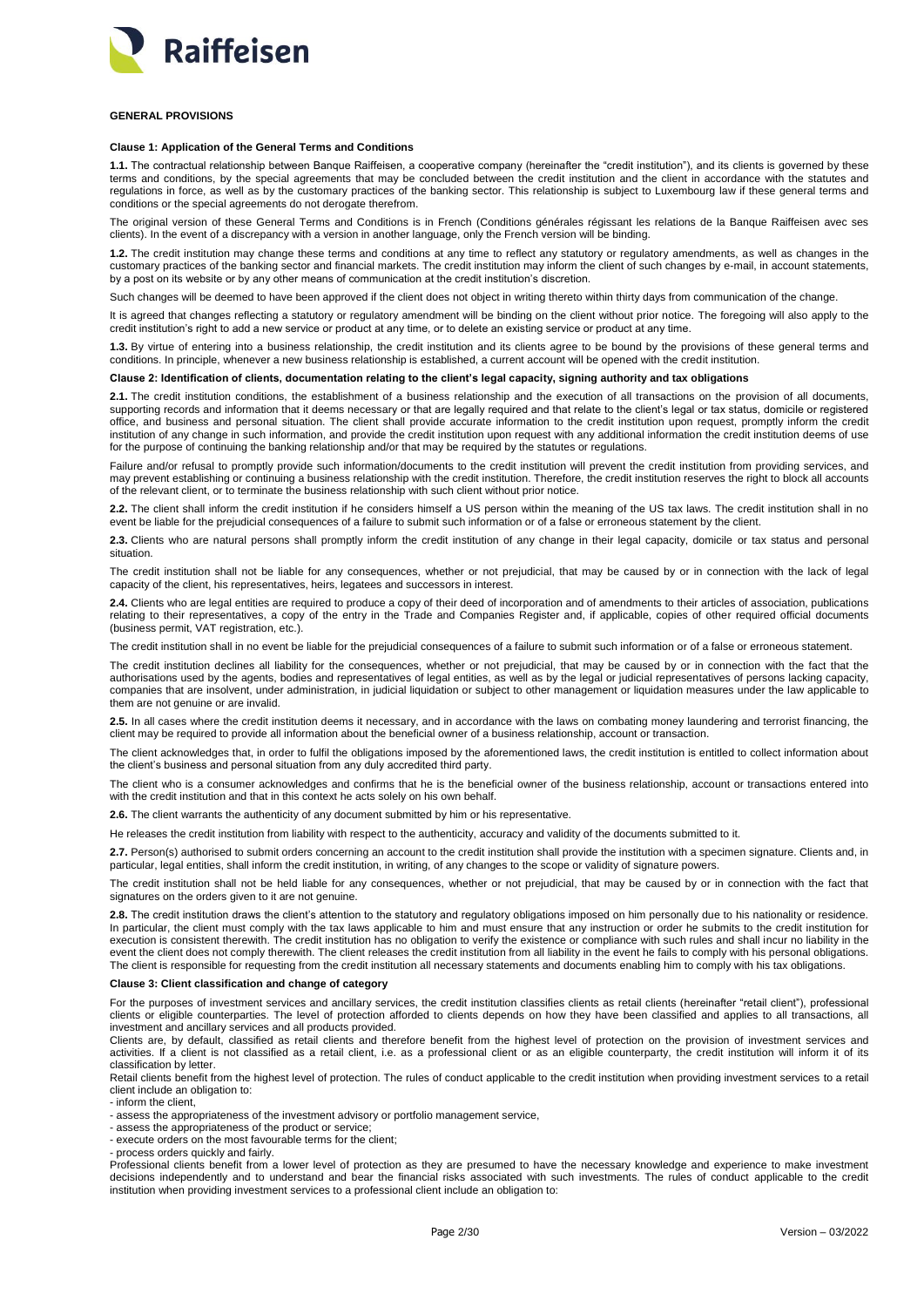## GENERAL PROVISIONS

### Clause 1: Application of the General Terms and Conditions

**1.1.** The contractual relationship between Banque Raiffeisen, a cooperative company (hereinafter the "credit institution"), and its clients is governed by these terms and conditions, by the special agreements that may be concluded between the credit institution and the client in accordance with the statutes and regulations in force, as well as by the customary practices of the banking sector. This relationship is subject to Luxembourg law if these general terms and conditions or the special agreements do not derogate therefrom.

The original version of these General Terms and Conditions is in French (Conditions générales régissant les relations de la Banque Raiffeisen avec ses clients). In the event of a discrepancy with a version in another language, only the French version will be binding.

**1.2.** The credit institution may change these terms and conditions at any time to reflect any statutory or regulatory amendments, as well as changes in the customary practices of the banking sector and financial markets. The credit institution may inform the client of such changes by e-mail, in account statements, by a post on its website or by any other means of communication at the credit institution's discretion.

Such changes will be deemed to have been approved if the client does not object in writing thereto within thirty days from communication of the change.

It is agreed that changes reflecting a statutory or regulatory amendment will be binding on the client without prior notice. The foregoing will also apply to the credit institution's right to add a new service or product at any time, or to delete an existing service or product at any time.

**1.3.** By virtue of entering into a business relationship, the credit institution and its clients agree to be bound by the provisions of these general terms and conditions. In principle, whenever a new business relationship is established, a current account will be opened with the credit institution.

### Clause 2: Identification of clients, documentation relating to the client's legal capacity, signing authority and tax obligations

**2.1.** The credit institution conditions, the establishment of a business relationship and the execution of all transactions on the provision of all documents, supporting records and information that it deems necessary or that are legally required and that relate to the client's legal or tax status, domicile or registered office, and business and personal situation. The client shall provide accurate information to the credit institution upon request, promptly inform the credit institution of any change in such information, and provide the credit institution upon request with any additional information the credit institution deems of use for the purpose of continuing the banking relationship and/or that may be required by the statutes or regulations.

Failure and/or refusal to promptly provide such information/documents to the credit institution will prevent the credit institution from providing services, and may prevent establishing or continuing a business relationship with the credit institution. Therefore, the credit institution reserves the right to block all accounts of the relevant client, or to terminate the business relationship with such client without prior notice.

**2.2.** The client shall inform the credit institution if he considers himself a US person within the meaning of the US tax laws. The credit institution shall in no event be liable for the prejudicial consequences of a failure to submit such information or of a false or erroneous statement by the client.

**2.3.** Clients who are natural persons shall promptly inform the credit institution of any change in their legal capacity, domicile or tax status and personal situation.

The credit institution shall not be liable for any consequences, whether or not prejudicial, that may be caused by or in connection with the lack of legal capacity of the client, his representatives, heirs, legatees and successors in interest.

**2.4.** Clients who are legal entities are required to produce a copy of their deed of incorporation and of amendments to their articles of association, publications relating to their representatives, a copy of the entry in the Trade and Companies Register and, if applicable, copies of other required official documents (business permit, VAT registration, etc.).

The credit institution shall in no event be liable for the prejudicial consequences of a failure to submit such information or of a false or erroneous statement.

The credit institution declines all liability for the consequences, whether or not prejudicial, that may be caused by or in connection with the fact that the authorisations used by the agents, bodies and representatives of legal entities, as well as by the legal or judicial representatives of persons lacking capacity, companies that are insolvent, under administration, in judicial liquidation or subject to other management or liquidation measures under the law applicable to them are not genuine or are invalid.

**2.5.** In all cases where the credit institution deems it necessary, and in accordance with the laws on combating money laundering and terrorist financing, the client may be required to provide all information about the beneficial owner of a business relationship, account or transaction.

The client acknowledges that, in order to fulfil the obligations imposed by the aforementioned laws, the credit institution is entitled to collect information about the client's business and personal situation from any duly accredited third party.

The client who is a consumer acknowledges and confirms that he is the beneficial owner of the business relationship, account or transactions entered into with the credit institution and that in this context he acts solely on his own behalf.

**2.6.** The client warrants the authenticity of any document submitted by him or his representative.

He releases the credit institution from liability with respect to the authenticity, accuracy and validity of the documents submitted to it.

**2.7.** Person(s) authorised to submit orders concerning an account to the credit institution shall provide the institution with a specimen signature. Clients and, in particular, legal entities, shall inform the credit institution, in writing, of any changes to the scope or validity of signature powers.

The credit institution shall not be held liable for any consequences, whether or not prejudicial, that may be caused by or in connection with the fact that signatures on the orders given to it are not genuine.

**2.8.** The credit institution draws the client's attention to the statutory and regulatory obligations imposed on him personally due to his nationality or residence. In particular, the client must comply with the tax laws applicable to him and must ensure that any instruction or order he submits to the credit institution for execution is consistent therewith. The credit institution has no obligation to verify the existence or compliance with such rules and shall incur no liability in the event the client does not comply therewith. The client releases the credit institution from all liability in the event he fails to comply with his personal obligations. The client is responsible for requesting from the credit institution all necessary statements and documents enabling him to comply with his tax obligations.

### Clause 3: Client classification and change of category

For the purposes of investment services and ancillary services, the credit institution classifies clients as retail clients (hereinafter "retail client"), professional clients or eligible counterparties. The level of protection afforded to clients depends on how they have been classified and applies to all transactions, all investment and ancillary services and all products provided.

Clients are, by default, classified as retail clients and therefore benefit from the highest level of protection on the provision of investment services and activities. If a client is not classified as a retail client, i.e. as a professional client or as an eligible counterparty, the credit institution will inform it of its classification by letter.

Retail clients benefit from the highest level of protection. The rules of conduct applicable to the credit institution when providing investment services to a retail client include an obligation to:

- inform the client,
- assess the appropriateness of the investment advisory or portfolio management service,
- assess the appropriateness of the product or service;
- execute orders on the most favourable terms for the client;
- process orders quickly and fairly.

Professional clients benefit from a lower level of protection as they are presumed to have the necessary knowledge and experience to make investment decisions independently and to understand and bear the financial risks associated with such investments. The rules of conduct applicable to the credit institution when providing investment services to a professional client include an obligation to: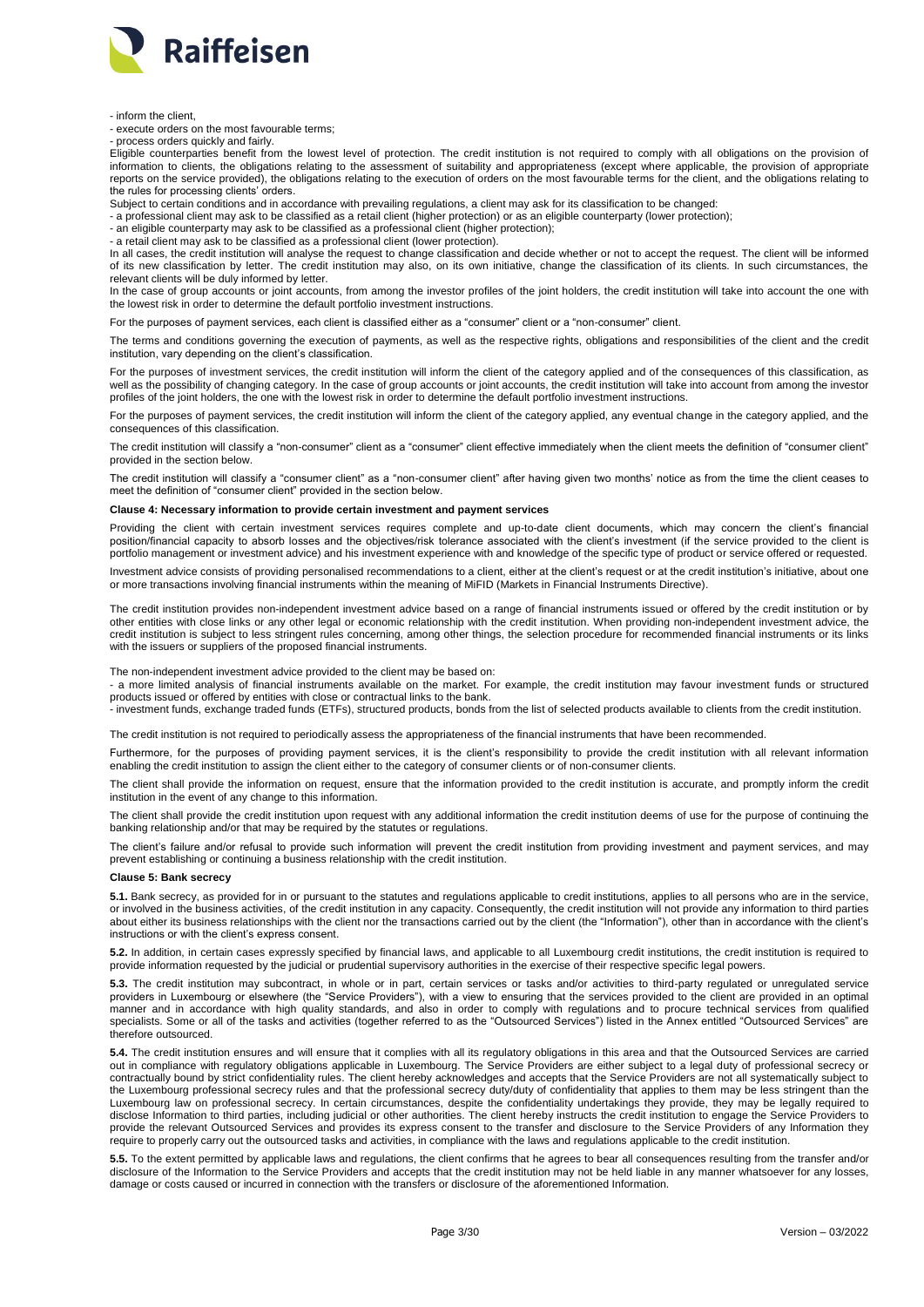- inform the client,
- execute orders on the most favourable terms;
- process orders quickly and fairly.

Eligible counterparties benefit from the lowest level of protection. The credit institution is not required to comply with all obligations on the provision of information to clients, the obligations relating to the assessment of suitability and appropriateness (except where applicable, the provision of appropriate reports on the service provided), the obligations relating to the execution of orders on the most favourable terms for the client, and the obligations relating to the rules for processing clients' orders.

Subject to certain conditions and in accordance with prevailing regulations, a client may ask for its classification to be changed:

- a professional client may ask to be classified as a retail client (higher protection) or as an eligible counterparty (lower protection);
- an eligible counterparty may ask to be classified as a professional client (higher protection);
- a retail client may ask to be classified as a professional client (lower protection).

In all cases, the credit institution will analyse the request to change classification and decide whether or not to accept the request. The client will be informed of its new classification by letter. The credit institution may also, on its own initiative, change the classification of its clients. In such circumstances, the relevant clients will be duly informed by letter.

In the case of group accounts or joint accounts, from among the investor profiles of the joint holders, the credit institution will take into account the one with the lowest risk in order to determine the default portfolio investment instructions.

For the purposes of payment services, each client is classified either as a "consumer" client or a "non-consumer" client.

The terms and conditions governing the execution of payments, as well as the respective rights, obligations and responsibilities of the client and the credit institution, vary depending on the client's classification.

For the purposes of investment services, the credit institution will inform the client of the category applied and of the consequences of this classification, as well as the possibility of changing category. In the case of group accounts or joint accounts, the credit institution will take into account from among the investor profiles of the joint holders, the one with the lowest risk in order to determine the default portfolio investment instructions.

For the purposes of payment services, the credit institution will inform the client of the category applied, any eventual change in the category applied, and the consequences of this classification.

The credit institution will classify a "non-consumer" client as a "consumer" client effective immediately when the client meets the definition of "consumer client" provided in the section below.

The credit institution will classify a "consumer client" as a "non-consumer client" after having given two months' notice as from the time the client ceases to meet the definition of "consumer client" provided in the section below.

**Clause 4: Necessary information to provide certain investment and payment services**

Providing the client with certain investment services requires complete and up-to-date client documents, which may concern the client's financial position/financial capacity to absorb losses and the objectives/risk tolerance associated with the client's investment (if the service provided to the client is portfolio management or investment advice) and his investment experience with and knowledge of the specific type of product or service offered or requested.

Investment advice consists of providing personalised recommendations to a client, either at the client's request or at the credit institution's initiative, about one or more transactions involving financial instruments within the meaning of MiFID (Markets in Financial Instruments Directive).

The credit institution provides non-independent investment advice based on a range of financial instruments issued or offered by the credit institution or by other entities with close links or any other legal or economic relationship with the credit institution. When providing non-independent investment advice, the credit institution is subject to less stringent rules concerning, among other things, the selection procedure for recommended financial instruments or its links with the issuers or suppliers of the proposed financial instruments.

The non-independent investment advice provided to the client may be based on:

- a more limited analysis of financial instruments available on the market. For example, the credit institution may favour investment funds or structured products issued or offered by entities with close or contractual links to the bank.
- investment funds, exchange traded funds (ETFs), structured products, bonds from the list of selected products available to clients from the credit institution.

The credit institution is not required to periodically assess the appropriateness of the financial instruments that have been recommended.

Furthermore, for the purposes of providing payment services, it is the client's responsibility to provide the credit institution with all relevant information enabling the credit institution to assign the client either to the category of consumer clients or of non-consumer clients.

The client shall provide the information on request, ensure that the information provided to the credit institution is accurate, and promptly inform the credit institution in the event of any change to this information.

The client shall provide the credit institution upon request with any additional information the credit institution deems of use for the purpose of continuing the banking relationship and/or that may be required by the statutes or regulations.

The client's failure and/or refusal to provide such information will prevent the credit institution from providing investment and payment services, and may prevent establishing or continuing a business relationship with the credit institution.

**Clause 5: Bank secrecy**

**5.1.** Bank secrecy, as provided for in or pursuant to the statutes and regulations applicable to credit institutions, applies to all persons who are in the service, or involved in the business activities, of the credit institution in any capacity. Consequently, the credit institution will not provide any information to third parties about either its business relationships with the client nor the transactions carried out by the client (the "Information"), other than in accordance with the client's instructions or with the client's express consent.

**5.2.** In addition, in certain cases expressly specified by financial laws, and applicable to all Luxembourg credit institutions, the credit institution is required to provide information requested by the judicial or prudential supervisory authorities in the exercise of their respective specific legal powers.

**5.3.** The credit institution may subcontract, in whole or in part, certain services or tasks and/or activities to third-party regulated or unregulated service providers in Luxembourg or elsewhere (the "Service Providers"), with a view to ensuring that the services provided to the client are provided in an optimal manner and in accordance with high quality standards, and also in order to comply with regulations and to procure technical services from qualified specialists. Some or all of the tasks and activities (together referred to as the "Outsourced Services") listed in the Annex entitled "Outsourced Services" are therefore outsourced.

**5.4.** The credit institution ensures and will ensure that it complies with all its regulatory obligations in this area and that the Outsourced Services are carried out in compliance with regulatory obligations applicable in Luxembourg. The Service Providers are either subject to a legal duty of professional secrecy or contractually bound by strict confidentiality rules. The client hereby acknowledges and accepts that the Service Providers are not all systematically subject to the Luxembourg professional secrecy rules and that the professional secrecy duty/duty of confidentiality that applies to them may be less stringent than the Luxembourg law on professional secrecy. In certain circumstances, despite the confidentiality undertakings they provide, they may be legally required to disclose Information to third parties, including judicial or other authorities. The client hereby instructs the credit institution to engage the Service Providers to provide the relevant Outsourced Services and provides its express consent to the transfer and disclosure to the Service Providers of any Information they require to properly carry out the outsourced tasks and activities, in compliance with the laws and regulations applicable to the credit institution.

**5.5.** To the extent permitted by applicable laws and regulations, the client confirms that he agrees to bear all consequences resulting from the transfer and/or disclosure of the Information to the Service Providers and accepts that the credit institution may not be held liable in any manner whatsoever for any losses, damage or costs caused or incurred in connection with the transfers or disclosure of the aforementioned Information.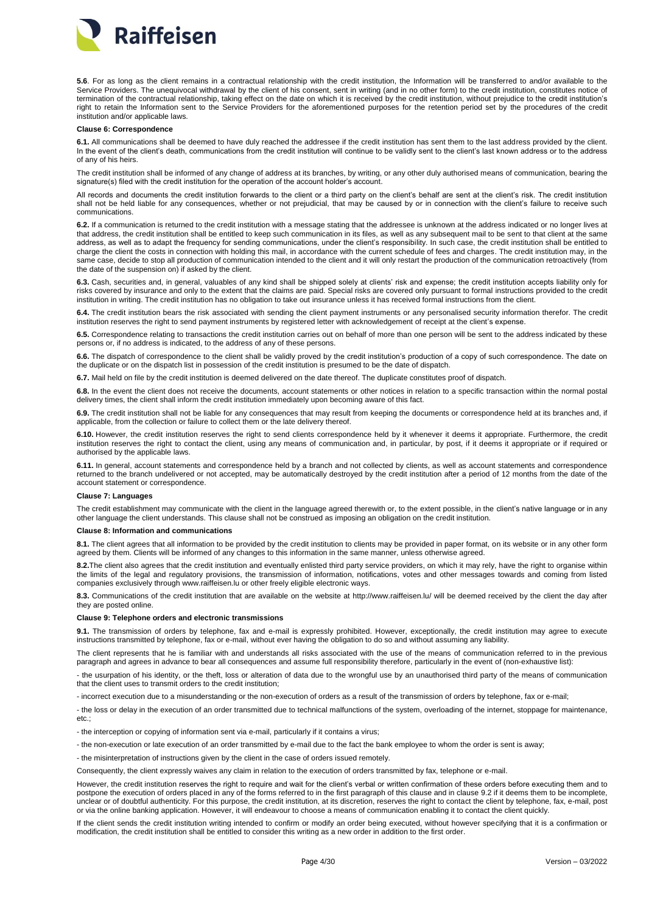**5.6**. For as long as the client remains in a contractual relationship with the credit institution, the Information will be transferred to and/or available to the Service Providers. The unequivocal withdrawal by the client of his consent, sent in writing (and in no other form) to the credit institution, constitutes notice of termination of the contractual relationship, taking effect on the date on which it is received by the credit institution, without prejudice to the credit institution's right to retain the Information sent to the Service Providers for the aforementioned purposes for the retention period set by the procedures of the credit institution and/or applicable laws.

**Clause 6: Correspondence**

**6.1.** All communications shall be deemed to have duly reached the addressee if the credit institution has sent them to the last address provided by the client. In the event of the client's death, communications from the credit institution will continue to be validly sent to the client's last known address or to the address of any of his heirs.

The credit institution shall be informed of any change of address at its branches, by writing, or any other duly authorised means of communication, bearing the signature(s) filed with the credit institution for the operation of the account holder's account.

All records and documents the credit institution forwards to the client or a third party on the client's behalf are sent at the client's risk. The credit institution shall not be held liable for any consequences, whether or not prejudicial, that may be caused by or in connection with the client's failure to receive such communications.

**6.2.** If a communication is returned to the credit institution with a message stating that the addressee is unknown at the address indicated or no longer lives at that address, the credit institution shall be entitled to keep such communication in its files, as well as any subsequent mail to be sent to that client at the same address, as well as to adapt the frequency for sending communications, under the client's responsibility. In such case, the credit institution shall be entitled to charge the client the costs in connection with holding this mail, in accordance with the current schedule of fees and charges. The credit institution may, in the same case, decide to stop all production of communication intended to the client and it will only restart the production of the communication retroactively (from the date of the suspension on) if asked by the client.

**6.3.** Cash, securities and, in general, valuables of any kind shall be shipped solely at clients' risk and expense; the credit institution accepts liability only for risks covered by insurance and only to the extent that the claims are paid. Special risks are covered only pursuant to formal instructions provided to the credit institution in writing. The credit institution has no obligation to take out insurance unless it has received formal instructions from the client.

**6.4.** The credit institution bears the risk associated with sending the client payment instruments or any personalised security information therefor. The credit institution reserves the right to send payment instruments by registered letter with acknowledgement of receipt at the client's expense.

**6.5.** Correspondence relating to transactions the credit institution carries out on behalf of more than one person will be sent to the address indicated by these persons or, if no address is indicated, to the address of any of these persons.

**6.6.** The dispatch of correspondence to the client shall be validly proved by the credit institution's production of a copy of such correspondence. The date on the duplicate or on the dispatch list in possession of the credit institution is presumed to be the date of dispatch.

**6.7.** Mail held on file by the credit institution is deemed delivered on the date thereof. The duplicate constitutes proof of dispatch.

**6.8.** In the event the client does not receive the documents, account statements or other notices in relation to a specific transaction within the normal postal delivery times, the client shall inform the credit institution immediately upon becoming aware of this fact.

**6.9.** The credit institution shall not be liable for any consequences that may result from keeping the documents or correspondence held at its branches and, if applicable, from the collection or failure to collect them or the late delivery thereof.

**6.10.** However, the credit institution reserves the right to send clients correspondence held by it whenever it deems it appropriate. Furthermore, the credit institution reserves the right to contact the client, using any means of communication and, in particular, by post, if it deems it appropriate or if required or authorised by the applicable laws.

**6.11.** In general, account statements and correspondence held by a branch and not collected by clients, as well as account statements and correspondence returned to the branch undelivered or not accepted, may be automatically destroyed by the credit institution after a period of 12 months from the date of the account statement or correspondence.

**Clause 7: Languages**

The credit establishment may communicate with the client in the language agreed therewith or, to the extent possible, in the client's native language or in any other language the client understands. This clause shall not be construed as imposing an obligation on the credit institution.

**Clause 8: Information and communications**

**8.1.** The client agrees that all information to be provided by the credit institution to clients may be provided in paper format, on its website or in any other form agreed by them. Clients will be informed of any changes to this information in the same manner, unless otherwise agreed.

**8.2.**The client also agrees that the credit institution and eventually enlisted third party service providers, on which it may rely, have the right to organise within the limits of the legal and regulatory provisions, the transmission of information, notifications, votes and other messages towards and coming from listed companies exclusively through www.raiffeisen.lu or other freely eligible electronic ways.

**8.3.** Communications of the credit institution that are available on the website at http://www.raiffeisen.lu/ will be deemed received by the client the day after they are posted online.

**Clause 9: Telephone orders and electronic transmissions**

**9.1.** The transmission of orders by telephone, fax and e-mail is expressly prohibited. However, exceptionally, the credit institution may agree to execute instructions transmitted by telephone, fax or e-mail, without ever having the obligation to do so and without assuming any liability.

The client represents that he is familiar with and understands all risks associated with the use of the means of communication referred to in the previous paragraph and agrees in advance to bear all consequences and assume full responsibility therefore, particularly in the event of (non-exhaustive list):

- the usurpation of his identity, or the theft, loss or alteration of data due to the wrongful use by an unauthorised third party of the means of communication that the client uses to transmit orders to the credit institution;
- incorrect execution due to a misunderstanding or the non-execution of orders as a result of the transmission of orders by telephone, fax or e-mail;
- the loss or delay in the execution of an order transmitted due to technical malfunctions of the system, overloading of the internet, stoppage for maintenance, etc.;
- the interception or copying of information sent via e-mail, particularly if it contains a virus;
- the non-execution or late execution of an order transmitted by e-mail due to the fact the bank employee to whom the order is sent is away;
- the misinterpretation of instructions given by the client in the case of orders issued remotely.

Consequently, the client expressly waives any claim in relation to the execution of orders transmitted by fax, telephone or e-mail.

However, the credit institution reserves the right to require and wait for the client's verbal or written confirmation of these orders before executing them and to postpone the execution of orders placed in any of the forms referred to in the first paragraph of this clause and in clause 9.2 if it deems them to be incomplete, unclear or of doubtful authenticity. For this purpose, the credit institution, at its discretion, reserves the right to contact the client by telephone, fax, e-mail, post or via the online banking application. However, it will endeavour to choose a means of communication enabling it to contact the client quickly.

If the client sends the credit institution writing intended to confirm or modify an order being executed, without however specifying that it is a confirmation or modification, the credit institution shall be entitled to consider this writing as a new order in addition to the first order.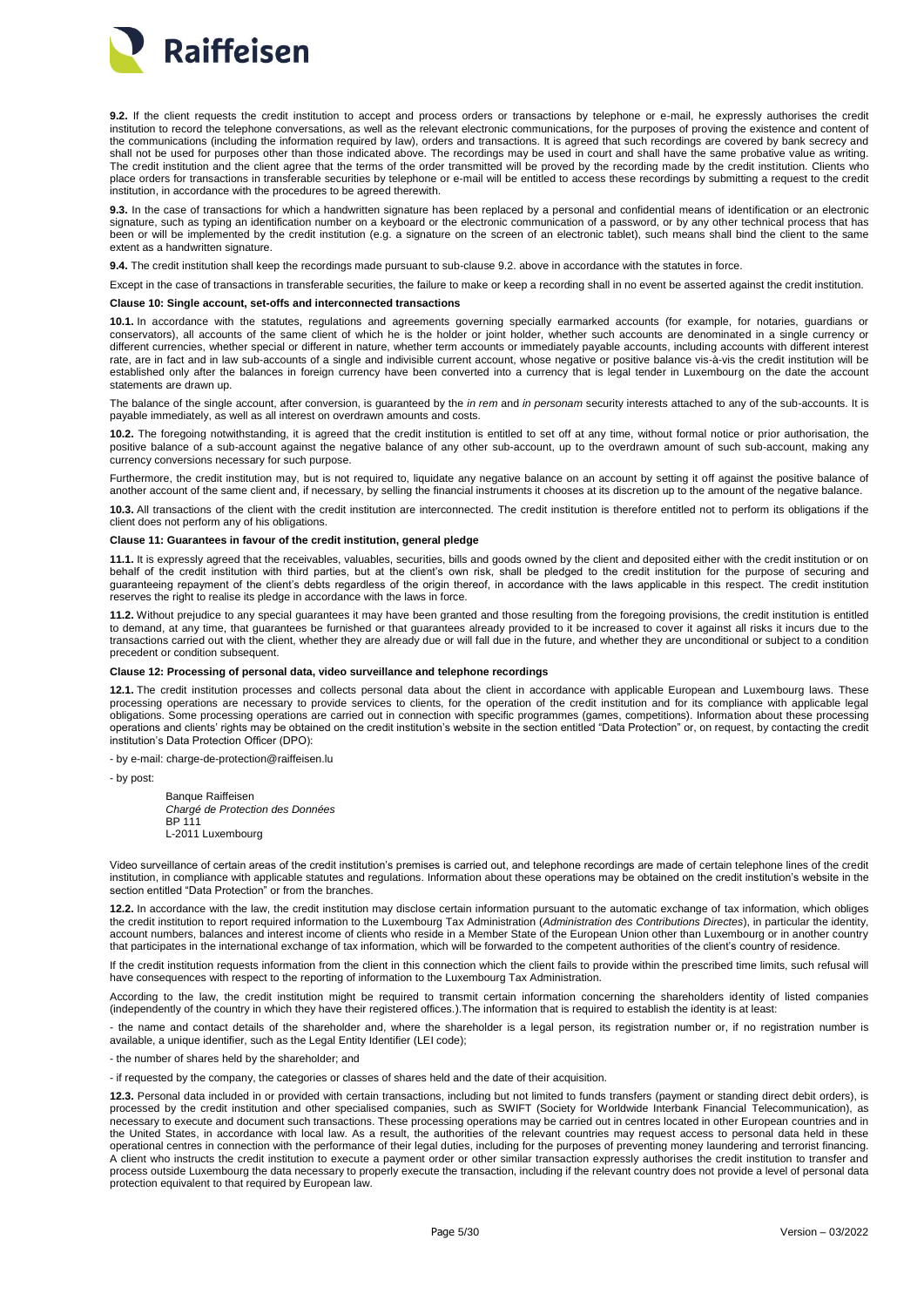**9.2.** If the client requests the credit institution to accept and process orders or transactions by telephone or e-mail, he expressly authorises the credit institution to record the telephone conversations, as well as the relevant electronic communications, for the purposes of proving the existence and content of the communications (including the information required by law), orders and transactions. It is agreed that such recordings are covered by bank secrecy and shall not be used for purposes other than those indicated above. The recordings may be used in court and shall have the same probative value as writing. The credit institution and the client agree that the terms of the order transmitted will be proved by the recording made by the credit institution. Clients who place orders for transactions in transferable securities by telephone or e-mail will be entitled to access these recordings by submitting a request to the credit institution, in accordance with the procedures to be agreed therewith.

**9.3.** In the case of transactions for which a handwritten signature has been replaced by a personal and confidential means of identification or an electronic signature, such as typing an identification number on a keyboard or the electronic communication of a password, or by any other technical process that has been or will be implemented by the credit institution (e.g. a signature on the screen of an electronic tablet), such means shall bind the client to the same extent as a handwritten signature.

**9.4.** The credit institution shall keep the recordings made pursuant to sub-clause 9.2. above in accordance with the statutes in force.

Except in the case of transactions in transferable securities, the failure to make or keep a recording shall in no event be asserted against the credit institution.

**Clause 10: Single account, set-offs and interconnected transactions**

**10.1.** In accordance with the statutes, regulations and agreements governing specially earmarked accounts (for example, for notaries, guardians or conservators), all accounts of the same client of which he is the holder or joint holder, whether such accounts are denominated in a single currency or different currencies, whether special or different in nature, whether term accounts or immediately payable accounts, including accounts with different interest rate, are in fact and in law sub-accounts of a single and indivisible current account, whose negative or positive balance vis-à-vis the credit institution will be established only after the balances in foreign currency have been converted into a currency that is legal tender in Luxembourg on the date the account statements are drawn up.

The balance of the single account, after conversion, is guaranteed by the *in rem* and *in personam* security interests attached to any of the sub-accounts. It is payable immediately, as well as all interest on overdrawn amounts and costs.

**10.2.** The foregoing notwithstanding, it is agreed that the credit institution is entitled to set off at any time, without formal notice or prior authorisation, the positive balance of a sub-account against the negative balance of any other sub-account, up to the overdrawn amount of such sub-account, making any currency conversions necessary for such purpose.

Furthermore, the credit institution may, but is not required to, liquidate any negative balance on an account by setting it off against the positive balance of another account of the same client and, if necessary, by selling the financial instruments it chooses at its discretion up to the amount of the negative balance.

**10.3.** All transactions of the client with the credit institution are interconnected. The credit institution is therefore entitled not to perform its obligations if the client does not perform any of his obligations.

**Clause 11: Guarantees in favour of the credit institution, general pledge**

**11.1.** It is expressly agreed that the receivables, valuables, securities, bills and goods owned by the client and deposited either with the credit institution or on behalf of the credit institution with third parties, but at the client's own risk, shall be pledged to the credit institution for the purpose of securing and guaranteeing repayment of the client's debts regardless of the origin thereof, in accordance with the laws applicable in this respect. The credit institution reserves the right to realise its pledge in accordance with the laws in force.

**11.2.** Without prejudice to any special guarantees it may have been granted and those resulting from the foregoing provisions, the credit institution is entitled to demand, at any time, that guarantees be furnished or that guarantees already provided to it be increased to cover it against all risks it incurs due to the transactions carried out with the client, whether they are already due or will fall due in the future, and whether they are unconditional or subject to a condition precedent or condition subsequent.

**Clause 12: Processing of personal data, video surveillance and telephone recordings**

**12.1.** The credit institution processes and collects personal data about the client in accordance with applicable European and Luxembourg laws. These processing operations are necessary to provide services to clients, for the operation of the credit institution and for its compliance with applicable legal obligations. Some processing operations are carried out in connection with specific programmes (games, competitions). Information about these processing operations and clients' rights may be obtained on the credit institution's website in the section entitled "Data Protection" or, on request, by contacting the credit institution's Data Protection Officer (DPO):

- by e-mail: charge-de-protection@raiffeisen.lu

- by post:

Banque Raiffeisen
*Chargé de Protection des Données*
BP 111
L-2011 Luxembourg

Video surveillance of certain areas of the credit institution's premises is carried out, and telephone recordings are made of certain telephone lines of the credit institution, in compliance with applicable statutes and regulations. Information about these operations may be obtained on the credit institution's website in the section entitled "Data Protection" or from the branches.

**12.2.** In accordance with the law, the credit institution may disclose certain information pursuant to the automatic exchange of tax information, which obliges the credit institution to report required information to the Luxembourg Tax Administration (*Administration des Contributions Directes*), in particular the identity, account numbers, balances and interest income of clients who reside in a Member State of the European Union other than Luxembourg or in another country that participates in the international exchange of tax information, which will be forwarded to the competent authorities of the client's country of residence.

If the credit institution requests information from the client in this connection which the client fails to provide within the prescribed time limits, such refusal will have consequences with respect to the reporting of information to the Luxembourg Tax Administration.

According to the law, the credit institution might be required to transmit certain information concerning the shareholders identity of listed companies (independently of the country in which they have their registered offices.).The information that is required to establish the identity is at least:

- the name and contact details of the shareholder and, where the shareholder is a legal person, its registration number or, if no registration number is available, a unique identifier, such as the Legal Entity Identifier (LEI code);

- the number of shares held by the shareholder; and

- if requested by the company, the categories or classes of shares held and the date of their acquisition.

**12.3.** Personal data included in or provided with certain transactions, including but not limited to funds transfers (payment or standing direct debit orders), is processed by the credit institution and other specialised companies, such as SWIFT (Society for Worldwide Interbank Financial Telecommunication), as necessary to execute and document such transactions. These processing operations may be carried out in centres located in other European countries and in the United States, in accordance with local law. As a result, the authorities of the relevant countries may request access to personal data held in these operational centres in connection with the performance of their legal duties, including for the purposes of preventing money laundering and terrorist financing. A client who instructs the credit institution to execute a payment order or other similar transaction expressly authorises the credit institution to transfer and process outside Luxembourg the data necessary to properly execute the transaction, including if the relevant country does not provide a level of personal data protection equivalent to that required by European law.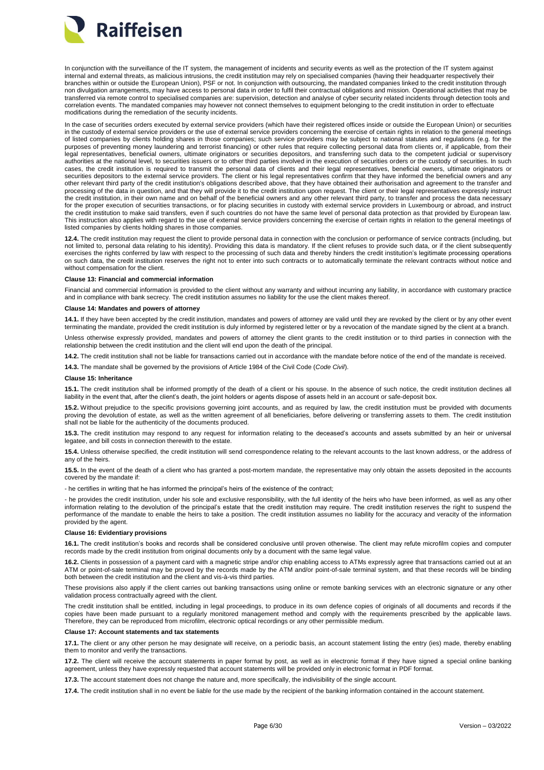In conjunction with the surveillance of the IT system, the management of incidents and security events as well as the protection of the IT system against internal and external threats, as malicious intrusions, the credit institution may rely on specialised companies (having their headquarter respectively their branches within or outside the European Union), PSF or not. In conjunction with outsourcing, the mandated companies linked to the credit institution through non divulgation arrangements, may have access to personal data in order to fulfil their contractual obligations and mission. Operational activities that may be transferred via remote control to specialised companies are: supervision, detection and analyse of cyber security related incidents through detection tools and correlation events. The mandated companies may however not connect themselves to equipment belonging to the credit institution in order to effectuate modifications during the remediation of the security incidents.

In the case of securities orders executed by external service providers (which have their registered offices inside or outside the European Union) or securities in the custody of external service providers or the use of external service providers concerning the exercise of certain rights in relation to the general meetings of listed companies by clients holding shares in those companies; such service providers may be subject to national statutes and regulations (e.g. for the purposes of preventing money laundering and terrorist financing) or other rules that require collecting personal data from clients or, if applicable, from their legal representatives, beneficial owners, ultimate originators or securities depositors, and transferring such data to the competent judicial or supervisory authorities at the national level, to securities issuers or to other third parties involved in the execution of securities orders or the custody of securities. In such cases, the credit institution is required to transmit the personal data of clients and their legal representatives, beneficial owners, ultimate originators or securities depositors to the external service providers. The client or his legal representatives confirm that they have informed the beneficial owners and any other relevant third party of the credit institution's obligations described above, that they have obtained their authorisation and agreement to the transfer and processing of the data in question, and that they will provide it to the credit institution upon request. The client or their legal representatives expressly instruct the credit institution, in their own name and on behalf of the beneficial owners and any other relevant third party, to transfer and process the data necessary for the proper execution of securities transactions, or for placing securities in custody with external service providers in Luxembourg or abroad, and instruct the credit institution to make said transfers, even if such countries do not have the same level of personal data protection as that provided by European law. This instruction also applies with regard to the use of external service providers concerning the exercise of certain rights in relation to the general meetings of listed companies by clients holding shares in those companies.

**12.4.** The credit institution may request the client to provide personal data in connection with the conclusion or performance of service contracts (including, but not limited to, personal data relating to his identity). Providing this data is mandatory. If the client refuses to provide such data, or if the client subsequently exercises the rights conferred by law with respect to the processing of such data and thereby hinders the credit institution's legitimate processing operations on such data, the credit institution reserves the right not to enter into such contracts or to automatically terminate the relevant contracts without notice and without compensation for the client.

#### Clause 13: Financial and commercial information

Financial and commercial information is provided to the client without any warranty and without incurring any liability, in accordance with customary practice and in compliance with bank secrecy. The credit institution assumes no liability for the use the client makes thereof.

#### Clause 14: Mandates and powers of attorney

**14.1.** If they have been accepted by the credit institution, mandates and powers of attorney are valid until they are revoked by the client or by any other event terminating the mandate, provided the credit institution is duly informed by registered letter or by a revocation of the mandate signed by the client at a branch.

Unless otherwise expressly provided, mandates and powers of attorney the client grants to the credit institution or to third parties in connection with the relationship between the credit institution and the client will end upon the death of the principal.

**14.2.** The credit institution shall not be liable for transactions carried out in accordance with the mandate before notice of the end of the mandate is received.

**14.3.** The mandate shall be governed by the provisions of Article 1984 of the Civil Code (*Code Civil*).

#### Clause 15: Inheritance

**15.1.** The credit institution shall be informed promptly of the death of a client or his spouse. In the absence of such notice, the credit institution declines all liability in the event that, after the client's death, the joint holders or agents dispose of assets held in an account or safe-deposit box.

**15.2.** Without prejudice to the specific provisions governing joint accounts, and as required by law, the credit institution must be provided with documents proving the devolution of estate, as well as the written agreement of all beneficiaries, before delivering or transferring assets to them. The credit institution shall not be liable for the authenticity of the documents produced.

**15.3.** The credit institution may respond to any request for information relating to the deceased's accounts and assets submitted by an heir or universal legatee, and bill costs in connection therewith to the estate.

**15.4.** Unless otherwise specified, the credit institution will send correspondence relating to the relevant accounts to the last known address, or the address of any of the heirs.

**15.5.** In the event of the death of a client who has granted a post-mortem mandate, the representative may only obtain the assets deposited in the accounts covered by the mandate if:

- he certifies in writing that he has informed the principal's heirs of the existence of the contract;

- he provides the credit institution, under his sole and exclusive responsibility, with the full identity of the heirs who have been informed, as well as any other information relating to the devolution of the principal's estate that the credit institution may require. The credit institution reserves the right to suspend the performance of the mandate to enable the heirs to take a position. The credit institution assumes no liability for the accuracy and veracity of the information provided by the agent.

#### Clause 16: Evidentiary provisions

**16.1.** The credit institution's books and records shall be considered conclusive until proven otherwise. The client may refute microfilm copies and computer records made by the credit institution from original documents only by a document with the same legal value.

**16.2.** Clients in possession of a payment card with a magnetic stripe and/or chip enabling access to ATMs expressly agree that transactions carried out at an ATM or point-of-sale terminal may be proved by the records made by the ATM and/or point-of-sale terminal system, and that these records will be binding both between the credit institution and the client and vis-à-vis third parties.

These provisions also apply if the client carries out banking transactions using online or remote banking services with an electronic signature or any other validation process contractually agreed with the client.

The credit institution shall be entitled, including in legal proceedings, to produce in its own defence copies of originals of all documents and records if the copies have been made pursuant to a regularly monitored management method and comply with the requirements prescribed by the applicable laws. Therefore, they can be reproduced from microfilm, electronic optical recordings or any other permissible medium.

#### Clause 17: Account statements and tax statements

**17.1.** The client or any other person he may designate will receive, on a periodic basis, an account statement listing the entry (ies) made, thereby enabling them to monitor and verify the transactions.

**17.2.** The client will receive the account statements in paper format by post, as well as in electronic format if they have signed a special online banking agreement, unless they have expressly requested that account statements will be provided only in electronic format in PDF format.

**17.3.** The account statement does not change the nature and, more specifically, the indivisibility of the single account.

**17.4.** The credit institution shall in no event be liable for the use made by the recipient of the banking information contained in the account statement.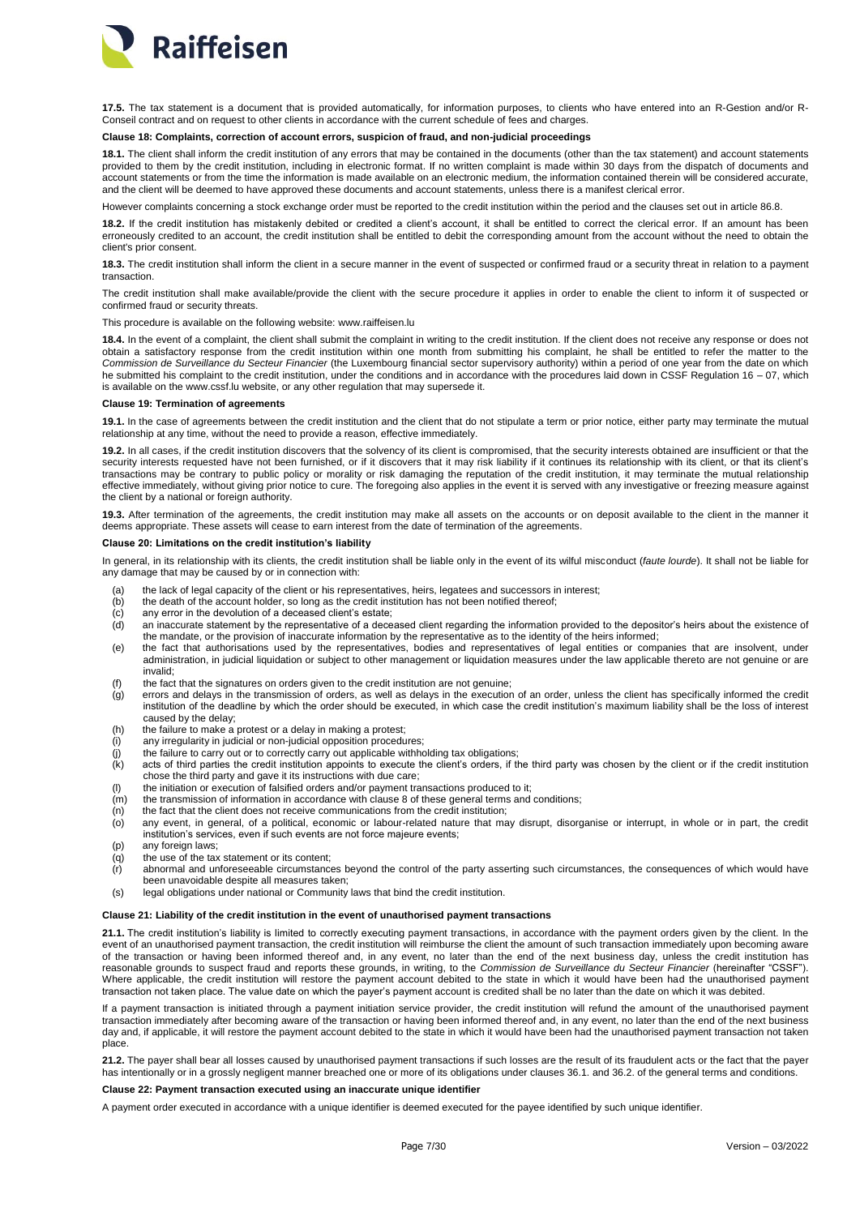**17.5.** The tax statement is a document that is provided automatically, for information purposes, to clients who have entered into an R-Gestion and/or R-Conseil contract and on request to other clients in accordance with the current schedule of fees and charges.

**Clause 18: Complaints, correction of account errors, suspicion of fraud, and non-judicial proceedings**

**18.1.** The client shall inform the credit institution of any errors that may be contained in the documents (other than the tax statement) and account statements provided to them by the credit institution, including in electronic format. If no written complaint is made within 30 days from the dispatch of documents and account statements or from the time the information is made available on an electronic medium, the information contained therein will be considered accurate, and the client will be deemed to have approved these documents and account statements, unless there is a manifest clerical error.

However complaints concerning a stock exchange order must be reported to the credit institution within the period and the clauses set out in article 86.8.

**18.2.** If the credit institution has mistakenly debited or credited a client's account, it shall be entitled to correct the clerical error. If an amount has been erroneously credited to an account, the credit institution shall be entitled to debit the corresponding amount from the account without the need to obtain the client's prior consent.

**18.3.** The credit institution shall inform the client in a secure manner in the event of suspected or confirmed fraud or a security threat in relation to a payment transaction.

The credit institution shall make available/provide the client with the secure procedure it applies in order to enable the client to inform it of suspected or confirmed fraud or security threats.

This procedure is available on the following website: www.raiffeisen.lu

**18.4.** In the event of a complaint, the client shall submit the complaint in writing to the credit institution. If the client does not receive any response or does not obtain a satisfactory response from the credit institution within one month from submitting his complaint, he shall be entitled to refer the matter to the *Commission de Surveillance du Secteur Financier* (the Luxembourg financial sector supervisory authority) within a period of one year from the date on which he submitted his complaint to the credit institution, under the conditions and in accordance with the procedures laid down in CSSF Regulation 16 – 07, which is available on the www.cssf.lu website, or any other regulation that may supersede it.

**Clause 19: Termination of agreements**

**19.1.** In the case of agreements between the credit institution and the client that do not stipulate a term or prior notice, either party may terminate the mutual relationship at any time, without the need to provide a reason, effective immediately.

**19.2.** In all cases, if the credit institution discovers that the solvency of its client is compromised, that the security interests obtained are insufficient or that the security interests requested have not been furnished, or if it discovers that it may risk liability if it continues its relationship with its client, or that its client's transactions may be contrary to public policy or morality or risk damaging the reputation of the credit institution, it may terminate the mutual relationship effective immediately, without giving prior notice to cure. The foregoing also applies in the event it is served with any investigative or freezing measure against the client by a national or foreign authority.

**19.3.** After termination of the agreements, the credit institution may make all assets on the accounts or on deposit available to the client in the manner it deems appropriate. These assets will cease to earn interest from the date of termination of the agreements.

**Clause 20: Limitations on the credit institution's liability**

In general, in its relationship with its clients, the credit institution shall be liable only in the event of its wilful misconduct (*faute lourde*). It shall not be liable for any damage that may be caused by or in connection with:

(a) the lack of legal capacity of the client or his representatives, heirs, legatees and successors in interest;
(b) the death of the account holder, so long as the credit institution has not been notified thereof;
(c) any error in the devolution of a deceased client's estate;
(d) an inaccurate statement by the representative of a deceased client regarding the information provided to the depositor's heirs about the existence of the mandate, or the provision of inaccurate information by the representative as to the identity of the heirs informed;
(e) the fact that authorisations used by the representatives, bodies and representatives of legal entities or companies that are insolvent, under administration, in judicial liquidation or subject to other management or liquidation measures under the law applicable thereto are not genuine or are invalid;
(f) the fact that the signatures on orders given to the credit institution are not genuine;
(g) errors and delays in the transmission of orders, as well as delays in the execution of an order, unless the client has specifically informed the credit institution of the deadline by which the order should be executed, in which case the credit institution's maximum liability shall be the loss of interest caused by the delay;
(h) the failure to make a protest or a delay in making a protest;
(i) any irregularity in judicial or non-judicial opposition procedures;
(j) the failure to carry out or to correctly carry out applicable withholding tax obligations;
(k) acts of third parties the credit institution appoints to execute the client's orders, if the third party was chosen by the client or if the credit institution chose the third party and gave it its instructions with due care;
(l) the initiation or execution of falsified orders and/or payment transactions produced to it;
(m) the transmission of information in accordance with clause 8 of these general terms and conditions;
(n) the fact that the client does not receive communications from the credit institution;
(o) any event, in general, of a political, economic or labour-related nature that may disrupt, disorganise or interrupt, in whole or in part, the credit institution's services, even if such events are not force majeure events;
(p) any foreign laws;
(q) the use of the tax statement or its content;
(r) abnormal and unforeseeable circumstances beyond the control of the party asserting such circumstances, the consequences of which would have been unavoidable despite all measures taken;
(s) legal obligations under national or Community laws that bind the credit institution.

**Clause 21: Liability of the credit institution in the event of unauthorised payment transactions**

**21.1.** The credit institution's liability is limited to correctly executing payment transactions, in accordance with the payment orders given by the client. In the event of an unauthorised payment transaction, the credit institution will reimburse the client the amount of such transaction immediately upon becoming aware of the transaction or having been informed thereof and, in any event, no later than the end of the next business day, unless the credit institution has reasonable grounds to suspect fraud and reports these grounds, in writing, to the *Commission de Surveillance du Secteur Financier* (hereinafter "CSSF"). Where applicable, the credit institution will restore the payment account debited to the state in which it would have been had the unauthorised payment transaction not taken place. The value date on which the payer's payment account is credited shall be no later than the date on which it was debited.

If a payment transaction is initiated through a payment initiation service provider, the credit institution will refund the amount of the unauthorised payment transaction immediately after becoming aware of the transaction or having been informed thereof and, in any event, no later than the end of the next business day and, if applicable, it will restore the payment account debited to the state in which it would have been had the unauthorised payment transaction not taken place.

**21.2.** The payer shall bear all losses caused by unauthorised payment transactions if such losses are the result of its fraudulent acts or the fact that the payer has intentionally or in a grossly negligent manner breached one or more of its obligations under clauses 36.1. and 36.2. of the general terms and conditions.

**Clause 22: Payment transaction executed using an inaccurate unique identifier**

A payment order executed in accordance with a unique identifier is deemed executed for the payee identified by such unique identifier.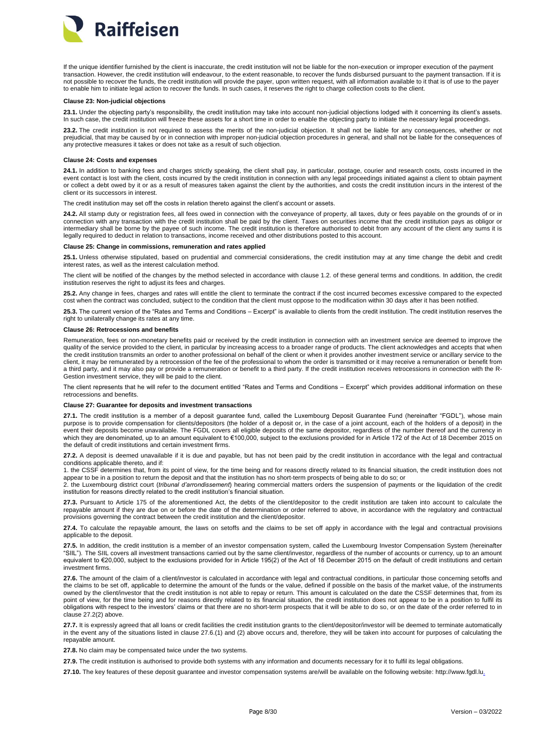If the unique identifier furnished by the client is inaccurate, the credit institution will not be liable for the non-execution or improper execution of the payment transaction. However, the credit institution will endeavour, to the extent reasonable, to recover the funds disbursed pursuant to the payment transaction. If it is not possible to recover the funds, the credit institution will provide the payer, upon written request, with all information available to it that is of use to the payer to enable him to initiate legal action to recover the funds. In such cases, it reserves the right to charge collection costs to the client.

#### Clause 23: Non-judicial objections

**23.1.** Under the objecting party's responsibility, the credit institution may take into account non-judicial objections lodged with it concerning its client's assets. In such case, the credit institution will freeze these assets for a short time in order to enable the objecting party to initiate the necessary legal proceedings.

**23.2.** The credit institution is not required to assess the merits of the non-judicial objection. It shall not be liable for any consequences, whether or not prejudicial, that may be caused by or in connection with improper non-judicial objection procedures in general, and shall not be liable for the consequences of any protective measures it takes or does not take as a result of such objection.

#### Clause 24: Costs and expenses

**24.1.** In addition to banking fees and charges strictly speaking, the client shall pay, in particular, postage, courier and research costs, costs incurred in the event contact is lost with the client, costs incurred by the credit institution in connection with any legal proceedings initiated against a client to obtain payment or collect a debt owed by it or as a result of measures taken against the client by the authorities, and costs the credit institution incurs in the interest of the client or its successors in interest.

The credit institution may set off the costs in relation thereto against the client's account or assets.

**24.2.** All stamp duty or registration fees, all fees owed in connection with the conveyance of property, all taxes, duty or fees payable on the grounds of or in connection with any transaction with the credit institution shall be paid by the client. Taxes on securities income that the credit institution pays as obligor or intermediary shall be borne by the payee of such income. The credit institution is therefore authorised to debit from any account of the client any sums it is legally required to deduct in relation to transactions, income received and other distributions posted to this account.

#### Clause 25: Change in commissions, remuneration and rates applied

**25.1.** Unless otherwise stipulated, based on prudential and commercial considerations, the credit institution may at any time change the debit and credit interest rates, as well as the interest calculation method.

The client will be notified of the changes by the method selected in accordance with clause 1.2. of these general terms and conditions. In addition, the credit institution reserves the right to adjust its fees and charges.

**25.2.** Any change in fees, charges and rates will entitle the client to terminate the contract if the cost incurred becomes excessive compared to the expected cost when the contract was concluded, subject to the condition that the client must oppose to the modification within 30 days after it has been notified.

**25.3.** The current version of the "Rates and Terms and Conditions – Excerpt" is available to clients from the credit institution. The credit institution reserves the right to unilaterally change its rates at any time.

#### Clause 26: Retrocessions and benefits

Remuneration, fees or non-monetary benefits paid or received by the credit institution in connection with an investment service are deemed to improve the quality of the service provided to the client, in particular by increasing access to a broader range of products. The client acknowledges and accepts that when the credit institution transmits an order to another professional on behalf of the client or when it provides another investment service or ancillary service to the client, it may be remunerated by a retrocession of the fee of the professional to whom the order is transmitted or it may receive a remuneration or benefit from a third party, and it may also pay or provide a remuneration or benefit to a third party. If the credit institution receives retrocessions in connection with the R-Gestion investment service, they will be paid to the client.

The client represents that he will refer to the document entitled "Rates and Terms and Conditions – Excerpt" which provides additional information on these retrocessions and benefits.

#### Clause 27: Guarantee for deposits and investment transactions

**27.1.** The credit institution is a member of a deposit guarantee fund, called the Luxembourg Deposit Guarantee Fund (hereinafter "FGDL"), whose main purpose is to provide compensation for clients/depositors (the holder of a deposit or, in the case of a joint account, each of the holders of a deposit) in the event their deposits become unavailable. The FGDL covers all eligible deposits of the same depositor, regardless of the number thereof and the currency in which they are denominated, up to an amount equivalent to €100,000, subject to the exclusions provided for in Article 172 of the Act of 18 December 2015 on the default of credit institutions and certain investment firms.

**27.2.** A deposit is deemed unavailable if it is due and payable, but has not been paid by the credit institution in accordance with the legal and contractual conditions applicable thereto, and if:
1. the CSSF determines that, from its point of view, for the time being and for reasons directly related to its financial situation, the credit institution does not appear to be in a position to return the deposit and that the institution has no short-term prospects of being able to do so; or
2. the Luxembourg district court (*tribunal d'arrondissement*) hearing commercial matters orders the suspension of payments or the liquidation of the credit institution for reasons directly related to the credit institution's financial situation.

**27.3.** Pursuant to Article 175 of the aforementioned Act, the debts of the client/depositor to the credit institution are taken into account to calculate the repayable amount if they are due on or before the date of the determination or order referred to above, in accordance with the regulatory and contractual provisions governing the contract between the credit institution and the client/depositor.

**27.4.** To calculate the repayable amount, the laws on setoffs and the claims to be set off apply in accordance with the legal and contractual provisions applicable to the deposit.

**27.5.** In addition, the credit institution is a member of an investor compensation system, called the Luxembourg Investor Compensation System (hereinafter "SIIL"). The SIIL covers all investment transactions carried out by the same client/investor, regardless of the number of accounts or currency, up to an amount equivalent to €20,000, subject to the exclusions provided for in Article 195(2) of the Act of 18 December 2015 on the default of credit institutions and certain investment firms.

**27.6.** The amount of the claim of a client/investor is calculated in accordance with legal and contractual conditions, in particular those concerning setoffs and the claims to be set off, applicable to determine the amount of the funds or the value, defined if possible on the basis of the market value, of the instruments owned by the client/investor that the credit institution is not able to repay or return. This amount is calculated on the date the CSSF determines that, from its point of view, for the time being and for reasons directly related to its financial situation, the credit institution does not appear to be in a position to fulfil its obligations with respect to the investors' claims or that there are no short-term prospects that it will be able to do so, or on the date of the order referred to in clause 27.2(2) above.

**27.7.** It is expressly agreed that all loans or credit facilities the credit institution grants to the client/depositor/investor will be deemed to terminate automatically in the event any of the situations listed in clause 27.6.(1) and (2) above occurs and, therefore, they will be taken into account for purposes of calculating the repayable amount.

**27.8.** No claim may be compensated twice under the two systems.

**27.9.** The credit institution is authorised to provide both systems with any information and documents necessary for it to fulfil its legal obligations.

**27.10.** The key features of these deposit guarantee and investor compensation systems are/will be available on the following website: http://www.fgdl.lu.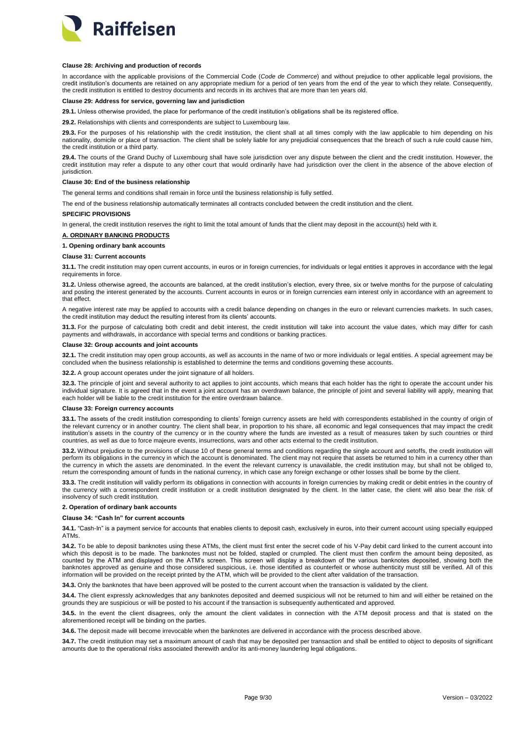#### Clause 28: Archiving and production of records

In accordance with the applicable provisions of the Commercial Code (*Code de Commerce*) and without prejudice to other applicable legal provisions, the credit institution's documents are retained on any appropriate medium for a period of ten years from the end of the year to which they relate. Consequently, the credit institution is entitled to destroy documents and records in its archives that are more than ten years old.

#### Clause 29: Address for service, governing law and jurisdiction

**29.1.** Unless otherwise provided, the place for performance of the credit institution's obligations shall be its registered office.

**29.2.** Relationships with clients and correspondents are subject to Luxembourg law.

**29.3.** For the purposes of his relationship with the credit institution, the client shall at all times comply with the law applicable to him depending on his nationality, domicile or place of transaction. The client shall be solely liable for any prejudicial consequences that the breach of such a rule could cause him, the credit institution or a third party.

**29.4.** The courts of the Grand Duchy of Luxembourg shall have sole jurisdiction over any dispute between the client and the credit institution. However, the credit institution may refer a dispute to any other court that would ordinarily have had jurisdiction over the client in the absence of the above election of jurisdiction.

#### Clause 30: End of the business relationship

The general terms and conditions shall remain in force until the business relationship is fully settled.

The end of the business relationship automatically terminates all contracts concluded between the credit institution and the client.

## SPECIFIC PROVISIONS

In general, the credit institution reserves the right to limit the total amount of funds that the client may deposit in the account(s) held with it.

### A. ORDINARY BANKING PRODUCTS

#### 1. Opening ordinary bank accounts

#### Clause 31: Current accounts

**31.1.** The credit institution may open current accounts, in euros or in foreign currencies, for individuals or legal entities it approves in accordance with the legal requirements in force.

**31.2.** Unless otherwise agreed, the accounts are balanced, at the credit institution's election, every three, six or twelve months for the purpose of calculating and posting the interest generated by the accounts. Current accounts in euros or in foreign currencies earn interest only in accordance with an agreement to that effect.

A negative interest rate may be applied to accounts with a credit balance depending on changes in the euro or relevant currencies markets. In such cases, the credit institution may deduct the resulting interest from its clients' accounts.

**31.3.** For the purpose of calculating both credit and debit interest, the credit institution will take into account the value dates, which may differ for cash payments and withdrawals, in accordance with special terms and conditions or banking practices.

#### Clause 32: Group accounts and joint accounts

**32.1.** The credit institution may open group accounts, as well as accounts in the name of two or more individuals or legal entities. A special agreement may be concluded when the business relationship is established to determine the terms and conditions governing these accounts.

**32.2.** A group account operates under the joint signature of all holders.

**32.3.** The principle of joint and several authority to act applies to joint accounts, which means that each holder has the right to operate the account under his individual signature. It is agreed that in the event a joint account has an overdrawn balance, the principle of joint and several liability will apply, meaning that each holder will be liable to the credit institution for the entire overdrawn balance.

#### Clause 33: Foreign currency accounts

**33.1.** The assets of the credit institution corresponding to clients' foreign currency assets are held with correspondents established in the country of origin of the relevant currency or in another country. The client shall bear, in proportion to his share, all economic and legal consequences that may impact the credit institution's assets in the country of the currency or in the country where the funds are invested as a result of measures taken by such countries or third countries, as well as due to force majeure events, insurrections, wars and other acts external to the credit institution.

**33.2.** Without prejudice to the provisions of clause 10 of these general terms and conditions regarding the single account and setoffs, the credit institution will perform its obligations in the currency in which the account is denominated. The client may not require that assets be returned to him in a currency other than the currency in which the assets are denominated. In the event the relevant currency is unavailable, the credit institution may, but shall not be obliged to, return the corresponding amount of funds in the national currency, in which case any foreign exchange or other losses shall be borne by the client.

**33.3.** The credit institution will validly perform its obligations in connection with accounts in foreign currencies by making credit or debit entries in the country of the currency with a correspondent credit institution or a credit institution designated by the client. In the latter case, the client will also bear the risk of insolvency of such credit institution.

#### 2. Operation of ordinary bank accounts

#### Clause 34: "Cash In" for current accounts

**34.1.** "Cash-In" is a payment service for accounts that enables clients to deposit cash, exclusively in euros, into their current account using specially equipped ATMs.

**34.2.** To be able to deposit banknotes using these ATMs, the client must first enter the secret code of his V-Pay debit card linked to the current account into which this deposit is to be made. The banknotes must not be folded, stapled or crumpled. The client must then confirm the amount being deposited, as counted by the ATM and displayed on the ATM's screen. This screen will display a breakdown of the various banknotes deposited, showing both the banknotes approved as genuine and those considered suspicious, i.e. those identified as counterfeit or whose authenticity must still be verified. All of this information will be provided on the receipt printed by the ATM, which will be provided to the client after validation of the transaction.

**34.3.** Only the banknotes that have been approved will be posted to the current account when the transaction is validated by the client.

**34.4.** The client expressly acknowledges that any banknotes deposited and deemed suspicious will not be returned to him and will either be retained on the grounds they are suspicious or will be posted to his account if the transaction is subsequently authenticated and approved.

**34.5.** In the event the client disagrees, only the amount the client validates in connection with the ATM deposit process and that is stated on the aforementioned receipt will be binding on the parties.

**34.6.** The deposit made will become irrevocable when the banknotes are delivered in accordance with the process described above.

**34.7.** The credit institution may set a maximum amount of cash that may be deposited per transaction and shall be entitled to object to deposits of significant amounts due to the operational risks associated therewith and/or its anti-money laundering legal obligations.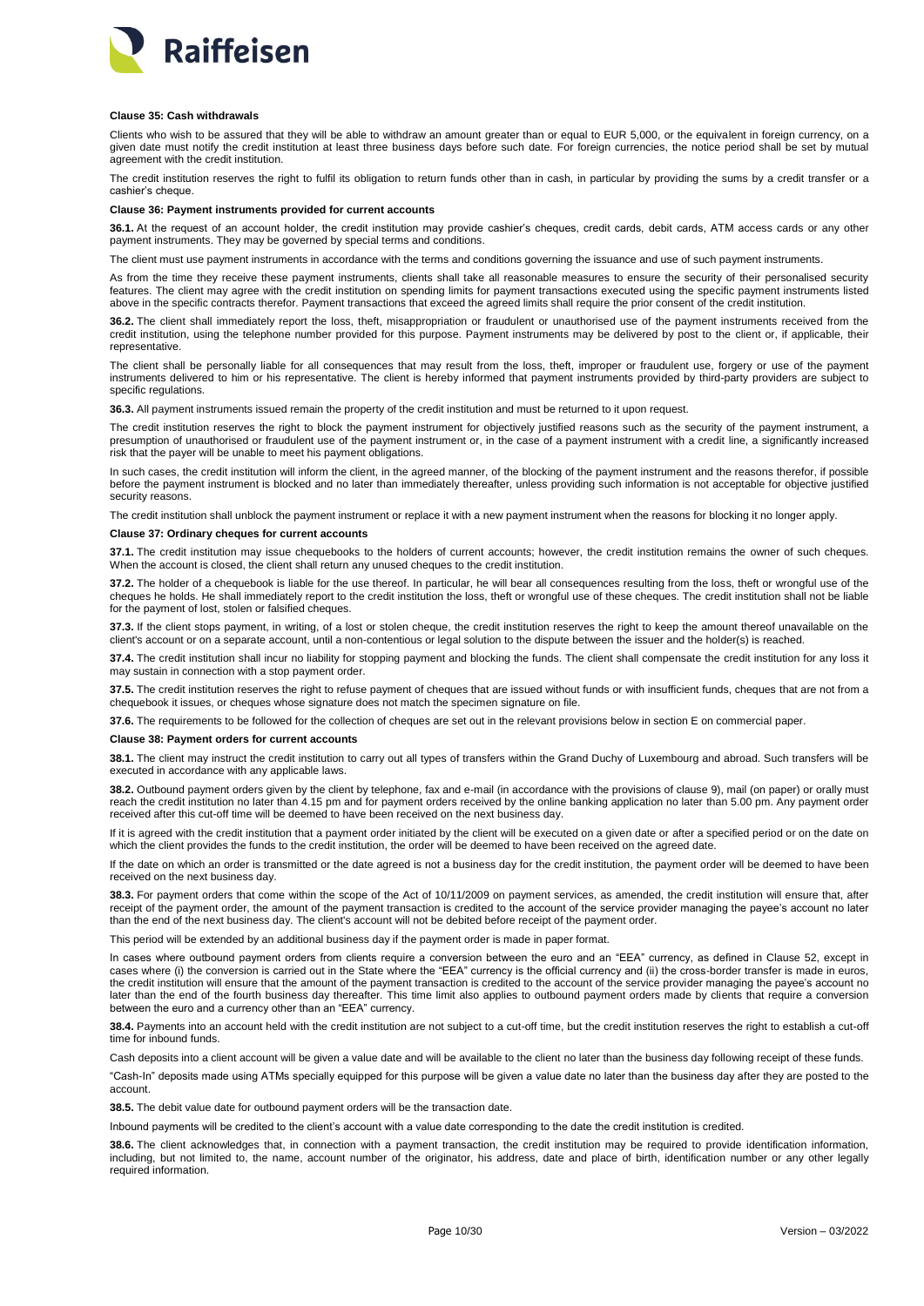**Clause 35: Cash withdrawals**

Clients who wish to be assured that they will be able to withdraw an amount greater than or equal to EUR 5,000, or the equivalent in foreign currency, on a given date must notify the credit institution at least three business days before such date. For foreign currencies, the notice period shall be set by mutual agreement with the credit institution.

The credit institution reserves the right to fulfil its obligation to return funds other than in cash, in particular by providing the sums by a credit transfer or a cashier's cheque.

**Clause 36: Payment instruments provided for current accounts**

**36.1.** At the request of an account holder, the credit institution may provide cashier's cheques, credit cards, debit cards, ATM access cards or any other payment instruments. They may be governed by special terms and conditions.

The client must use payment instruments in accordance with the terms and conditions governing the issuance and use of such payment instruments.

As from the time they receive these payment instruments, clients shall take all reasonable measures to ensure the security of their personalised security features. The client may agree with the credit institution on spending limits for payment transactions executed using the specific payment instruments listed above in the specific contracts therefor. Payment transactions that exceed the agreed limits shall require the prior consent of the credit institution.

**36.2.** The client shall immediately report the loss, theft, misappropriation or fraudulent or unauthorised use of the payment instruments received from the credit institution, using the telephone number provided for this purpose. Payment instruments may be delivered by post to the client or, if applicable, their representative.

The client shall be personally liable for all consequences that may result from the loss, theft, improper or fraudulent use, forgery or use of the payment instruments delivered to him or his representative. The client is hereby informed that payment instruments provided by third-party providers are subject to specific regulations.

**36.3.** All payment instruments issued remain the property of the credit institution and must be returned to it upon request.

The credit institution reserves the right to block the payment instrument for objectively justified reasons such as the security of the payment instrument, a presumption of unauthorised or fraudulent use of the payment instrument or, in the case of a payment instrument with a credit line, a significantly increased risk that the payer will be unable to meet his payment obligations.

In such cases, the credit institution will inform the client, in the agreed manner, of the blocking of the payment instrument and the reasons therefor, if possible before the payment instrument is blocked and no later than immediately thereafter, unless providing such information is not acceptable for objective justified security reasons.

The credit institution shall unblock the payment instrument or replace it with a new payment instrument when the reasons for blocking it no longer apply.

**Clause 37: Ordinary cheques for current accounts**

**37.1.** The credit institution may issue chequebooks to the holders of current accounts; however, the credit institution remains the owner of such cheques. When the account is closed, the client shall return any unused cheques to the credit institution.

**37.2.** The holder of a chequebook is liable for the use thereof. In particular, he will bear all consequences resulting from the loss, theft or wrongful use of the cheques he holds. He shall immediately report to the credit institution the loss, theft or wrongful use of these cheques. The credit institution shall not be liable for the payment of lost, stolen or falsified cheques.

**37.3.** If the client stops payment, in writing, of a lost or stolen cheque, the credit institution reserves the right to keep the amount thereof unavailable on the client's account or on a separate account, until a non-contentious or legal solution to the dispute between the issuer and the holder(s) is reached.

**37.4.** The credit institution shall incur no liability for stopping payment and blocking the funds. The client shall compensate the credit institution for any loss it may sustain in connection with a stop payment order.

**37.5.** The credit institution reserves the right to refuse payment of cheques that are issued without funds or with insufficient funds, cheques that are not from a chequebook it issues, or cheques whose signature does not match the specimen signature on file.

**37.6.** The requirements to be followed for the collection of cheques are set out in the relevant provisions below in section E on commercial paper.

**Clause 38: Payment orders for current accounts**

**38.1.** The client may instruct the credit institution to carry out all types of transfers within the Grand Duchy of Luxembourg and abroad. Such transfers will be executed in accordance with any applicable laws.

**38.2.** Outbound payment orders given by the client by telephone, fax and e-mail (in accordance with the provisions of clause 9), mail (on paper) or orally must reach the credit institution no later than 4.15 pm and for payment orders received by the online banking application no later than 5.00 pm. Any payment order received after this cut-off time will be deemed to have been received on the next business day.

If it is agreed with the credit institution that a payment order initiated by the client will be executed on a given date or after a specified period or on the date on which the client provides the funds to the credit institution, the order will be deemed to have been received on the agreed date.

If the date on which an order is transmitted or the date agreed is not a business day for the credit institution, the payment order will be deemed to have been received on the next business day.

**38.3.** For payment orders that come within the scope of the Act of 10/11/2009 on payment services, as amended, the credit institution will ensure that, after receipt of the payment order, the amount of the payment transaction is credited to the account of the service provider managing the payee's account no later than the end of the next business day. The client's account will not be debited before receipt of the payment order.

This period will be extended by an additional business day if the payment order is made in paper format.

In cases where outbound payment orders from clients require a conversion between the euro and an "EEA" currency, as defined in Clause 52, except in cases where (i) the conversion is carried out in the State where the "EEA" currency is the official currency and (ii) the cross-border transfer is made in euros, the credit institution will ensure that the amount of the payment transaction is credited to the account of the service provider managing the payee's account no later than the end of the fourth business day thereafter. This time limit also applies to outbound payment orders made by clients that require a conversion between the euro and a currency other than an "EEA" currency.

**38.4.** Payments into an account held with the credit institution are not subject to a cut-off time, but the credit institution reserves the right to establish a cut-off time for inbound funds.

Cash deposits into a client account will be given a value date and will be available to the client no later than the business day following receipt of these funds.

"Cash-In" deposits made using ATMs specially equipped for this purpose will be given a value date no later than the business day after they are posted to the account.

**38.5.** The debit value date for outbound payment orders will be the transaction date.

Inbound payments will be credited to the client's account with a value date corresponding to the date the credit institution is credited.

**38.6.** The client acknowledges that, in connection with a payment transaction, the credit institution may be required to provide identification information, including, but not limited to, the name, account number of the originator, his address, date and place of birth, identification number or any other legally required information.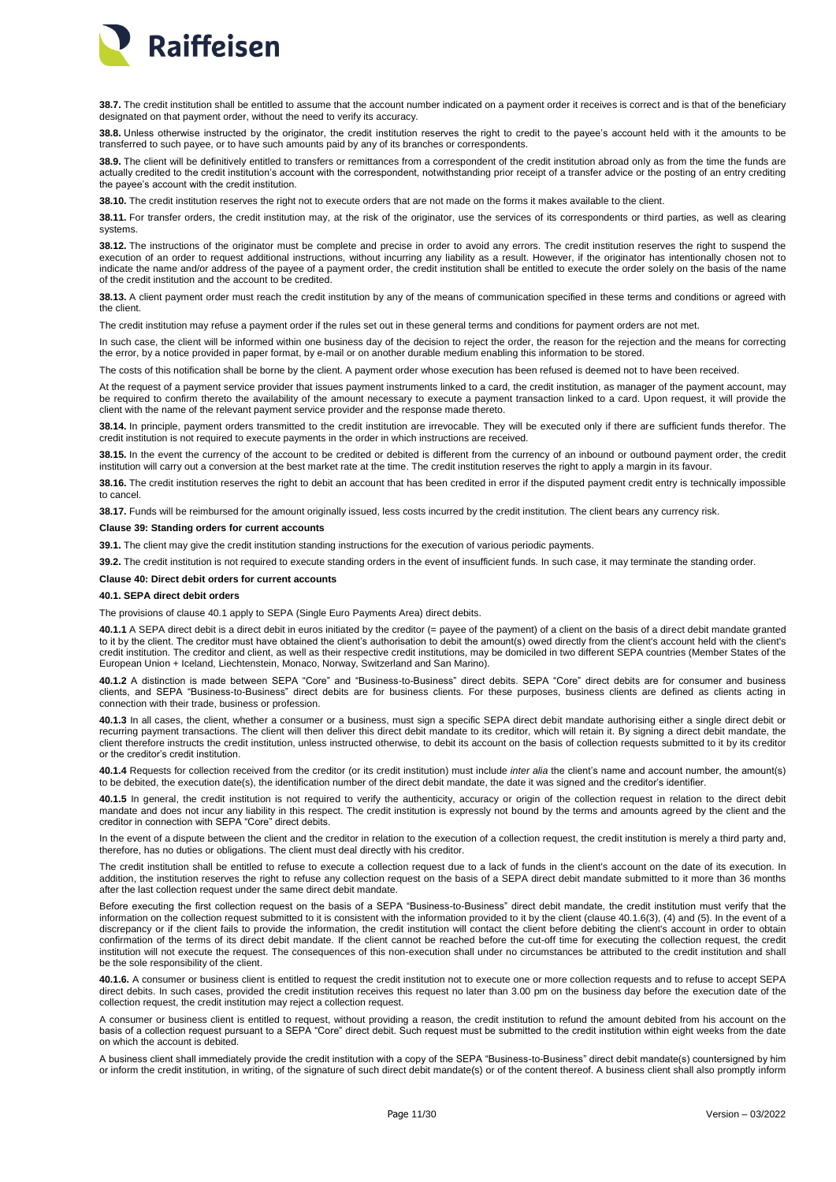**38.7.** The credit institution shall be entitled to assume that the account number indicated on a payment order it receives is correct and is that of the beneficiary designated on that payment order, without the need to verify its accuracy.

**38.8.** Unless otherwise instructed by the originator, the credit institution reserves the right to credit to the payee's account held with it the amounts to be transferred to such payee, or to have such amounts paid by any of its branches or correspondents.

**38.9.** The client will be definitively entitled to transfers or remittances from a correspondent of the credit institution abroad only as from the time the funds are actually credited to the credit institution's account with the correspondent, notwithstanding prior receipt of a transfer advice or the posting of an entry crediting the payee's account with the credit institution.

**38.10.** The credit institution reserves the right not to execute orders that are not made on the forms it makes available to the client.

**38.11.** For transfer orders, the credit institution may, at the risk of the originator, use the services of its correspondents or third parties, as well as clearing systems.

**38.12.** The instructions of the originator must be complete and precise in order to avoid any errors. The credit institution reserves the right to suspend the execution of an order to request additional instructions, without incurring any liability as a result. However, if the originator has intentionally chosen not to indicate the name and/or address of the payee of a payment order, the credit institution shall be entitled to execute the order solely on the basis of the name of the credit institution and the account to be credited.

**38.13.** A client payment order must reach the credit institution by any of the means of communication specified in these terms and conditions or agreed with the client.

The credit institution may refuse a payment order if the rules set out in these general terms and conditions for payment orders are not met.

In such case, the client will be informed within one business day of the decision to reject the order, the reason for the rejection and the means for correcting the error, by a notice provided in paper format, by e-mail or on another durable medium enabling this information to be stored.

The costs of this notification shall be borne by the client. A payment order whose execution has been refused is deemed not to have been received.

At the request of a payment service provider that issues payment instruments linked to a card, the credit institution, as manager of the payment account, may be required to confirm thereto the availability of the amount necessary to execute a payment transaction linked to a card. Upon request, it will provide the client with the name of the relevant payment service provider and the response made thereto.

**38.14.** In principle, payment orders transmitted to the credit institution are irrevocable. They will be executed only if there are sufficient funds therefor. The credit institution is not required to execute payments in the order in which instructions are received.

**38.15.** In the event the currency of the account to be credited or debited is different from the currency of an inbound or outbound payment order, the credit institution will carry out a conversion at the best market rate at the time. The credit institution reserves the right to apply a margin in its favour.

**38.16.** The credit institution reserves the right to debit an account that has been credited in error if the disputed payment credit entry is technically impossible to cancel.

**38.17.** Funds will be reimbursed for the amount originally issued, less costs incurred by the credit institution. The client bears any currency risk.

**Clause 39: Standing orders for current accounts**

**39.1.** The client may give the credit institution standing instructions for the execution of various periodic payments.

**39.2.** The credit institution is not required to execute standing orders in the event of insufficient funds. In such case, it may terminate the standing order.

**Clause 40: Direct debit orders for current accounts**

**40.1. SEPA direct debit orders**

The provisions of clause 40.1 apply to SEPA (Single Euro Payments Area) direct debits.

**40.1.1** A SEPA direct debit is a direct debit in euros initiated by the creditor (= payee of the payment) of a client on the basis of a direct debit mandate granted to it by the client. The creditor must have obtained the client's authorisation to debit the amount(s) owed directly from the client's account held with the client's credit institution. The creditor and client, as well as their respective credit institutions, may be domiciled in two different SEPA countries (Member States of the European Union + Iceland, Liechtenstein, Monaco, Norway, Switzerland and San Marino).

**40.1.2** A distinction is made between SEPA "Core" and "Business-to-Business" direct debits. SEPA "Core" direct debits are for consumer and business clients, and SEPA "Business-to-Business" direct debits are for business clients. For these purposes, business clients are defined as clients acting in connection with their trade, business or profession.

**40.1.3** In all cases, the client, whether a consumer or a business, must sign a specific SEPA direct debit mandate authorising either a single direct debit or recurring payment transactions. The client will then deliver this direct debit mandate to its creditor, which will retain it. By signing a direct debit mandate, the client therefore instructs the credit institution, unless instructed otherwise, to debit its account on the basis of collection requests submitted to it by its creditor or the creditor's credit institution.

**40.1.4** Requests for collection received from the creditor (or its credit institution) must include *inter alia* the client's name and account number, the amount(s) to be debited, the execution date(s), the identification number of the direct debit mandate, the date it was signed and the creditor's identifier.

**40.1.5** In general, the credit institution is not required to verify the authenticity, accuracy or origin of the collection request in relation to the direct debit mandate and does not incur any liability in this respect. The credit institution is expressly not bound by the terms and amounts agreed by the client and the creditor in connection with SEPA "Core" direct debits.

In the event of a dispute between the client and the creditor in relation to the execution of a collection request, the credit institution is merely a third party and, therefore, has no duties or obligations. The client must deal directly with his creditor.

The credit institution shall be entitled to refuse to execute a collection request due to a lack of funds in the client's account on the date of its execution. In addition, the institution reserves the right to refuse any collection request on the basis of a SEPA direct debit mandate submitted to it more than 36 months after the last collection request under the same direct debit mandate.

Before executing the first collection request on the basis of a SEPA "Business-to-Business" direct debit mandate, the credit institution must verify that the information on the collection request submitted to it is consistent with the information provided to it by the client (clause 40.1.6(3), (4) and (5). In the event of a discrepancy or if the client fails to provide the information, the credit institution will contact the client before debiting the client's account in order to obtain confirmation of the terms of its direct debit mandate. If the client cannot be reached before the cut-off time for executing the collection request, the credit institution will not execute the request. The consequences of this non-execution shall under no circumstances be attributed to the credit institution and shall be the sole responsibility of the client.

**40.1.6.** A consumer or business client is entitled to request the credit institution not to execute one or more collection requests and to refuse to accept SEPA direct debits. In such cases, provided the credit institution receives this request no later than 3.00 pm on the business day before the execution date of the collection request, the credit institution may reject a collection request.

A consumer or business client is entitled to request, without providing a reason, the credit institution to refund the amount debited from his account on the basis of a collection request pursuant to a SEPA "Core" direct debit. Such request must be submitted to the credit institution within eight weeks from the date on which the account is debited.

A business client shall immediately provide the credit institution with a copy of the SEPA "Business-to-Business" direct debit mandate(s) countersigned by him or inform the credit institution, in writing, of the signature of such direct debit mandate(s) or of the content thereof. A business client shall also promptly inform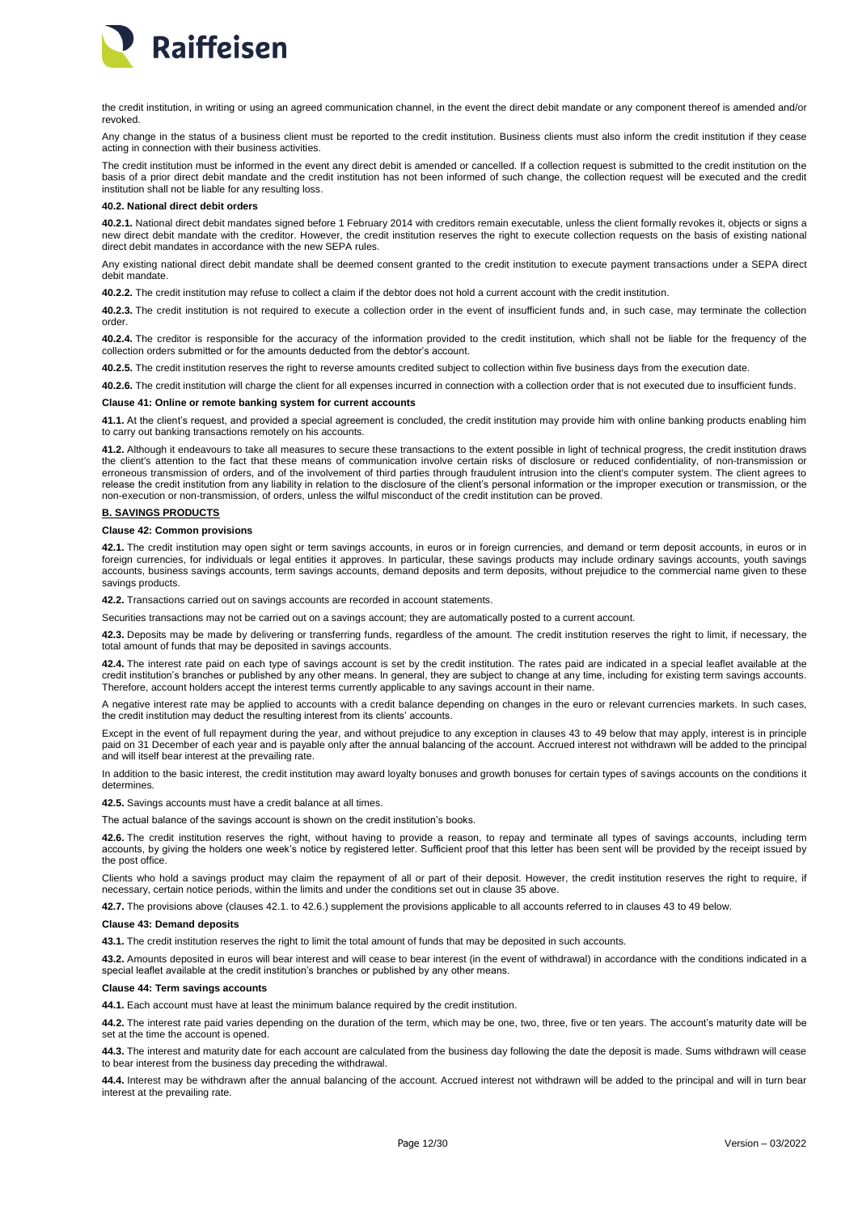the credit institution, in writing or using an agreed communication channel, in the event the direct debit mandate or any component thereof is amended and/or revoked.

Any change in the status of a business client must be reported to the credit institution. Business clients must also inform the credit institution if they cease acting in connection with their business activities.

The credit institution must be informed in the event any direct debit is amended or cancelled. If a collection request is submitted to the credit institution on the basis of a prior direct debit mandate and the credit institution has not been informed of such change, the collection request will be executed and the credit institution shall not be liable for any resulting loss.

**40.2. National direct debit orders**

**40.2.1.** National direct debit mandates signed before 1 February 2014 with creditors remain executable, unless the client formally revokes it, objects or signs a new direct debit mandate with the creditor. However, the credit institution reserves the right to execute collection requests on the basis of existing national direct debit mandates in accordance with the new SEPA rules.

Any existing national direct debit mandate shall be deemed consent granted to the credit institution to execute payment transactions under a SEPA direct debit mandate.

**40.2.2.** The credit institution may refuse to collect a claim if the debtor does not hold a current account with the credit institution.

**40.2.3.** The credit institution is not required to execute a collection order in the event of insufficient funds and, in such case, may terminate the collection order.

**40.2.4.** The creditor is responsible for the accuracy of the information provided to the credit institution, which shall not be liable for the frequency of the collection orders submitted or for the amounts deducted from the debtor's account.

**40.2.5.** The credit institution reserves the right to reverse amounts credited subject to collection within five business days from the execution date.

**40.2.6.** The credit institution will charge the client for all expenses incurred in connection with a collection order that is not executed due to insufficient funds.

**Clause 41: Online or remote banking system for current accounts**

**41.1.** At the client's request, and provided a special agreement is concluded, the credit institution may provide him with online banking products enabling him to carry out banking transactions remotely on his accounts.

**41.2.** Although it endeavours to take all measures to secure these transactions to the extent possible in light of technical progress, the credit institution draws the client's attention to the fact that these means of communication involve certain risks of disclosure or reduced confidentiality, of non-transmission or erroneous transmission of orders, and of the involvement of third parties through fraudulent intrusion into the client's computer system. The client agrees to release the credit institution from any liability in relation to the disclosure of the client's personal information or the improper execution or transmission, or the non-execution or non-transmission, of orders, unless the wilful misconduct of the credit institution can be proved.

**B. SAVINGS PRODUCTS**

**Clause 42: Common provisions**

**42.1.** The credit institution may open sight or term savings accounts, in euros or in foreign currencies, and demand or term deposit accounts, in euros or in foreign currencies, for individuals or legal entities it approves. In particular, these savings products may include ordinary savings accounts, youth savings accounts, business savings accounts, term savings accounts, demand deposits and term deposits, without prejudice to the commercial name given to these savings products.

**42.2.** Transactions carried out on savings accounts are recorded in account statements.

Securities transactions may not be carried out on a savings account; they are automatically posted to a current account.

**42.3.** Deposits may be made by delivering or transferring funds, regardless of the amount. The credit institution reserves the right to limit, if necessary, the total amount of funds that may be deposited in savings accounts.

**42.4.** The interest rate paid on each type of savings account is set by the credit institution. The rates paid are indicated in a special leaflet available at the credit institution's branches or published by any other means. In general, they are subject to change at any time, including for existing term savings accounts. Therefore, account holders accept the interest terms currently applicable to any savings account in their name.

A negative interest rate may be applied to accounts with a credit balance depending on changes in the euro or relevant currencies markets. In such cases, the credit institution may deduct the resulting interest from its clients' accounts.

Except in the event of full repayment during the year, and without prejudice to any exception in clauses 43 to 49 below that may apply, interest is in principle paid on 31 December of each year and is payable only after the annual balancing of the account. Accrued interest not withdrawn will be added to the principal and will itself bear interest at the prevailing rate.

In addition to the basic interest, the credit institution may award loyalty bonuses and growth bonuses for certain types of savings accounts on the conditions it determines.

**42.5.** Savings accounts must have a credit balance at all times.

The actual balance of the savings account is shown on the credit institution's books.

**42.6.** The credit institution reserves the right, without having to provide a reason, to repay and terminate all types of savings accounts, including term accounts, by giving the holders one week's notice by registered letter. Sufficient proof that this letter has been sent will be provided by the receipt issued by the post office.

Clients who hold a savings product may claim the repayment of all or part of their deposit. However, the credit institution reserves the right to require, if necessary, certain notice periods, within the limits and under the conditions set out in clause 35 above.

**42.7.** The provisions above (clauses 42.1. to 42.6.) supplement the provisions applicable to all accounts referred to in clauses 43 to 49 below.

**Clause 43: Demand deposits**

**43.1.** The credit institution reserves the right to limit the total amount of funds that may be deposited in such accounts.

**43.2.** Amounts deposited in euros will bear interest and will cease to bear interest (in the event of withdrawal) in accordance with the conditions indicated in a special leaflet available at the credit institution's branches or published by any other means.

**Clause 44: Term savings accounts**

**44.1.** Each account must have at least the minimum balance required by the credit institution.

**44.2.** The interest rate paid varies depending on the duration of the term, which may be one, two, three, five or ten years. The account's maturity date will be set at the time the account is opened.

**44.3.** The interest and maturity date for each account are calculated from the business day following the date the deposit is made. Sums withdrawn will cease to bear interest from the business day preceding the withdrawal.

**44.4.** Interest may be withdrawn after the annual balancing of the account. Accrued interest not withdrawn will be added to the principal and will in turn bear interest at the prevailing rate.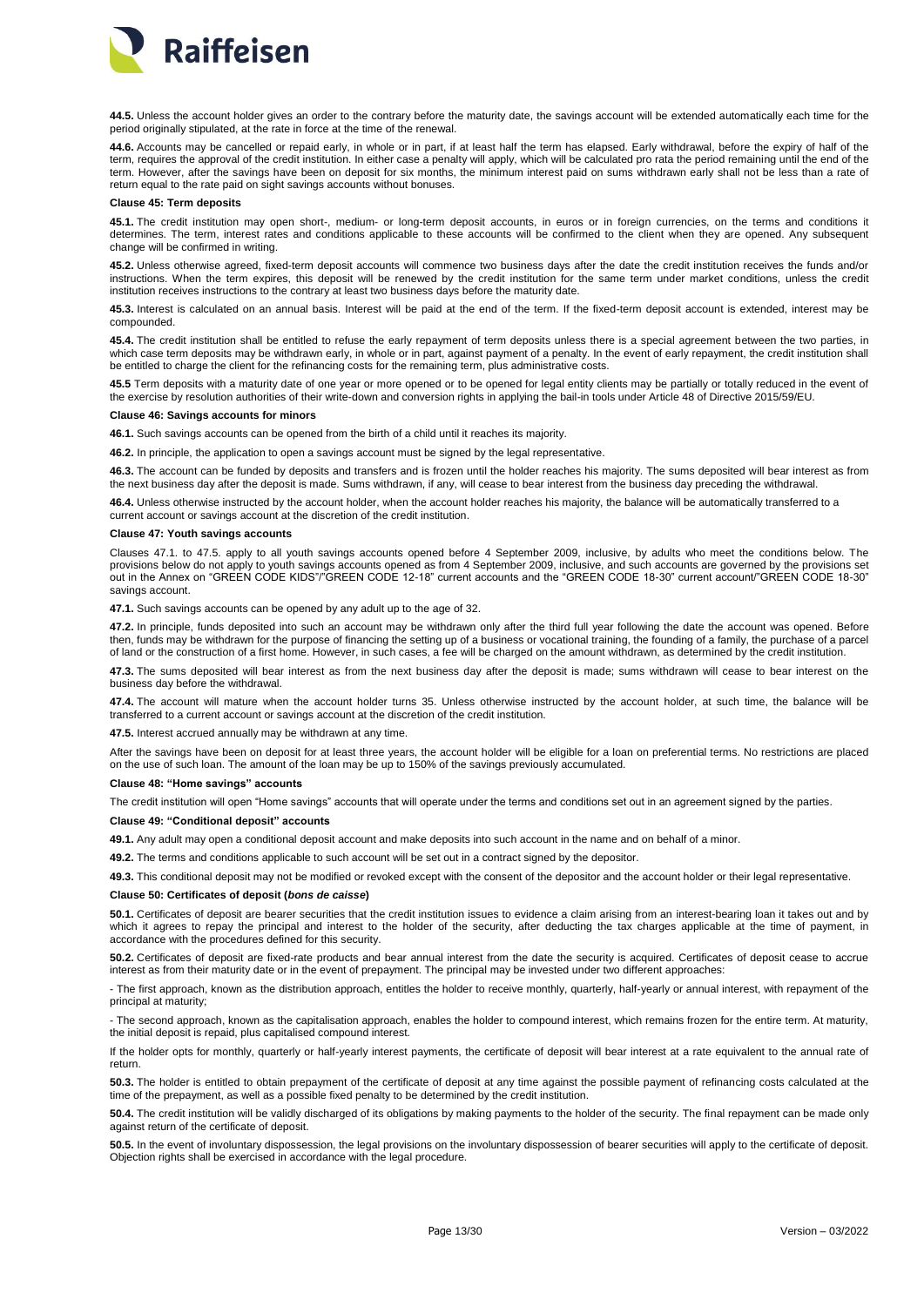**44.5.** Unless the account holder gives an order to the contrary before the maturity date, the savings account will be extended automatically each time for the period originally stipulated, at the rate in force at the time of the renewal.

**44.6.** Accounts may be cancelled or repaid early, in whole or in part, if at least half the term has elapsed. Early withdrawal, before the expiry of half of the term, requires the approval of the credit institution. In either case a penalty will apply, which will be calculated pro rata the period remaining until the end of the term. However, after the savings have been on deposit for six months, the minimum interest paid on sums withdrawn early shall not be less than a rate of return equal to the rate paid on sight savings accounts without bonuses.

**Clause 45: Term deposits**

**45.1.** The credit institution may open short-, medium- or long-term deposit accounts, in euros or in foreign currencies, on the terms and conditions it determines. The term, interest rates and conditions applicable to these accounts will be confirmed to the client when they are opened. Any subsequent change will be confirmed in writing.

**45.2.** Unless otherwise agreed, fixed-term deposit accounts will commence two business days after the date the credit institution receives the funds and/or instructions. When the term expires, this deposit will be renewed by the credit institution for the same term under market conditions, unless the credit institution receives instructions to the contrary at least two business days before the maturity date.

**45.3.** Interest is calculated on an annual basis. Interest will be paid at the end of the term. If the fixed-term deposit account is extended, interest may be compounded.

**45.4.** The credit institution shall be entitled to refuse the early repayment of term deposits unless there is a special agreement between the two parties, in which case term deposits may be withdrawn early, in whole or in part, against payment of a penalty. In the event of early repayment, the credit institution shall be entitled to charge the client for the refinancing costs for the remaining term, plus administrative costs.

**45.5** Term deposits with a maturity date of one year or more opened or to be opened for legal entity clients may be partially or totally reduced in the event of the exercise by resolution authorities of their write-down and conversion rights in applying the bail-in tools under Article 48 of Directive 2015/59/EU.

**Clause 46: Savings accounts for minors**

**46.1.** Such savings accounts can be opened from the birth of a child until it reaches its majority.

**46.2.** In principle, the application to open a savings account must be signed by the legal representative.

**46.3.** The account can be funded by deposits and transfers and is frozen until the holder reaches his majority. The sums deposited will bear interest as from the next business day after the deposit is made. Sums withdrawn, if any, will cease to bear interest from the business day preceding the withdrawal.

**46.4.** Unless otherwise instructed by the account holder, when the account holder reaches his majority, the balance will be automatically transferred to a current account or savings account at the discretion of the credit institution.

**Clause 47: Youth savings accounts**

Clauses 47.1. to 47.5. apply to all youth savings accounts opened before 4 September 2009, inclusive, by adults who meet the conditions below. The provisions below do not apply to youth savings accounts opened as from 4 September 2009, inclusive, and such accounts are governed by the provisions set out in the Annex on "GREEN CODE KIDS"/"GREEN CODE 12-18" current accounts and the "GREEN CODE 18-30" current account/"GREEN CODE 18-30" savings account.

**47.1.** Such savings accounts can be opened by any adult up to the age of 32.

**47.2.** In principle, funds deposited into such an account may be withdrawn only after the third full year following the date the account was opened. Before then, funds may be withdrawn for the purpose of financing the setting up of a business or vocational training, the founding of a family, the purchase of a parcel of land or the construction of a first home. However, in such cases, a fee will be charged on the amount withdrawn, as determined by the credit institution.

**47.3.** The sums deposited will bear interest as from the next business day after the deposit is made; sums withdrawn will cease to bear interest on the business day before the withdrawal.

**47.4.** The account will mature when the account holder turns 35. Unless otherwise instructed by the account holder, at such time, the balance will be transferred to a current account or savings account at the discretion of the credit institution.

**47.5.** Interest accrued annually may be withdrawn at any time.

After the savings have been on deposit for at least three years, the account holder will be eligible for a loan on preferential terms. No restrictions are placed on the use of such loan. The amount of the loan may be up to 150% of the savings previously accumulated.

**Clause 48: "Home savings" accounts**

The credit institution will open "Home savings" accounts that will operate under the terms and conditions set out in an agreement signed by the parties.

**Clause 49: "Conditional deposit" accounts**

**49.1.** Any adult may open a conditional deposit account and make deposits into such account in the name and on behalf of a minor.

**49.2.** The terms and conditions applicable to such account will be set out in a contract signed by the depositor.

**49.3.** This conditional deposit may not be modified or revoked except with the consent of the depositor and the account holder or their legal representative.

**Clause 50: Certificates of deposit (*bons de caisse*)**

**50.1.** Certificates of deposit are bearer securities that the credit institution issues to evidence a claim arising from an interest-bearing loan it takes out and by which it agrees to repay the principal and interest to the holder of the security, after deducting the tax charges applicable at the time of payment, in accordance with the procedures defined for this security.

**50.2.** Certificates of deposit are fixed-rate products and bear annual interest from the date the security is acquired. Certificates of deposit cease to accrue interest as from their maturity date or in the event of prepayment. The principal may be invested under two different approaches:

- The first approach, known as the distribution approach, entitles the holder to receive monthly, quarterly, half-yearly or annual interest, with repayment of the principal at maturity;

- The second approach, known as the capitalisation approach, enables the holder to compound interest, which remains frozen for the entire term. At maturity, the initial deposit is repaid, plus capitalised compound interest.

If the holder opts for monthly, quarterly or half-yearly interest payments, the certificate of deposit will bear interest at a rate equivalent to the annual rate of return.

**50.3.** The holder is entitled to obtain prepayment of the certificate of deposit at any time against the possible payment of refinancing costs calculated at the time of the prepayment, as well as a possible fixed penalty to be determined by the credit institution.

**50.4.** The credit institution will be validly discharged of its obligations by making payments to the holder of the security. The final repayment can be made only against return of the certificate of deposit.

**50.5.** In the event of involuntary dispossession, the legal provisions on the involuntary dispossession of bearer securities will apply to the certificate of deposit. Objection rights shall be exercised in accordance with the legal procedure.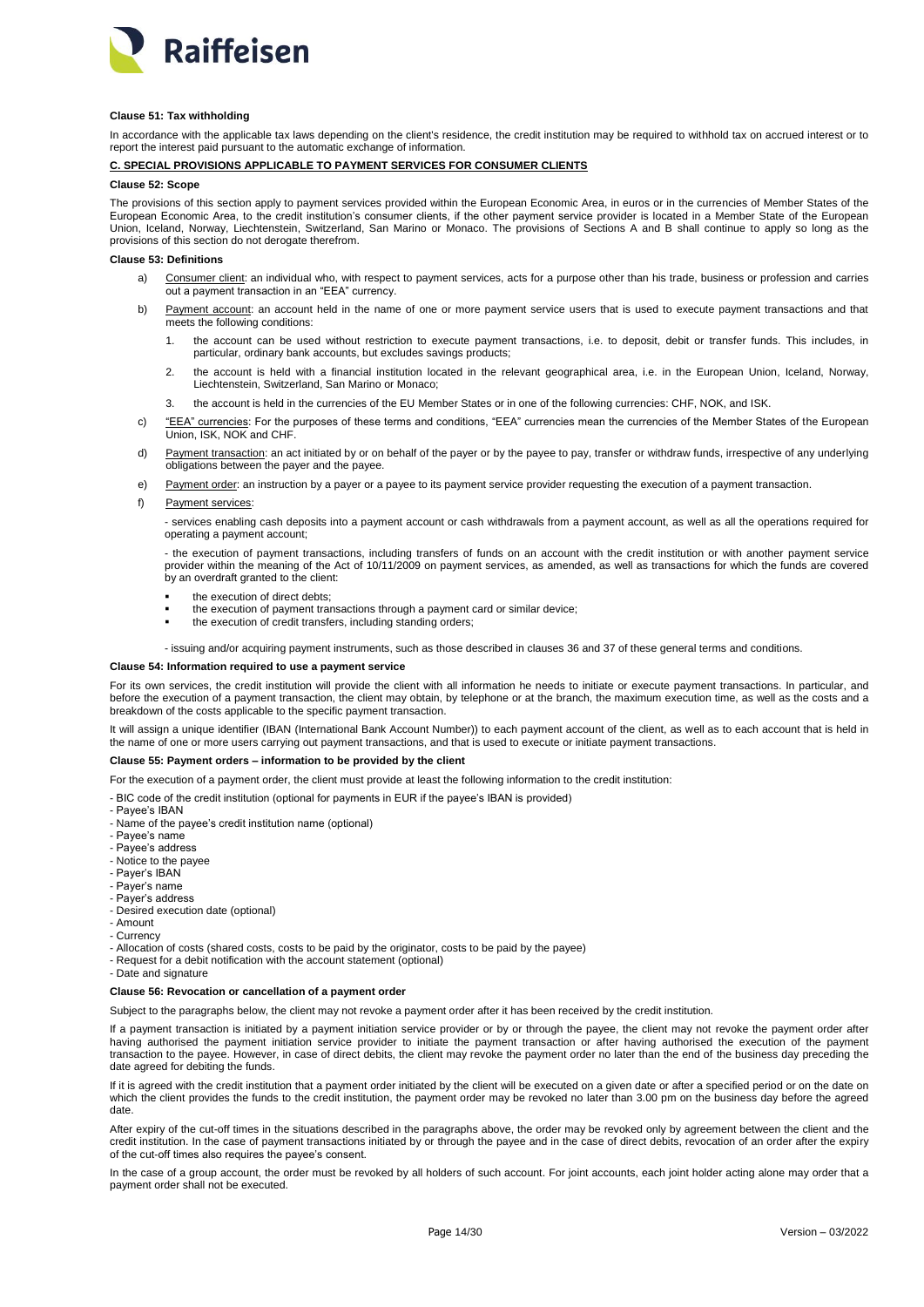**Clause 51: Tax withholding**

In accordance with the applicable tax laws depending on the client's residence, the credit institution may be required to withhold tax on accrued interest or to report the interest paid pursuant to the automatic exchange of information.

## C. SPECIAL PROVISIONS APPLICABLE TO PAYMENT SERVICES FOR CONSUMER CLIENTS

**Clause 52: Scope**

The provisions of this section apply to payment services provided within the European Economic Area, in euros or in the currencies of Member States of the European Economic Area, to the credit institution's consumer clients, if the other payment service provider is located in a Member State of the European Union, Iceland, Norway, Liechtenstein, Switzerland, San Marino or Monaco. The provisions of Sections A and B shall continue to apply so long as the provisions of this section do not derogate therefrom.

**Clause 53: Definitions**

a) Consumer client: an individual who, with respect to payment services, acts for a purpose other than his trade, business or profession and carries out a payment transaction in an "EEA" currency.

b) Payment account: an account held in the name of one or more payment service users that is used to execute payment transactions and that meets the following conditions:

   1. the account can be used without restriction to execute payment transactions, i.e. to deposit, debit or transfer funds. This includes, in particular, ordinary bank accounts, but excludes savings products;
   2. the account is held with a financial institution located in the relevant geographical area, i.e. in the European Union, Iceland, Norway, Liechtenstein, Switzerland, San Marino or Monaco;
   3. the account is held in the currencies of the EU Member States or in one of the following currencies: CHF, NOK, and ISK.

c) "EEA" currencies: For the purposes of these terms and conditions, "EEA" currencies mean the currencies of the Member States of the European Union, ISK, NOK and CHF.

d) Payment transaction: an act initiated by or on behalf of the payer or by the payee to pay, transfer or withdraw funds, irrespective of any underlying obligations between the payer and the payee.

e) Payment order: an instruction by a payer or a payee to its payment service provider requesting the execution of a payment transaction.

f) Payment services:

   - services enabling cash deposits into a payment account or cash withdrawals from a payment account, as well as all the operations required for operating a payment account;

   - the execution of payment transactions, including transfers of funds on an account with the credit institution or with another payment service provider within the meaning of the Act of 10/11/2009 on payment services, as amended, as well as transactions for which the funds are covered by an overdraft granted to the client:

     - the execution of direct debts;
     - the execution of payment transactions through a payment card or similar device;
     - the execution of credit transfers, including standing orders;

   - issuing and/or acquiring payment instruments, such as those described in clauses 36 and 37 of these general terms and conditions.

**Clause 54: Information required to use a payment service**

For its own services, the credit institution will provide the client with all information he needs to initiate or execute payment transactions. In particular, and before the execution of a payment transaction, the client may obtain, by telephone or at the branch, the maximum execution time, as well as the costs and a breakdown of the costs applicable to the specific payment transaction.

It will assign a unique identifier (IBAN (International Bank Account Number)) to each payment account of the client, as well as to each account that is held in the name of one or more users carrying out payment transactions, and that is used to execute or initiate payment transactions.

**Clause 55: Payment orders – information to be provided by the client**

For the execution of a payment order, the client must provide at least the following information to the credit institution:

- BIC code of the credit institution (optional for payments in EUR if the payee's IBAN is provided)
- Payee's IBAN
- Name of the payee's credit institution name (optional)
- Payee's name
- Payee's address
- Notice to the payee
- Payer's IBAN
- Payer's name
- Payer's address
- Desired execution date (optional)
- Amount
- Currency
- Allocation of costs (shared costs, costs to be paid by the originator, costs to be paid by the payee)
- Request for a debit notification with the account statement (optional)
- Date and signature

**Clause 56: Revocation or cancellation of a payment order**

Subject to the paragraphs below, the client may not revoke a payment order after it has been received by the credit institution.

If a payment transaction is initiated by a payment initiation service provider or by or through the payee, the client may not revoke the payment order after having authorised the payment initiation service provider to initiate the payment transaction or after having authorised the execution of the payment transaction to the payee. However, in case of direct debits, the client may revoke the payment order no later than the end of the business day preceding the date agreed for debiting the funds.

If it is agreed with the credit institution that a payment order initiated by the client will be executed on a given date or after a specified period or on the date on which the client provides the funds to the credit institution, the payment order may be revoked no later than 3.00 pm on the business day before the agreed date.

After expiry of the cut-off times in the situations described in the paragraphs above, the order may be revoked only by agreement between the client and the credit institution. In the case of payment transactions initiated by or through the payee and in the case of direct debits, revocation of an order after the expiry of the cut-off times also requires the payee's consent.

In the case of a group account, the order must be revoked by all holders of such account. For joint accounts, each joint holder acting alone may order that a payment order shall not be executed.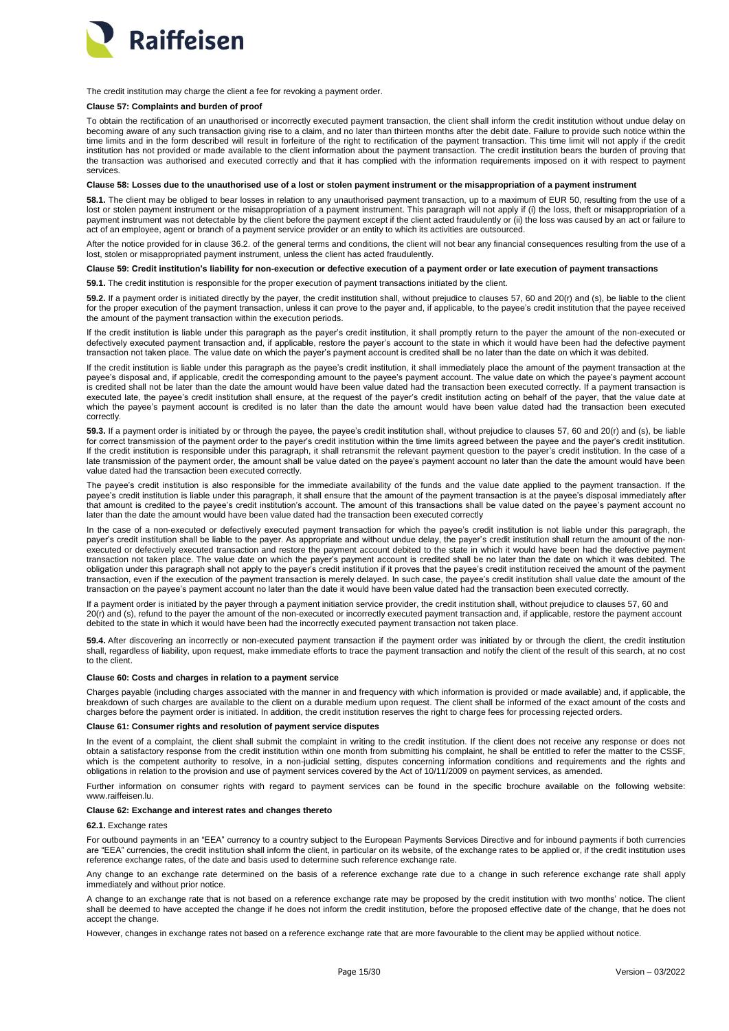The credit institution may charge the client a fee for revoking a payment order.

**Clause 57: Complaints and burden of proof**

To obtain the rectification of an unauthorised or incorrectly executed payment transaction, the client shall inform the credit institution without undue delay on becoming aware of any such transaction giving rise to a claim, and no later than thirteen months after the debit date. Failure to provide such notice within the time limits and in the form described will result in forfeiture of the right to rectification of the payment transaction. This time limit will not apply if the credit institution has not provided or made available to the client information about the payment transaction. The credit institution bears the burden of proving that the transaction was authorised and executed correctly and that it has complied with the information requirements imposed on it with respect to payment services.

**Clause 58: Losses due to the unauthorised use of a lost or stolen payment instrument or the misappropriation of a payment instrument**

**58.1.** The client may be obliged to bear losses in relation to any unauthorised payment transaction, up to a maximum of EUR 50, resulting from the use of a lost or stolen payment instrument or the misappropriation of a payment instrument. This paragraph will not apply if (i) the loss, theft or misappropriation of a payment instrument was not detectable by the client before the payment except if the client acted fraudulently or (ii) the loss was caused by an act or failure to act of an employee, agent or branch of a payment service provider or an entity to which its activities are outsourced.

After the notice provided for in clause 36.2. of the general terms and conditions, the client will not bear any financial consequences resulting from the use of a lost, stolen or misappropriated payment instrument, unless the client has acted fraudulently.

**Clause 59: Credit institution's liability for non-execution or defective execution of a payment order or late execution of payment transactions**

**59.1.** The credit institution is responsible for the proper execution of payment transactions initiated by the client.

**59.2.** If a payment order is initiated directly by the payer, the credit institution shall, without prejudice to clauses 57, 60 and 20(r) and (s), be liable to the client for the proper execution of the payment transaction, unless it can prove to the payer and, if applicable, to the payee's credit institution that the payee received the amount of the payment transaction within the execution periods.

If the credit institution is liable under this paragraph as the payer's credit institution, it shall promptly return to the payer the amount of the non-executed or defectively executed payment transaction and, if applicable, restore the payer's account to the state in which it would have been had the defective payment transaction not taken place. The value date on which the payer's payment account is credited shall be no later than the date on which it was debited.

If the credit institution is liable under this paragraph as the payee's credit institution, it shall immediately place the amount of the payment transaction at the payee's disposal and, if applicable, credit the corresponding amount to the payee's payment account. The value date on which the payee's payment account is credited shall not be later than the date the amount would have been value dated had the transaction been executed correctly. If a payment transaction is executed late, the payee's credit institution shall ensure, at the request of the payer's credit institution acting on behalf of the payer, that the value date at which the payee's payment account is credited is no later than the date the amount would have been value dated had the transaction been executed correctly.

**59.3.** If a payment order is initiated by or through the payee, the payee's credit institution shall, without prejudice to clauses 57, 60 and 20(r) and (s), be liable for correct transmission of the payment order to the payer's credit institution within the time limits agreed between the payee and the payer's credit institution. If the credit institution is responsible under this paragraph, it shall retransmit the relevant payment question to the payer's credit institution. In the case of a late transmission of the payment order, the amount shall be value dated on the payee's payment account no later than the date the amount would have been value dated had the transaction been executed correctly.

The payee's credit institution is also responsible for the immediate availability of the funds and the value date applied to the payment transaction. If the payee's credit institution is liable under this paragraph, it shall ensure that the amount of the payment transaction is at the payee's disposal immediately after that amount is credited to the payee's credit institution's account. The amount of this transactions shall be value dated on the payee's payment account no later than the date the amount would have been value dated had the transaction been executed correctly

In the case of a non-executed or defectively executed payment transaction for which the payee's credit institution is not liable under this paragraph, the payer's credit institution shall be liable to the payer. As appropriate and without undue delay, the payer's credit institution shall return the amount of the non-executed or defectively executed transaction and restore the payment account debited to the state in which it would have been had the defective payment transaction not taken place. The value date on which the payer's payment account is credited shall be no later than the date on which it was debited. The obligation under this paragraph shall not apply to the payer's credit institution if it proves that the payee's credit institution received the amount of the payment transaction, even if the execution of the payment transaction is merely delayed. In such case, the payee's credit institution shall value date the amount of the transaction on the payee's payment account no later than the date it would have been value dated had the transaction been executed correctly.

If a payment order is initiated by the payer through a payment initiation service provider, the credit institution shall, without prejudice to clauses 57, 60 and 20(r) and (s), refund to the payer the amount of the non-executed or incorrectly executed payment transaction and, if applicable, restore the payment account debited to the state in which it would have been had the incorrectly executed payment transaction not taken place.

**59.4.** After discovering an incorrectly or non-executed payment transaction if the payment order was initiated by or through the client, the credit institution shall, regardless of liability, upon request, make immediate efforts to trace the payment transaction and notify the client of the result of this search, at no cost to the client.

**Clause 60: Costs and charges in relation to a payment service**

Charges payable (including charges associated with the manner in and frequency with which information is provided or made available) and, if applicable, the breakdown of such charges are available to the client on a durable medium upon request. The client shall be informed of the exact amount of the costs and charges before the payment order is initiated. In addition, the credit institution reserves the right to charge fees for processing rejected orders.

**Clause 61: Consumer rights and resolution of payment service disputes**

In the event of a complaint, the client shall submit the complaint in writing to the credit institution. If the client does not receive any response or does not obtain a satisfactory response from the credit institution within one month from submitting his complaint, he shall be entitled to refer the matter to the CSSF, which is the competent authority to resolve, in a non-judicial setting, disputes concerning information conditions and requirements and the rights and obligations in relation to the provision and use of payment services covered by the Act of 10/11/2009 on payment services, as amended.

Further information on consumer rights with regard to payment services can be found in the specific brochure available on the following website: www.raiffeisen.lu.

**Clause 62: Exchange and interest rates and changes thereto**

**62.1.** Exchange rates

For outbound payments in an "EEA" currency to a country subject to the European Payments Services Directive and for inbound payments if both currencies are "EEA" currencies, the credit institution shall inform the client, in particular on its website, of the exchange rates to be applied or, if the credit institution uses reference exchange rates, of the date and basis used to determine such reference exchange rate.

Any change to an exchange rate determined on the basis of a reference exchange rate due to a change in such reference exchange rate shall apply immediately and without prior notice.

A change to an exchange rate that is not based on a reference exchange rate may be proposed by the credit institution with two months' notice. The client shall be deemed to have accepted the change if he does not inform the credit institution, before the proposed effective date of the change, that he does not accept the change.

However, changes in exchange rates not based on a reference exchange rate that are more favourable to the client may be applied without notice.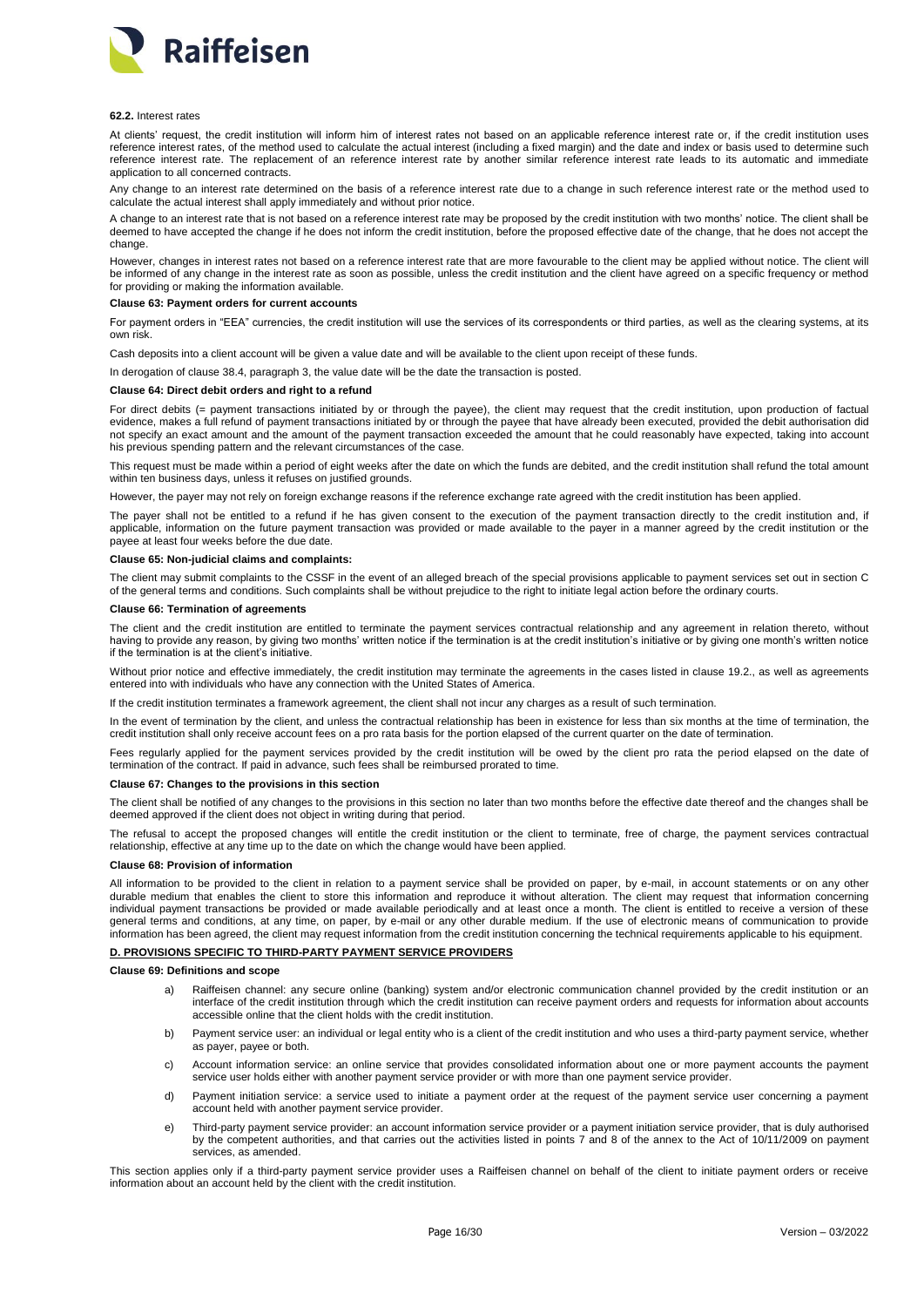**62.2.** Interest rates

At clients' request, the credit institution will inform him of interest rates not based on an applicable reference interest rate or, if the credit institution uses reference interest rates, of the method used to calculate the actual interest (including a fixed margin) and the date and index or basis used to determine such reference interest rate. The replacement of an reference interest rate by another similar reference interest rate leads to its automatic and immediate application to all concerned contracts.

Any change to an interest rate determined on the basis of a reference interest rate due to a change in such reference interest rate or the method used to calculate the actual interest shall apply immediately and without prior notice.

A change to an interest rate that is not based on a reference interest rate may be proposed by the credit institution with two months' notice. The client shall be deemed to have accepted the change if he does not inform the credit institution, before the proposed effective date of the change, that he does not accept the change.

However, changes in interest rates not based on a reference interest rate that are more favourable to the client may be applied without notice. The client will be informed of any change in the interest rate as soon as possible, unless the credit institution and the client have agreed on a specific frequency or method for providing or making the information available.

**Clause 63: Payment orders for current accounts**

For payment orders in "EEA" currencies, the credit institution will use the services of its correspondents or third parties, as well as the clearing systems, at its own risk.

Cash deposits into a client account will be given a value date and will be available to the client upon receipt of these funds.

In derogation of clause 38.4, paragraph 3, the value date will be the date the transaction is posted.

**Clause 64: Direct debit orders and right to a refund**

For direct debits (= payment transactions initiated by or through the payee), the client may request that the credit institution, upon production of factual evidence, makes a full refund of payment transactions initiated by or through the payee that have already been executed, provided the debit authorisation did not specify an exact amount and the amount of the payment transaction exceeded the amount that he could reasonably have expected, taking into account his previous spending pattern and the relevant circumstances of the case.

This request must be made within a period of eight weeks after the date on which the funds are debited, and the credit institution shall refund the total amount within ten business days, unless it refuses on justified grounds.

However, the payer may not rely on foreign exchange reasons if the reference exchange rate agreed with the credit institution has been applied.

The payer shall not be entitled to a refund if he has given consent to the execution of the payment transaction directly to the credit institution and, if applicable, information on the future payment transaction was provided or made available to the payer in a manner agreed by the credit institution or the payee at least four weeks before the due date.

**Clause 65: Non-judicial claims and complaints:**

The client may submit complaints to the CSSF in the event of an alleged breach of the special provisions applicable to payment services set out in section C of the general terms and conditions. Such complaints shall be without prejudice to the right to initiate legal action before the ordinary courts.

**Clause 66: Termination of agreements**

The client and the credit institution are entitled to terminate the payment services contractual relationship and any agreement in relation thereto, without having to provide any reason, by giving two months' written notice if the termination is at the credit institution's initiative or by giving one month's written notice if the termination is at the client's initiative.

Without prior notice and effective immediately, the credit institution may terminate the agreements in the cases listed in clause 19.2., as well as agreements entered into with individuals who have any connection with the United States of America.

If the credit institution terminates a framework agreement, the client shall not incur any charges as a result of such termination.

In the event of termination by the client, and unless the contractual relationship has been in existence for less than six months at the time of termination, the credit institution shall only receive account fees on a pro rata basis for the portion elapsed of the current quarter on the date of termination.

Fees regularly applied for the payment services provided by the credit institution will be owed by the client pro rata the period elapsed on the date of termination of the contract. If paid in advance, such fees shall be reimbursed prorated to time.

**Clause 67: Changes to the provisions in this section**

The client shall be notified of any changes to the provisions in this section no later than two months before the effective date thereof and the changes shall be deemed approved if the client does not object in writing during that period.

The refusal to accept the proposed changes will entitle the credit institution or the client to terminate, free of charge, the payment services contractual relationship, effective at any time up to the date on which the change would have been applied.

**Clause 68: Provision of information**

All information to be provided to the client in relation to a payment service shall be provided on paper, by e-mail, in account statements or on any other durable medium that enables the client to store this information and reproduce it without alteration. The client may request that information concerning individual payment transactions be provided or made available periodically and at least once a month. The client is entitled to receive a version of these general terms and conditions, at any time, on paper, by e-mail or any other durable medium. If the use of electronic means of communication to provide information has been agreed, the client may request information from the credit institution concerning the technical requirements applicable to his equipment.

## D. PROVISIONS SPECIFIC TO THIRD-PARTY PAYMENT SERVICE PROVIDERS

**Clause 69: Definitions and scope**

a) Raiffeisen channel: any secure online (banking) system and/or electronic communication channel provided by the credit institution or an interface of the credit institution through which the credit institution can receive payment orders and requests for information about accounts accessible online that the client holds with the credit institution.

b) Payment service user: an individual or legal entity who is a client of the credit institution and who uses a third-party payment service, whether as payer, payee or both.

c) Account information service: an online service that provides consolidated information about one or more payment accounts the payment service user holds either with another payment service provider or with more than one payment service provider.

d) Payment initiation service: a service used to initiate a payment order at the request of the payment service user concerning a payment account held with another payment service provider.

e) Third-party payment service provider: an account information service provider or a payment initiation service provider, that is duly authorised by the competent authorities, and that carries out the activities listed in points 7 and 8 of the annex to the Act of 10/11/2009 on payment services, as amended.

This section applies only if a third-party payment service provider uses a Raiffeisen channel on behalf of the client to initiate payment orders or receive information about an account held by the client with the credit institution.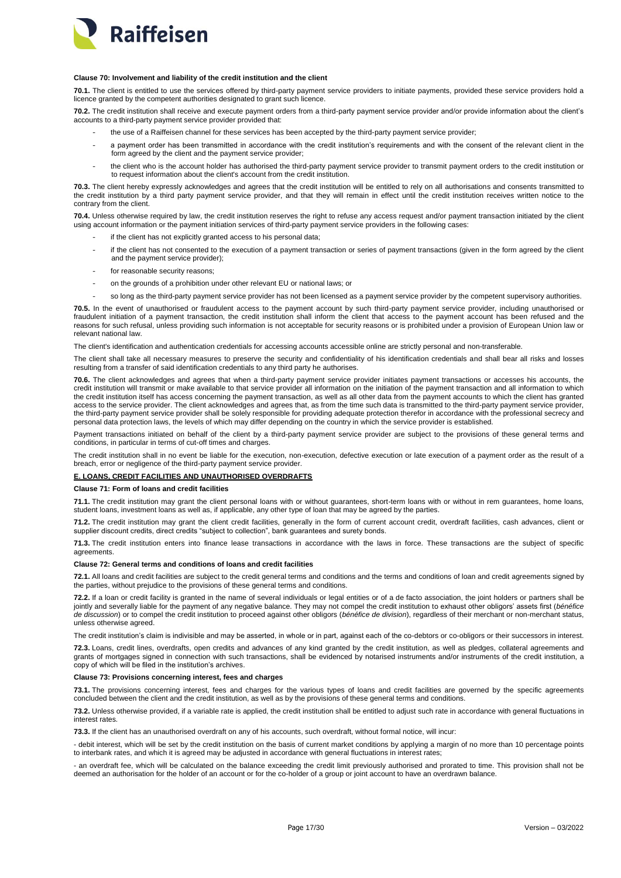#### Clause 70: Involvement and liability of the credit institution and the client

**70.1.** The client is entitled to use the services offered by third-party payment service providers to initiate payments, provided these service providers hold a licence granted by the competent authorities designated to grant such licence.

**70.2.** The credit institution shall receive and execute payment orders from a third-party payment service provider and/or provide information about the client's accounts to a third-party payment service provider provided that:

- the use of a Raiffeisen channel for these services has been accepted by the third-party payment service provider;
- a payment order has been transmitted in accordance with the credit institution's requirements and with the consent of the relevant client in the form agreed by the client and the payment service provider;
- the client who is the account holder has authorised the third-party payment service provider to transmit payment orders to the credit institution or to request information about the client's account from the credit institution.

**70.3.** The client hereby expressly acknowledges and agrees that the credit institution will be entitled to rely on all authorisations and consents transmitted to the credit institution by a third party payment service provider, and that they will remain in effect until the credit institution receives written notice to the contrary from the client.

**70.4.** Unless otherwise required by law, the credit institution reserves the right to refuse any access request and/or payment transaction initiated by the client using account information or the payment initiation services of third-party payment service providers in the following cases:

- if the client has not explicitly granted access to his personal data;
- if the client has not consented to the execution of a payment transaction or series of payment transactions (given in the form agreed by the client and the payment service provider);
- for reasonable security reasons;
- on the grounds of a prohibition under other relevant EU or national laws; or
- so long as the third-party payment service provider has not been licensed as a payment service provider by the competent supervisory authorities.

**70.5.** In the event of unauthorised or fraudulent access to the payment account by such third-party payment service provider, including unauthorised or fraudulent initiation of a payment transaction, the credit institution shall inform the client that access to the payment account has been refused and the reasons for such refusal, unless providing such information is not acceptable for security reasons or is prohibited under a provision of European Union law or relevant national law.

The client's identification and authentication credentials for accessing accounts accessible online are strictly personal and non-transferable.

The client shall take all necessary measures to preserve the security and confidentiality of his identification credentials and shall bear all risks and losses resulting from a transfer of said identification credentials to any third party he authorises.

**70.6.** The client acknowledges and agrees that when a third-party payment service provider initiates payment transactions or accesses his accounts, the credit institution will transmit or make available to that service provider all information on the initiation of the payment transaction and all information to which the credit institution itself has access concerning the payment transaction, as well as all other data from the payment accounts to which the client has granted access to the service provider. The client acknowledges and agrees that, as from the time such data is transmitted to the third-party payment service provider, the third-party payment service provider shall be solely responsible for providing adequate protection therefor in accordance with the professional secrecy and personal data protection laws, the levels of which may differ depending on the country in which the service provider is established.

Payment transactions initiated on behalf of the client by a third-party payment service provider are subject to the provisions of these general terms and conditions, in particular in terms of cut-off times and charges.

The credit institution shall in no event be liable for the execution, non-execution, defective execution or late execution of a payment order as the result of a breach, error or negligence of the third-party payment service provider.

### E. LOANS, CREDIT FACILITIES AND UNAUTHORISED OVERDRAFTS

#### Clause 71: Form of loans and credit facilities

**71.1.** The credit institution may grant the client personal loans with or without guarantees, short-term loans with or without in rem guarantees, home loans, student loans, investment loans as well as, if applicable, any other type of loan that may be agreed by the parties.

**71.2.** The credit institution may grant the client credit facilities, generally in the form of current account credit, overdraft facilities, cash advances, client or supplier discount credits, direct credits "subject to collection", bank guarantees and surety bonds.

**71.3.** The credit institution enters into finance lease transactions in accordance with the laws in force. These transactions are the subject of specific agreements.

#### Clause 72: General terms and conditions of loans and credit facilities

**72.1.** All loans and credit facilities are subject to the credit general terms and conditions and the terms and conditions of loan and credit agreements signed by the parties, without prejudice to the provisions of these general terms and conditions.

**72.2.** If a loan or credit facility is granted in the name of several individuals or legal entities or of a de facto association, the joint holders or partners shall be jointly and severally liable for the payment of any negative balance. They may not compel the credit institution to exhaust other obligors' assets first (*bénéfice de discussion*) or to compel the credit institution to proceed against other obligors (*bénéfice de division*), regardless of their merchant or non-merchant status, unless otherwise agreed.

The credit institution's claim is indivisible and may be asserted, in whole or in part, against each of the co-debtors or co-obligors or their successors in interest.

**72.3.** Loans, credit lines, overdrafts, open credits and advances of any kind granted by the credit institution, as well as pledges, collateral agreements and grants of mortgages signed in connection with such transactions, shall be evidenced by notarised instruments and/or instruments of the credit institution, a copy of which will be filed in the institution's archives.

#### Clause 73: Provisions concerning interest, fees and charges

**73.1.** The provisions concerning interest, fees and charges for the various types of loans and credit facilities are governed by the specific agreements concluded between the client and the credit institution, as well as by the provisions of these general terms and conditions.

**73.2.** Unless otherwise provided, if a variable rate is applied, the credit institution shall be entitled to adjust such rate in accordance with general fluctuations in interest rates.

**73.3.** If the client has an unauthorised overdraft on any of his accounts, such overdraft, without formal notice, will incur:

- debit interest, which will be set by the credit institution on the basis of current market conditions by applying a margin of no more than 10 percentage points to interbank rates, and which it is agreed may be adjusted in accordance with general fluctuations in interest rates;

- an overdraft fee, which will be calculated on the balance exceeding the credit limit previously authorised and prorated to time. This provision shall not be deemed an authorisation for the holder of an account or for the co-holder of a group or joint account to have an overdrawn balance.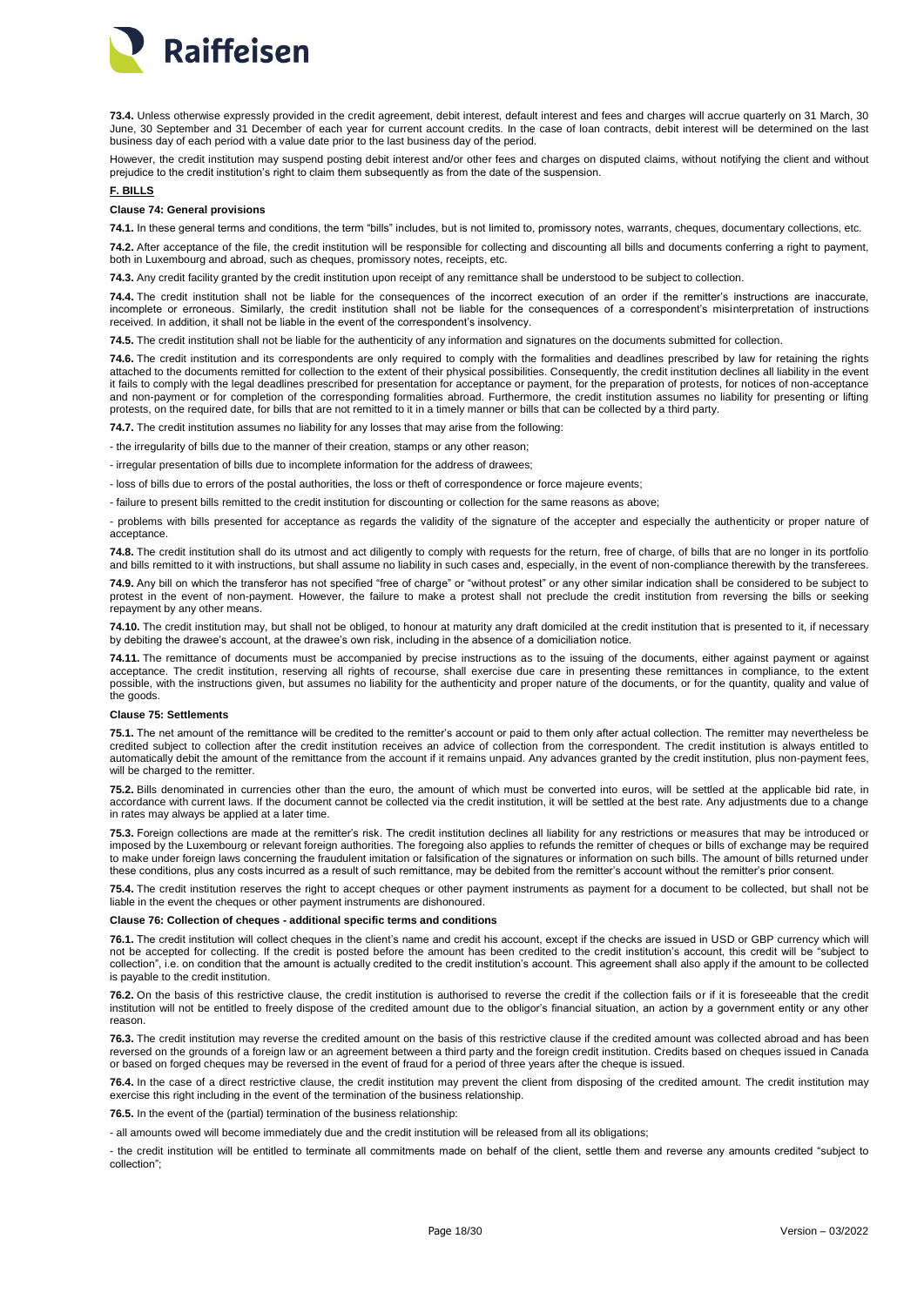**73.4.** Unless otherwise expressly provided in the credit agreement, debit interest, default interest and fees and charges will accrue quarterly on 31 March, 30 June, 30 September and 31 December of each year for current account credits. In the case of loan contracts, debit interest will be determined on the last business day of each period with a value date prior to the last business day of the period.

However, the credit institution may suspend posting debit interest and/or other fees and charges on disputed claims, without notifying the client and without prejudice to the credit institution's right to claim them subsequently as from the date of the suspension.

**F. BILLS**

**Clause 74: General provisions**

**74.1.** In these general terms and conditions, the term "bills" includes, but is not limited to, promissory notes, warrants, cheques, documentary collections, etc.

**74.2.** After acceptance of the file, the credit institution will be responsible for collecting and discounting all bills and documents conferring a right to payment, both in Luxembourg and abroad, such as cheques, promissory notes, receipts, etc.

**74.3.** Any credit facility granted by the credit institution upon receipt of any remittance shall be understood to be subject to collection.

**74.4.** The credit institution shall not be liable for the consequences of the incorrect execution of an order if the remitter's instructions are inaccurate, incomplete or erroneous. Similarly, the credit institution shall not be liable for the consequences of a correspondent's misinterpretation of instructions received. In addition, it shall not be liable in the event of the correspondent's insolvency.

**74.5.** The credit institution shall not be liable for the authenticity of any information and signatures on the documents submitted for collection.

**74.6.** The credit institution and its correspondents are only required to comply with the formalities and deadlines prescribed by law for retaining the rights attached to the documents remitted for collection to the extent of their physical possibilities. Consequently, the credit institution declines all liability in the event it fails to comply with the legal deadlines prescribed for presentation for acceptance or payment, for the preparation of protests, for notices of non-acceptance and non-payment or for completion of the corresponding formalities abroad. Furthermore, the credit institution assumes no liability for presenting or lifting protests, on the required date, for bills that are not remitted to it in a timely manner or bills that can be collected by a third party.

**74.7.** The credit institution assumes no liability for any losses that may arise from the following:

- the irregularity of bills due to the manner of their creation, stamps or any other reason;
- irregular presentation of bills due to incomplete information for the address of drawees;
- loss of bills due to errors of the postal authorities, the loss or theft of correspondence or force majeure events;
- failure to present bills remitted to the credit institution for discounting or collection for the same reasons as above;
- problems with bills presented for acceptance as regards the validity of the signature of the accepter and especially the authenticity or proper nature of acceptance.

**74.8.** The credit institution shall do its utmost and act diligently to comply with requests for the return, free of charge, of bills that are no longer in its portfolio and bills remitted to it with instructions, but shall assume no liability in such cases and, especially, in the event of non-compliance therewith by the transferees.

**74.9.** Any bill on which the transferor has not specified "free of charge" or "without protest" or any other similar indication shall be considered to be subject to protest in the event of non-payment. However, the failure to make a protest shall not preclude the credit institution from reversing the bills or seeking repayment by any other means.

**74.10.** The credit institution may, but shall not be obliged, to honour at maturity any draft domiciled at the credit institution that is presented to it, if necessary by debiting the drawee's account, at the drawee's own risk, including in the absence of a domiciliation notice.

**74.11.** The remittance of documents must be accompanied by precise instructions as to the issuing of the documents, either against payment or against acceptance. The credit institution, reserving all rights of recourse, shall exercise due care in presenting these remittances in compliance, to the extent possible, with the instructions given, but assumes no liability for the authenticity and proper nature of the documents, or for the quantity, quality and value of the goods.

**Clause 75: Settlements**

**75.1.** The net amount of the remittance will be credited to the remitter's account or paid to them only after actual collection. The remitter may nevertheless be credited subject to collection after the credit institution receives an advice of collection from the correspondent. The credit institution is always entitled to automatically debit the amount of the remittance from the account if it remains unpaid. Any advances granted by the credit institution, plus non-payment fees, will be charged to the remitter.

**75.2.** Bills denominated in currencies other than the euro, the amount of which must be converted into euros, will be settled at the applicable bid rate, in accordance with current laws. If the document cannot be collected via the credit institution, it will be settled at the best rate. Any adjustments due to a change in rates may always be applied at a later time.

**75.3.** Foreign collections are made at the remitter's risk. The credit institution declines all liability for any restrictions or measures that may be introduced or imposed by the Luxembourg or relevant foreign authorities. The foregoing also applies to refunds the remitter of cheques or bills of exchange may be required to make under foreign laws concerning the fraudulent imitation or falsification of the signatures or information on such bills. The amount of bills returned under these conditions, plus any costs incurred as a result of such remittance, may be debited from the remitter's account without the remitter's prior consent.

**75.4.** The credit institution reserves the right to accept cheques or other payment instruments as payment for a document to be collected, but shall not be liable in the event the cheques or other payment instruments are dishonoured.

**Clause 76: Collection of cheques - additional specific terms and conditions**

**76.1.** The credit institution will collect cheques in the client's name and credit his account, except if the checks are issued in USD or GBP currency which will not be accepted for collecting. If the credit is posted before the amount has been credited to the credit institution's account, this credit will be "subject to collection", i.e. on condition that the amount is actually credited to the credit institution's account. This agreement shall also apply if the amount to be collected is payable to the credit institution.

**76.2.** On the basis of this restrictive clause, the credit institution is authorised to reverse the credit if the collection fails or if it is foreseeable that the credit institution will not be entitled to freely dispose of the credited amount due to the obligor's financial situation, an action by a government entity or any other reason.

**76.3.** The credit institution may reverse the credited amount on the basis of this restrictive clause if the credited amount was collected abroad and has been reversed on the grounds of a foreign law or an agreement between a third party and the foreign credit institution. Credits based on cheques issued in Canada or based on forged cheques may be reversed in the event of fraud for a period of three years after the cheque is issued.

**76.4.** In the case of a direct restrictive clause, the credit institution may prevent the client from disposing of the credited amount. The credit institution may exercise this right including in the event of the termination of the business relationship.

**76.5.** In the event of the (partial) termination of the business relationship:

- all amounts owed will become immediately due and the credit institution will be released from all its obligations;
- the credit institution will be entitled to terminate all commitments made on behalf of the client, settle them and reverse any amounts credited "subject to collection";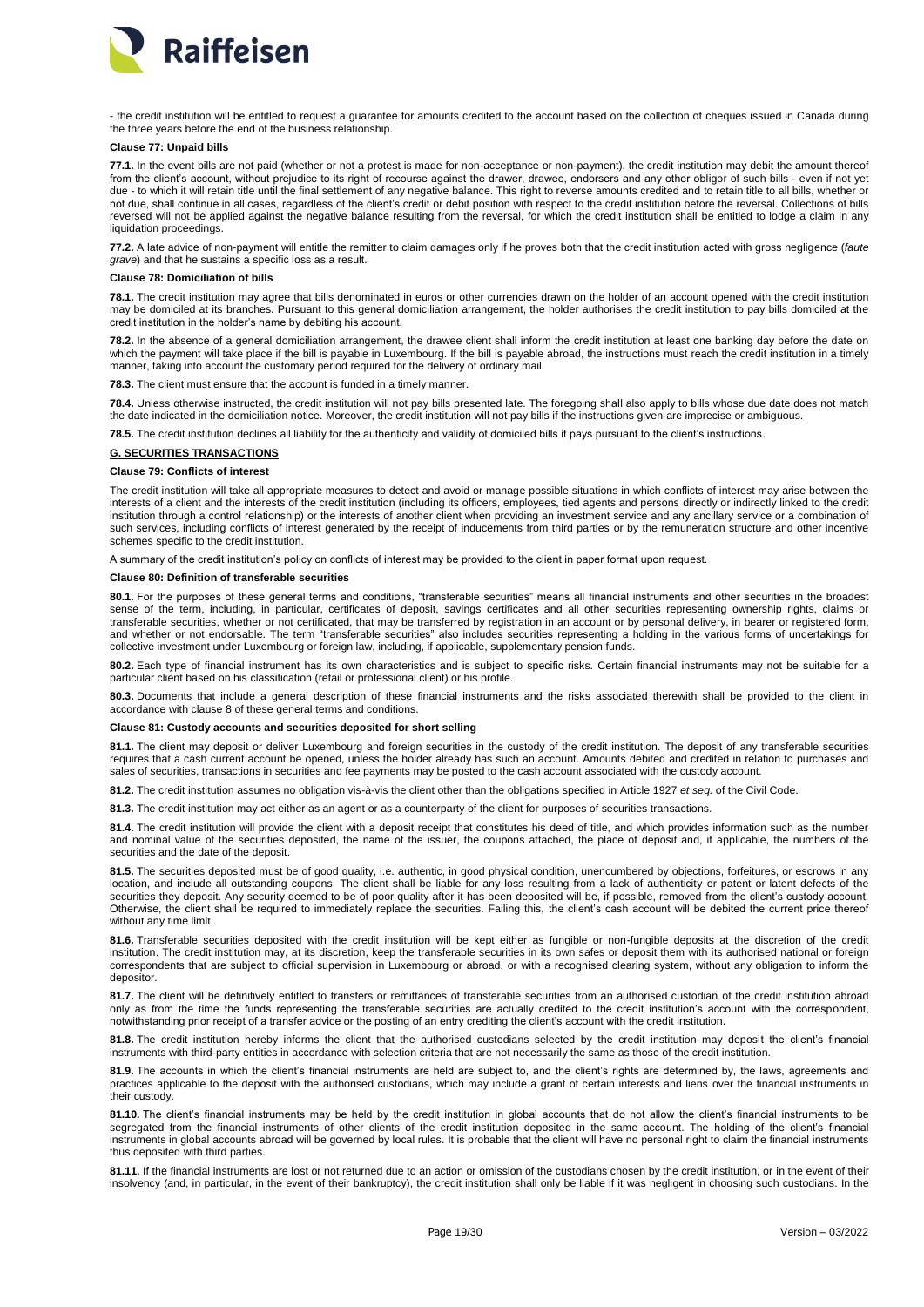- the credit institution will be entitled to request a guarantee for amounts credited to the account based on the collection of cheques issued in Canada during the three years before the end of the business relationship.

**Clause 77: Unpaid bills**

**77.1.** In the event bills are not paid (whether or not a protest is made for non-acceptance or non-payment), the credit institution may debit the amount thereof from the client's account, without prejudice to its right of recourse against the drawer, drawee, endorsers and any other obligor of such bills - even if not yet due - to which it will retain title until the final settlement of any negative balance. This right to reverse amounts credited and to retain title to all bills, whether or not due, shall continue in all cases, regardless of the client's credit or debit position with respect to the credit institution before the reversal. Collections of bills reversed will not be applied against the negative balance resulting from the reversal, for which the credit institution shall be entitled to lodge a claim in any liquidation proceedings.

**77.2.** A late advice of non-payment will entitle the remitter to claim damages only if he proves both that the credit institution acted with gross negligence (*faute grave*) and that he sustains a specific loss as a result.

**Clause 78: Domiciliation of bills**

**78.1.** The credit institution may agree that bills denominated in euros or other currencies drawn on the holder of an account opened with the credit institution may be domiciled at its branches. Pursuant to this general domiciliation arrangement, the holder authorises the credit institution to pay bills domiciled at the credit institution in the holder's name by debiting his account.

**78.2.** In the absence of a general domiciliation arrangement, the drawee client shall inform the credit institution at least one banking day before the date on which the payment will take place if the bill is payable in Luxembourg. If the bill is payable abroad, the instructions must reach the credit institution in a timely manner, taking into account the customary period required for the delivery of ordinary mail.

**78.3.** The client must ensure that the account is funded in a timely manner.

**78.4.** Unless otherwise instructed, the credit institution will not pay bills presented late. The foregoing shall also apply to bills whose due date does not match the date indicated in the domiciliation notice. Moreover, the credit institution will not pay bills if the instructions given are imprecise or ambiguous.

**78.5.** The credit institution declines all liability for the authenticity and validity of domiciled bills it pays pursuant to the client's instructions.

## G. SECURITIES TRANSACTIONS

**Clause 79: Conflicts of interest**

The credit institution will take all appropriate measures to detect and avoid or manage possible situations in which conflicts of interest may arise between the interests of a client and the interests of the credit institution (including its officers, employees, tied agents and persons directly or indirectly linked to the credit institution through a control relationship) or the interests of another client when providing an investment service and any ancillary service or a combination of such services, including conflicts of interest generated by the receipt of inducements from third parties or by the remuneration structure and other incentive schemes specific to the credit institution.

A summary of the credit institution's policy on conflicts of interest may be provided to the client in paper format upon request.

**Clause 80: Definition of transferable securities**

**80.1.** For the purposes of these general terms and conditions, "transferable securities" means all financial instruments and other securities in the broadest sense of the term, including, in particular, certificates of deposit, savings certificates and all other securities representing ownership rights, claims or transferable securities, whether or not certificated, that may be transferred by registration in an account or by personal delivery, in bearer or registered form, and whether or not endorsable. The term "transferable securities" also includes securities representing a holding in the various forms of undertakings for collective investment under Luxembourg or foreign law, including, if applicable, supplementary pension funds.

**80.2.** Each type of financial instrument has its own characteristics and is subject to specific risks. Certain financial instruments may not be suitable for a particular client based on his classification (retail or professional client) or his profile.

**80.3.** Documents that include a general description of these financial instruments and the risks associated therewith shall be provided to the client in accordance with clause 8 of these general terms and conditions.

**Clause 81: Custody accounts and securities deposited for short selling**

**81.1.** The client may deposit or deliver Luxembourg and foreign securities in the custody of the credit institution. The deposit of any transferable securities requires that a cash current account be opened, unless the holder already has such an account. Amounts debited and credited in relation to purchases and sales of securities, transactions in securities and fee payments may be posted to the cash account associated with the custody account.

**81.2.** The credit institution assumes no obligation vis-à-vis the client other than the obligations specified in Article 1927 *et seq.* of the Civil Code.

**81.3.** The credit institution may act either as an agent or as a counterparty of the client for purposes of securities transactions.

**81.4.** The credit institution will provide the client with a deposit receipt that constitutes his deed of title, and which provides information such as the number and nominal value of the securities deposited, the name of the issuer, the coupons attached, the place of deposit and, if applicable, the numbers of the securities and the date of the deposit.

**81.5.** The securities deposited must be of good quality, i.e. authentic, in good physical condition, unencumbered by objections, forfeitures, or escrows in any location, and include all outstanding coupons. The client shall be liable for any loss resulting from a lack of authenticity or patent or latent defects of the securities they deposit. Any security deemed to be of poor quality after it has been deposited will be, if possible, removed from the client's custody account. Otherwise, the client shall be required to immediately replace the securities. Failing this, the client's cash account will be debited the current price thereof without any time limit.

**81.6.** Transferable securities deposited with the credit institution will be kept either as fungible or non-fungible deposits at the discretion of the credit institution. The credit institution may, at its discretion, keep the transferable securities in its own safes or deposit them with its authorised national or foreign correspondents that are subject to official supervision in Luxembourg or abroad, or with a recognised clearing system, without any obligation to inform the depositor.

**81.7.** The client will be definitively entitled to transfers or remittances of transferable securities from an authorised custodian of the credit institution abroad only as from the time the funds representing the transferable securities are actually credited to the credit institution's account with the correspondent, notwithstanding prior receipt of a transfer advice or the posting of an entry crediting the client's account with the credit institution.

**81.8.** The credit institution hereby informs the client that the authorised custodians selected by the credit institution may deposit the client's financial instruments with third-party entities in accordance with selection criteria that are not necessarily the same as those of the credit institution.

**81.9.** The accounts in which the client's financial instruments are held are subject to, and the client's rights are determined by, the laws, agreements and practices applicable to the deposit with the authorised custodians, which may include a grant of certain interests and liens over the financial instruments in their custody.

**81.10.** The client's financial instruments may be held by the credit institution in global accounts that do not allow the client's financial instruments to be segregated from the financial instruments of other clients of the credit institution deposited in the same account. The holding of the client's financial instruments in global accounts abroad will be governed by local rules. It is probable that the client will have no personal right to claim the financial instruments thus deposited with third parties.

**81.11.** If the financial instruments are lost or not returned due to an action or omission of the custodians chosen by the credit institution, or in the event of their insolvency (and, in particular, in the event of their bankruptcy), the credit institution shall only be liable if it was negligent in choosing such custodians. In the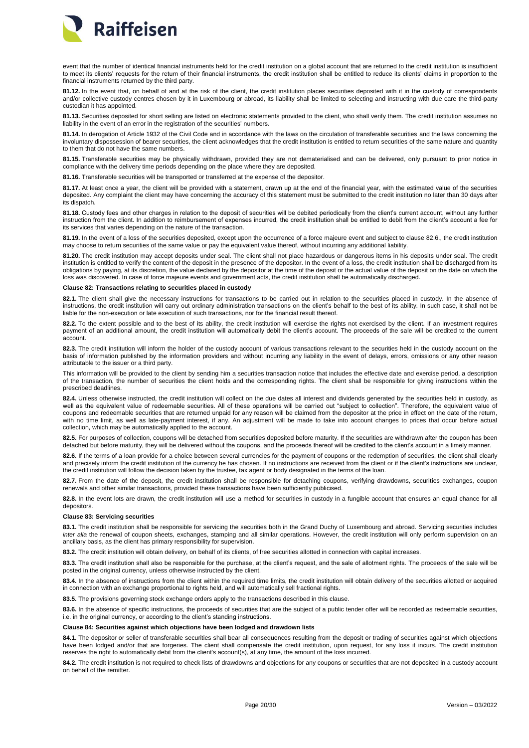event that the number of identical financial instruments held for the credit institution on a global account that are returned to the credit institution is insufficient to meet its clients' requests for the return of their financial instruments, the credit institution shall be entitled to reduce its clients' claims in proportion to the financial instruments returned by the third party.

**81.12.** In the event that, on behalf of and at the risk of the client, the credit institution places securities deposited with it in the custody of correspondents and/or collective custody centres chosen by it in Luxembourg or abroad, its liability shall be limited to selecting and instructing with due care the third-party custodian it has appointed.

**81.13.** Securities deposited for short selling are listed on electronic statements provided to the client, who shall verify them. The credit institution assumes no liability in the event of an error in the registration of the securities' numbers.

**81.14.** In derogation of Article 1932 of the Civil Code and in accordance with the laws on the circulation of transferable securities and the laws concerning the involuntary dispossession of bearer securities, the client acknowledges that the credit institution is entitled to return securities of the same nature and quantity to them that do not have the same numbers.

**81.15.** Transferable securities may be physically withdrawn, provided they are not dematerialised and can be delivered, only pursuant to prior notice in compliance with the delivery time periods depending on the place where they are deposited.

**81.16.** Transferable securities will be transported or transferred at the expense of the depositor.

**81.17.** At least once a year, the client will be provided with a statement, drawn up at the end of the financial year, with the estimated value of the securities deposited. Any complaint the client may have concerning the accuracy of this statement must be submitted to the credit institution no later than 30 days after its dispatch.

**81.18.** Custody fees and other charges in relation to the deposit of securities will be debited periodically from the client's current account, without any further instruction from the client. In addition to reimbursement of expenses incurred, the credit institution shall be entitled to debit from the client's account a fee for its services that varies depending on the nature of the transaction.

**81.19.** In the event of a loss of the securities deposited, except upon the occurrence of a force majeure event and subject to clause 82.6., the credit institution may choose to return securities of the same value or pay the equivalent value thereof, without incurring any additional liability.

**81.20.** The credit institution may accept deposits under seal. The client shall not place hazardous or dangerous items in his deposits under seal. The credit institution is entitled to verify the content of the deposit in the presence of the depositor. In the event of a loss, the credit institution shall be discharged from its obligations by paying, at its discretion, the value declared by the depositor at the time of the deposit or the actual value of the deposit on the date on which the loss was discovered. In case of force majeure events and government acts, the credit institution shall be automatically discharged.

#### Clause 82: Transactions relating to securities placed in custody

**82.1.** The client shall give the necessary instructions for transactions to be carried out in relation to the securities placed in custody. In the absence of instructions, the credit institution will carry out ordinary administration transactions on the client's behalf to the best of its ability. In such case, it shall not be liable for the non-execution or late execution of such transactions, nor for the financial result thereof.

**82.2.** To the extent possible and to the best of its ability, the credit institution will exercise the rights not exercised by the client. If an investment requires payment of an additional amount, the credit institution will automatically debit the client's account. The proceeds of the sale will be credited to the current account.

**82.3.** The credit institution will inform the holder of the custody account of various transactions relevant to the securities held in the custody account on the basis of information published by the information providers and without incurring any liability in the event of delays, errors, omissions or any other reason attributable to the issuer or a third party.

This information will be provided to the client by sending him a securities transaction notice that includes the effective date and exercise period, a description of the transaction, the number of securities the client holds and the corresponding rights. The client shall be responsible for giving instructions within the prescribed deadlines.

**82.4.** Unless otherwise instructed, the credit institution will collect on the due dates all interest and dividends generated by the securities held in custody, as well as the equivalent value of redeemable securities. All of these operations will be carried out "subject to collection". Therefore, the equivalent value of coupons and redeemable securities that are returned unpaid for any reason will be claimed from the depositor at the price in effect on the date of the return, with no time limit, as well as late-payment interest, if any. An adjustment will be made to take into account changes to prices that occur before actual collection, which may be automatically applied to the account.

**82.5.** For purposes of collection, coupons will be detached from securities deposited before maturity. If the securities are withdrawn after the coupon has been detached but before maturity, they will be delivered without the coupons, and the proceeds thereof will be credited to the client's account in a timely manner.

**82.6.** If the terms of a loan provide for a choice between several currencies for the payment of coupons or the redemption of securities, the client shall clearly and precisely inform the credit institution of the currency he has chosen. If no instructions are received from the client or if the client's instructions are unclear, the credit institution will follow the decision taken by the trustee, tax agent or body designated in the terms of the loan.

**82.7.** From the date of the deposit, the credit institution shall be responsible for detaching coupons, verifying drawdowns, securities exchanges, coupon renewals and other similar transactions, provided these transactions have been sufficiently publicised.

**82.8.** In the event lots are drawn, the credit institution will use a method for securities in custody in a fungible account that ensures an equal chance for all depositors.

#### Clause 83: Servicing securities

**83.1.** The credit institution shall be responsible for servicing the securities both in the Grand Duchy of Luxembourg and abroad. Servicing securities includes *inter alia* the renewal of coupon sheets, exchanges, stamping and all similar operations. However, the credit institution will only perform supervision on an ancillary basis, as the client has primary responsibility for supervision.

**83.2.** The credit institution will obtain delivery, on behalf of its clients, of free securities allotted in connection with capital increases.

**83.3.** The credit institution shall also be responsible for the purchase, at the client's request, and the sale of allotment rights. The proceeds of the sale will be posted in the original currency, unless otherwise instructed by the client.

**83.4.** In the absence of instructions from the client within the required time limits, the credit institution will obtain delivery of the securities allotted or acquired in connection with an exchange proportional to rights held, and will automatically sell fractional rights.

**83.5.** The provisions governing stock exchange orders apply to the transactions described in this clause.

**83.6.** In the absence of specific instructions, the proceeds of securities that are the subject of a public tender offer will be recorded as redeemable securities, i.e. in the original currency, or according to the client's standing instructions.

#### Clause 84: Securities against which objections have been lodged and drawdown lists

**84.1.** The depositor or seller of transferable securities shall bear all consequences resulting from the deposit or trading of securities against which objections have been lodged and/or that are forgeries. The client shall compensate the credit institution, upon request, for any loss it incurs. The credit institution reserves the right to automatically debit from the client's account(s), at any time, the amount of the loss incurred.

**84.2.** The credit institution is not required to check lists of drawdowns and objections for any coupons or securities that are not deposited in a custody account on behalf of the remitter.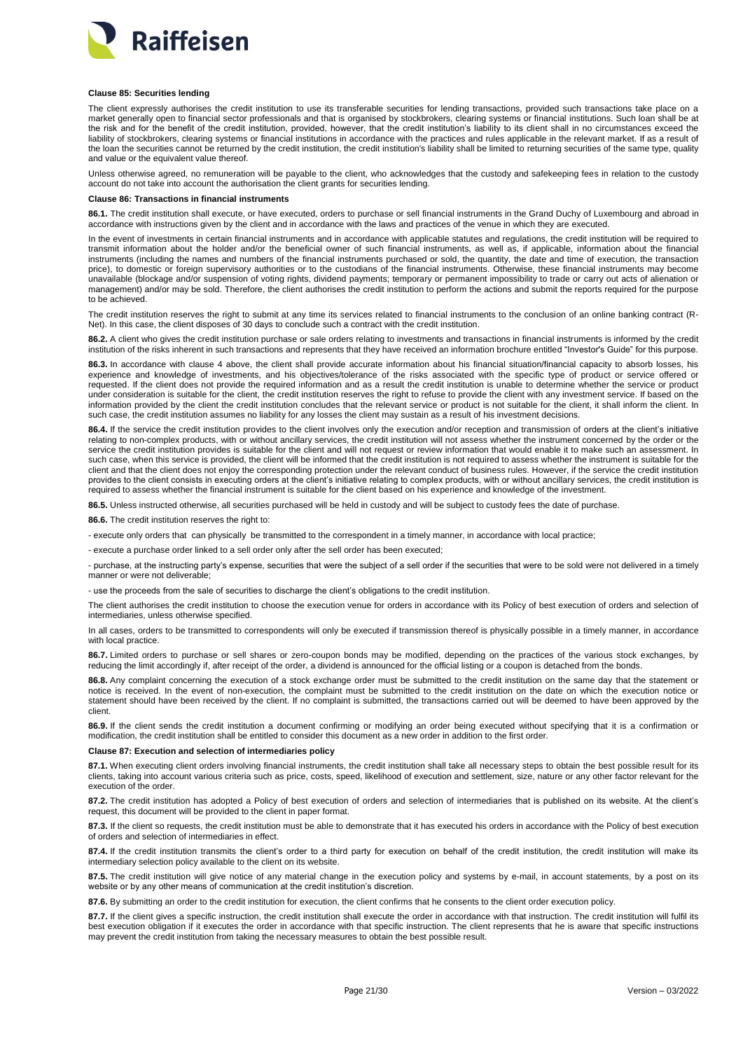**Clause 85: Securities lending**

The client expressly authorises the credit institution to use its transferable securities for lending transactions, provided such transactions take place on a market generally open to financial sector professionals and that is organised by stockbrokers, clearing systems or financial institutions. Such loan shall be at the risk and for the benefit of the credit institution, provided, however, that the credit institution's liability to its client shall in no circumstances exceed the liability of stockbrokers, clearing systems or financial institutions in accordance with the practices and rules applicable in the relevant market. If as a result of the loan the securities cannot be returned by the credit institution, the credit institution's liability shall be limited to returning securities of the same type, quality and value or the equivalent value thereof.

Unless otherwise agreed, no remuneration will be payable to the client, who acknowledges that the custody and safekeeping fees in relation to the custody account do not take into account the authorisation the client grants for securities lending.

**Clause 86: Transactions in financial instruments**

**86.1.** The credit institution shall execute, or have executed, orders to purchase or sell financial instruments in the Grand Duchy of Luxembourg and abroad in accordance with instructions given by the client and in accordance with the laws and practices of the venue in which they are executed.

In the event of investments in certain financial instruments and in accordance with applicable statutes and regulations, the credit institution will be required to transmit information about the holder and/or the beneficial owner of such financial instruments, as well as, if applicable, information about the financial instruments (including the names and numbers of the financial instruments purchased or sold, the quantity, the date and time of execution, the transaction price), to domestic or foreign supervisory authorities or to the custodians of the financial instruments. Otherwise, these financial instruments may become unavailable (blockage and/or suspension of voting rights, dividend payments; temporary or permanent impossibility to trade or carry out acts of alienation or management) and/or may be sold. Therefore, the client authorises the credit institution to perform the actions and submit the reports required for the purpose to be achieved.

The credit institution reserves the right to submit at any time its services related to financial instruments to the conclusion of an online banking contract (R-Net). In this case, the client disposes of 30 days to conclude such a contract with the credit institution.

**86.2.** A client who gives the credit institution purchase or sale orders relating to investments and transactions in financial instruments is informed by the credit institution of the risks inherent in such transactions and represents that they have received an information brochure entitled "Investor's Guide" for this purpose.

**86.3.** In accordance with clause 4 above, the client shall provide accurate information about his financial situation/financial capacity to absorb losses, his experience and knowledge of investments, and his objectives/tolerance of the risks associated with the specific type of product or service offered or requested. If the client does not provide the required information and as a result the credit institution is unable to determine whether the service or product under consideration is suitable for the client, the credit institution reserves the right to refuse to provide the client with any investment service. If based on the information provided by the client the credit institution concludes that the relevant service or product is not suitable for the client, it shall inform the client. In such case, the credit institution assumes no liability for any losses the client may sustain as a result of his investment decisions.

**86.4.** If the service the credit institution provides to the client involves only the execution and/or reception and transmission of orders at the client's initiative relating to non-complex products, with or without ancillary services, the credit institution will not assess whether the instrument concerned by the order or the service the credit institution provides is suitable for the client and will not request or review information that would enable it to make such an assessment. In such case, when this service is provided, the client will be informed that the credit institution is not required to assess whether the instrument is suitable for the client and that the client does not enjoy the corresponding protection under the relevant conduct of business rules. However, if the service the credit institution provides to the client consists in executing orders at the client's initiative relating to complex products, with or without ancillary services, the credit institution is required to assess whether the financial instrument is suitable for the client based on his experience and knowledge of the investment.

**86.5.** Unless instructed otherwise, all securities purchased will be held in custody and will be subject to custody fees the date of purchase.

**86.6.** The credit institution reserves the right to:

- execute only orders that can physically be transmitted to the correspondent in a timely manner, in accordance with local practice;

- execute a purchase order linked to a sell order only after the sell order has been executed;

- purchase, at the instructing party's expense, securities that were the subject of a sell order if the securities that were to be sold were not delivered in a timely manner or were not deliverable;

- use the proceeds from the sale of securities to discharge the client's obligations to the credit institution.

The client authorises the credit institution to choose the execution venue for orders in accordance with its Policy of best execution of orders and selection of intermediaries, unless otherwise specified.

In all cases, orders to be transmitted to correspondents will only be executed if transmission thereof is physically possible in a timely manner, in accordance with local practice.

**86.7.** Limited orders to purchase or sell shares or zero-coupon bonds may be modified, depending on the practices of the various stock exchanges, by reducing the limit accordingly if, after receipt of the order, a dividend is announced for the official listing or a coupon is detached from the bonds.

**86.8.** Any complaint concerning the execution of a stock exchange order must be submitted to the credit institution on the same day that the statement or notice is received. In the event of non-execution, the complaint must be submitted to the credit institution on the date on which the execution notice or statement should have been received by the client. If no complaint is submitted, the transactions carried out will be deemed to have been approved by the client.

**86.9.** If the client sends the credit institution a document confirming or modifying an order being executed without specifying that it is a confirmation or modification, the credit institution shall be entitled to consider this document as a new order in addition to the first order.

**Clause 87: Execution and selection of intermediaries policy**

**87.1.** When executing client orders involving financial instruments, the credit institution shall take all necessary steps to obtain the best possible result for its clients, taking into account various criteria such as price, costs, speed, likelihood of execution and settlement, size, nature or any other factor relevant for the execution of the order.

**87.2.** The credit institution has adopted a Policy of best execution of orders and selection of intermediaries that is published on its website. At the client's request, this document will be provided to the client in paper format.

**87.3.** If the client so requests, the credit institution must be able to demonstrate that it has executed his orders in accordance with the Policy of best execution of orders and selection of intermediaries in effect.

**87.4.** If the credit institution transmits the client's order to a third party for execution on behalf of the credit institution, the credit institution will make its intermediary selection policy available to the client on its website.

**87.5.** The credit institution will give notice of any material change in the execution policy and systems by e-mail, in account statements, by a post on its website or by any other means of communication at the credit institution's discretion.

**87.6.** By submitting an order to the credit institution for execution, the client confirms that he consents to the client order execution policy.

**87.7.** If the client gives a specific instruction, the credit institution shall execute the order in accordance with that instruction. The credit institution will fulfil its best execution obligation if it executes the order in accordance with that specific instruction. The client represents that he is aware that specific instructions may prevent the credit institution from taking the necessary measures to obtain the best possible result.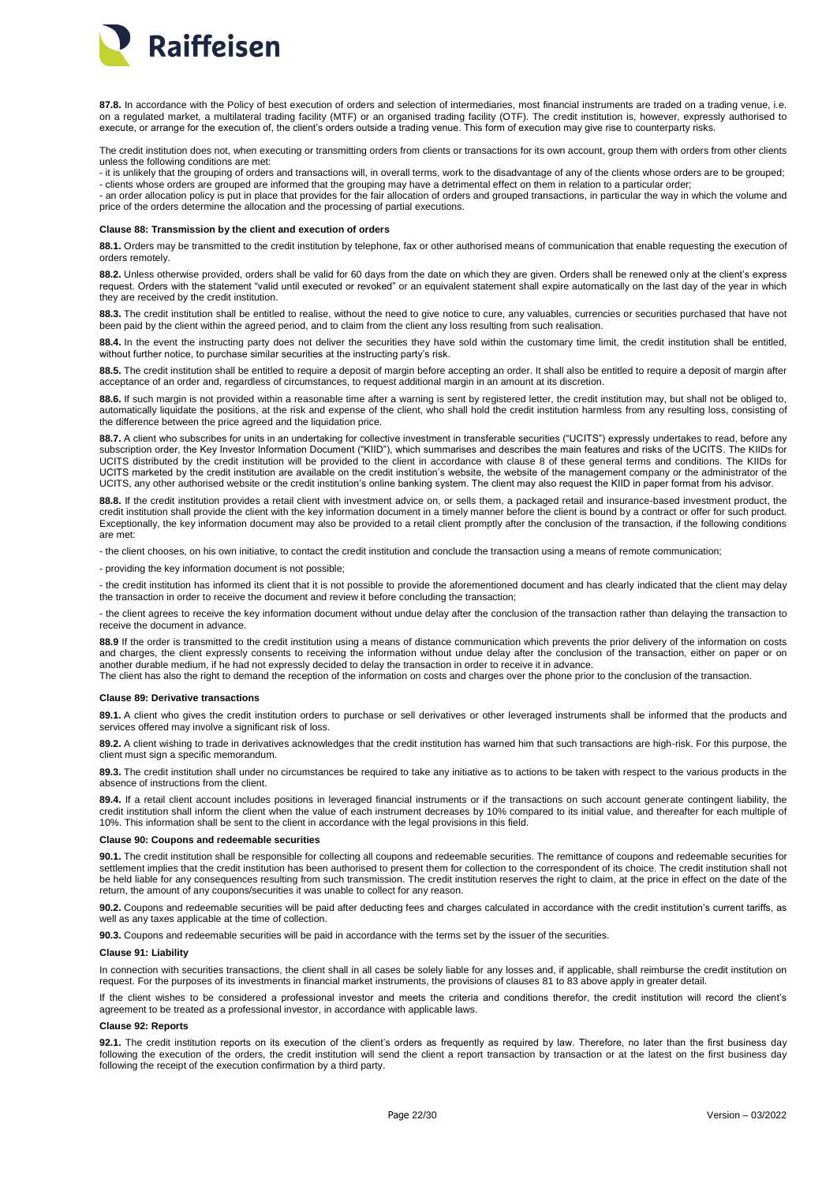**87.8.** In accordance with the Policy of best execution of orders and selection of intermediaries, most financial instruments are traded on a trading venue, i.e. on a regulated market, a multilateral trading facility (MTF) or an organised trading facility (OTF). The credit institution is, however, expressly authorised to execute, or arrange for the execution of, the client's orders outside a trading venue. This form of execution may give rise to counterparty risks.

The credit institution does not, when executing or transmitting orders from clients or transactions for its own account, group them with orders from other clients unless the following conditions are met:
- it is unlikely that the grouping of orders and transactions will, in overall terms, work to the disadvantage of any of the clients whose orders are to be grouped;
- clients whose orders are grouped are informed that the grouping may have a detrimental effect on them in relation to a particular order;
- an order allocation policy is put in place that provides for the fair allocation of orders and grouped transactions, in particular the way in which the volume and price of the orders determine the allocation and the processing of partial executions.

#### Clause 88: Transmission by the client and execution of orders

**88.1.** Orders may be transmitted to the credit institution by telephone, fax or other authorised means of communication that enable requesting the execution of orders remotely.

**88.2.** Unless otherwise provided, orders shall be valid for 60 days from the date on which they are given. Orders shall be renewed only at the client's express request. Orders with the statement "valid until executed or revoked" or an equivalent statement shall expire automatically on the last day of the year in which they are received by the credit institution.

**88.3.** The credit institution shall be entitled to realise, without the need to give notice to cure, any valuables, currencies or securities purchased that have not been paid by the client within the agreed period, and to claim from the client any loss resulting from such realisation.

**88.4.** In the event the instructing party does not deliver the securities they have sold within the customary time limit, the credit institution shall be entitled, without further notice, to purchase similar securities at the instructing party's risk.

**88.5.** The credit institution shall be entitled to require a deposit of margin before accepting an order. It shall also be entitled to require a deposit of margin after acceptance of an order and, regardless of circumstances, to request additional margin in an amount at its discretion.

**88.6.** If such margin is not provided within a reasonable time after a warning is sent by registered letter, the credit institution may, but shall not be obliged to, automatically liquidate the positions, at the risk and expense of the client, who shall hold the credit institution harmless from any resulting loss, consisting of the difference between the price agreed and the liquidation price.

**88.7.** A client who subscribes for units in an undertaking for collective investment in transferable securities ("UCITS") expressly undertakes to read, before any subscription order, the Key Investor Information Document ("KIID"), which summarises and describes the main features and risks of the UCITS. The KIIDs for UCITS distributed by the credit institution will be provided to the client in accordance with clause 8 of these general terms and conditions. The KIIDs for UCITS marketed by the credit institution are available on the credit institution's website, the website of the management company or the administrator of the UCITS, any other authorised website or the credit institution's online banking system. The client may also request the KIID in paper format from his advisor.

**88.8.** If the credit institution provides a retail client with investment advice on, or sells them, a packaged retail and insurance-based investment product, the credit institution shall provide the client with the key information document in a timely manner before the client is bound by a contract or offer for such product. Exceptionally, the key information document may also be provided to a retail client promptly after the conclusion of the transaction, if the following conditions are met:

- the client chooses, on his own initiative, to contact the credit institution and conclude the transaction using a means of remote communication;

- providing the key information document is not possible;

- the credit institution has informed its client that it is not possible to provide the aforementioned document and has clearly indicated that the client may delay the transaction in order to receive the document and review it before concluding the transaction;

- the client agrees to receive the key information document without undue delay after the conclusion of the transaction rather than delaying the transaction to receive the document in advance.

**88.9** If the order is transmitted to the credit institution using a means of distance communication which prevents the prior delivery of the information on costs and charges, the client expressly consents to receiving the information without undue delay after the conclusion of the transaction, either on paper or on another durable medium, if he had not expressly decided to delay the transaction in order to receive it in advance.
The client has also the right to demand the reception of the information on costs and charges over the phone prior to the conclusion of the transaction.

#### Clause 89: Derivative transactions

**89.1.** A client who gives the credit institution orders to purchase or sell derivatives or other leveraged instruments shall be informed that the products and services offered may involve a significant risk of loss.

**89.2.** A client wishing to trade in derivatives acknowledges that the credit institution has warned him that such transactions are high-risk. For this purpose, the client must sign a specific memorandum.

**89.3.** The credit institution shall under no circumstances be required to take any initiative as to actions to be taken with respect to the various products in the absence of instructions from the client.

**89.4.** If a retail client account includes positions in leveraged financial instruments or if the transactions on such account generate contingent liability, the credit institution shall inform the client when the value of each instrument decreases by 10% compared to its initial value, and thereafter for each multiple of 10%. This information shall be sent to the client in accordance with the legal provisions in this field.

#### Clause 90: Coupons and redeemable securities

**90.1.** The credit institution shall be responsible for collecting all coupons and redeemable securities. The remittance of coupons and redeemable securities for settlement implies that the credit institution has been authorised to present them for collection to the correspondent of its choice. The credit institution shall not be held liable for any consequences resulting from such transmission. The credit institution reserves the right to claim, at the price in effect on the date of the return, the amount of any coupons/securities it was unable to collect for any reason.

**90.2.** Coupons and redeemable securities will be paid after deducting fees and charges calculated in accordance with the credit institution's current tariffs, as well as any taxes applicable at the time of collection.

**90.3.** Coupons and redeemable securities will be paid in accordance with the terms set by the issuer of the securities.

#### Clause 91: Liability

In connection with securities transactions, the client shall in all cases be solely liable for any losses and, if applicable, shall reimburse the credit institution on request. For the purposes of its investments in financial market instruments, the provisions of clauses 81 to 83 above apply in greater detail.

If the client wishes to be considered a professional investor and meets the criteria and conditions therefor, the credit institution will record the client's agreement to be treated as a professional investor, in accordance with applicable laws.

#### Clause 92: Reports

**92.1.** The credit institution reports on its execution of the client's orders as frequently as required by law. Therefore, no later than the first business day following the execution of the orders, the credit institution will send the client a report transaction by transaction or at the latest on the first business day following the receipt of the execution confirmation by a third party.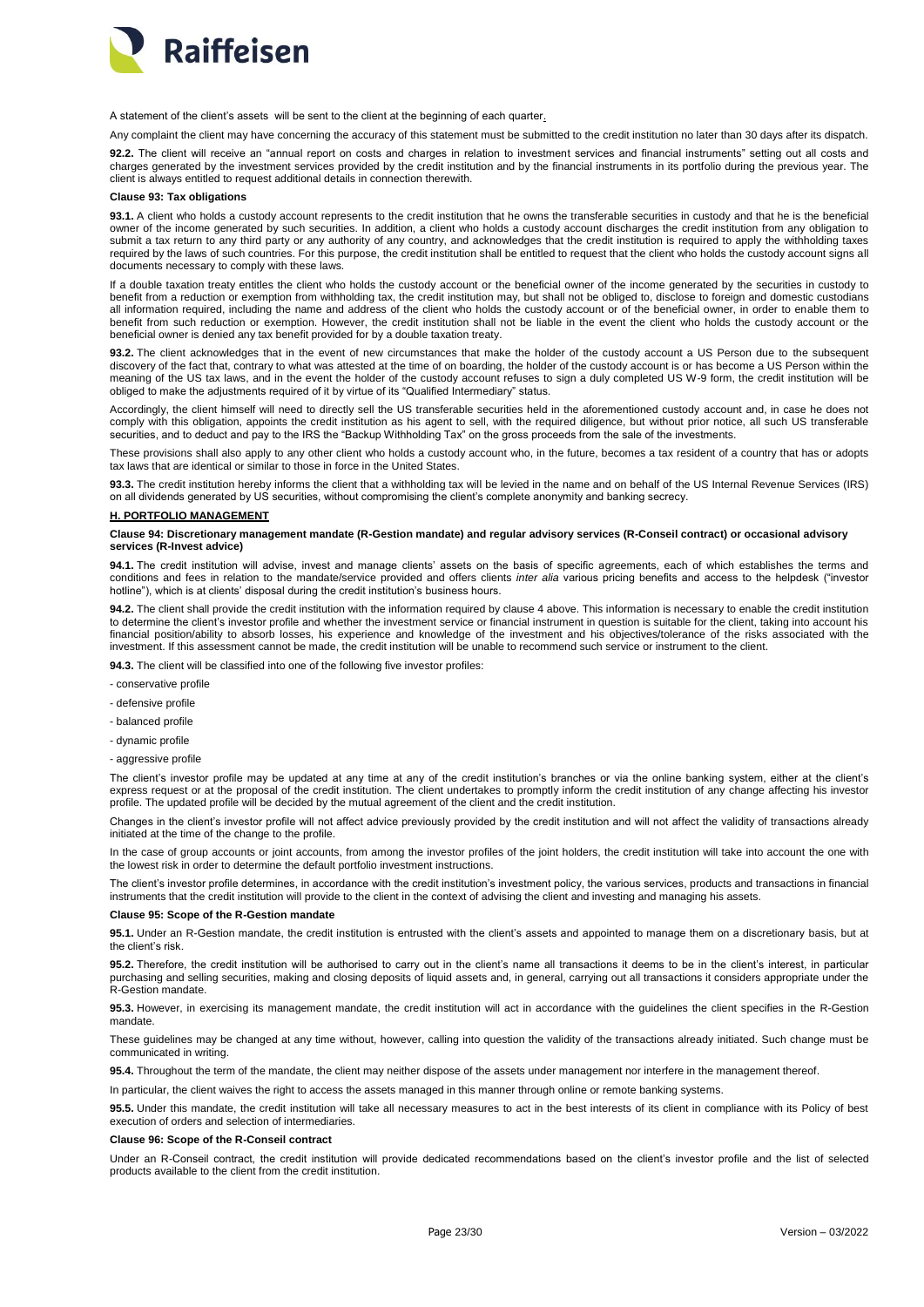A statement of the client's assets will be sent to the client at the beginning of each quarter.

Any complaint the client may have concerning the accuracy of this statement must be submitted to the credit institution no later than 30 days after its dispatch.

**92.2.** The client will receive an "annual report on costs and charges in relation to investment services and financial instruments" setting out all costs and charges generated by the investment services provided by the credit institution and by the financial instruments in its portfolio during the previous year. The client is always entitled to request additional details in connection therewith.

**Clause 93: Tax obligations**

**93.1.** A client who holds a custody account represents to the credit institution that he owns the transferable securities in custody and that he is the beneficial owner of the income generated by such securities. In addition, a client who holds a custody account discharges the credit institution from any obligation to submit a tax return to any third party or any authority of any country, and acknowledges that the credit institution is required to apply the withholding taxes required by the laws of such countries. For this purpose, the credit institution shall be entitled to request that the client who holds the custody account signs all documents necessary to comply with these laws.

If a double taxation treaty entitles the client who holds the custody account or the beneficial owner of the income generated by the securities in custody to benefit from a reduction or exemption from withholding tax, the credit institution may, but shall not be obliged to, disclose to foreign and domestic custodians all information required, including the name and address of the client who holds the custody account or of the beneficial owner, in order to enable them to benefit from such reduction or exemption. However, the credit institution shall not be liable in the event the client who holds the custody account or the beneficial owner is denied any tax benefit provided for by a double taxation treaty.

**93.2.** The client acknowledges that in the event of new circumstances that make the holder of the custody account a US Person due to the subsequent discovery of the fact that, contrary to what was attested at the time of on boarding, the holder of the custody account is or has become a US Person within the meaning of the US tax laws, and in the event the holder of the custody account refuses to sign a duly completed US W-9 form, the credit institution will be obliged to make the adjustments required of it by virtue of its "Qualified Intermediary" status.

Accordingly, the client himself will need to directly sell the US transferable securities held in the aforementioned custody account and, in case he does not comply with this obligation, appoints the credit institution as his agent to sell, with the required diligence, but without prior notice, all such US transferable securities, and to deduct and pay to the IRS the "Backup Withholding Tax" on the gross proceeds from the sale of the investments.

These provisions shall also apply to any other client who holds a custody account who, in the future, becomes a tax resident of a country that has or adopts tax laws that are identical or similar to those in force in the United States.

**93.3.** The credit institution hereby informs the client that a withholding tax will be levied in the name and on behalf of the US Internal Revenue Services (IRS) on all dividends generated by US securities, without compromising the client's complete anonymity and banking secrecy.

## H. PORTFOLIO MANAGEMENT

**Clause 94: Discretionary management mandate (R-Gestion mandate) and regular advisory services (R-Conseil contract) or occasional advisory services (R-Invest advice)**

**94.1.** The credit institution will advise, invest and manage clients' assets on the basis of specific agreements, each of which establishes the terms and conditions and fees in relation to the mandate/service provided and offers clients *inter alia* various pricing benefits and access to the helpdesk ("investor hotline"), which is at clients' disposal during the credit institution's business hours.

**94.2.** The client shall provide the credit institution with the information required by clause 4 above. This information is necessary to enable the credit institution to determine the client's investor profile and whether the investment service or financial instrument in question is suitable for the client, taking into account his financial position/ability to absorb losses, his experience and knowledge of the investment and his objectives/tolerance of the risks associated with the investment. If this assessment cannot be made, the credit institution will be unable to recommend such service or instrument to the client.

**94.3.** The client will be classified into one of the following five investor profiles:

- conservative profile
- defensive profile
- balanced profile
- dynamic profile
- aggressive profile

The client's investor profile may be updated at any time at any of the credit institution's branches or via the online banking system, either at the client's express request or at the proposal of the credit institution. The client undertakes to promptly inform the credit institution of any change affecting his investor profile. The updated profile will be decided by the mutual agreement of the client and the credit institution.

Changes in the client's investor profile will not affect advice previously provided by the credit institution and will not affect the validity of transactions already initiated at the time of the change to the profile.

In the case of group accounts or joint accounts, from among the investor profiles of the joint holders, the credit institution will take into account the one with the lowest risk in order to determine the default portfolio investment instructions.

The client's investor profile determines, in accordance with the credit institution's investment policy, the various services, products and transactions in financial instruments that the credit institution will provide to the client in the context of advising the client and investing and managing his assets.

**Clause 95: Scope of the R-Gestion mandate**

**95.1.** Under an R-Gestion mandate, the credit institution is entrusted with the client's assets and appointed to manage them on a discretionary basis, but at the client's risk.

**95.2.** Therefore, the credit institution will be authorised to carry out in the client's name all transactions it deems to be in the client's interest, in particular purchasing and selling securities, making and closing deposits of liquid assets and, in general, carrying out all transactions it considers appropriate under the R-Gestion mandate.

**95.3.** However, in exercising its management mandate, the credit institution will act in accordance with the guidelines the client specifies in the R-Gestion mandate.

These guidelines may be changed at any time without, however, calling into question the validity of the transactions already initiated. Such change must be communicated in writing.

**95.4.** Throughout the term of the mandate, the client may neither dispose of the assets under management nor interfere in the management thereof.

In particular, the client waives the right to access the assets managed in this manner through online or remote banking systems.

**95.5.** Under this mandate, the credit institution will take all necessary measures to act in the best interests of its client in compliance with its Policy of best execution of orders and selection of intermediaries.

**Clause 96: Scope of the R-Conseil contract**

Under an R-Conseil contract, the credit institution will provide dedicated recommendations based on the client's investor profile and the list of selected products available to the client from the credit institution.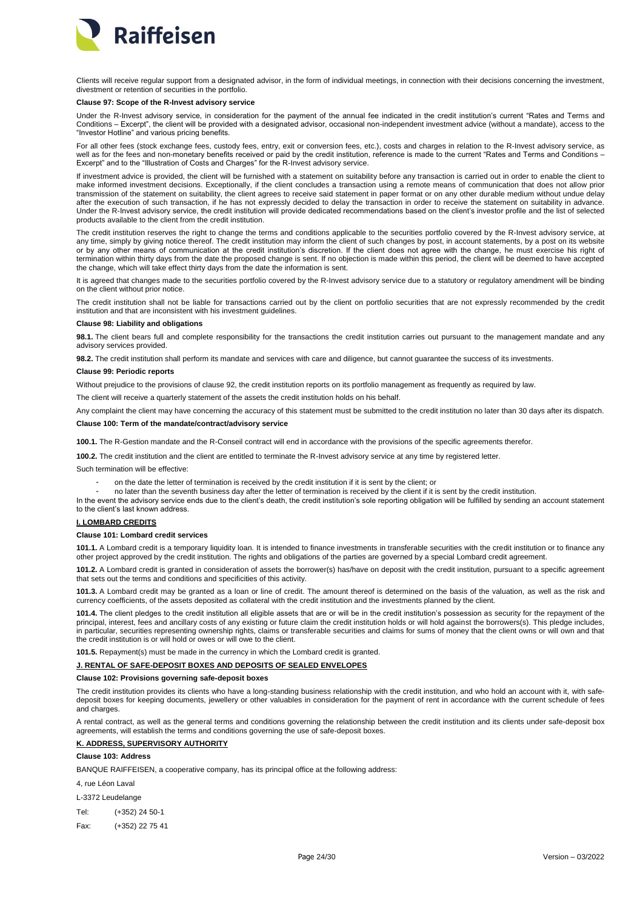Clients will receive regular support from a designated advisor, in the form of individual meetings, in connection with their decisions concerning the investment, divestment or retention of securities in the portfolio.

**Clause 97: Scope of the R-Invest advisory service**

Under the R-Invest advisory service, in consideration for the payment of the annual fee indicated in the credit institution's current "Rates and Terms and Conditions – Excerpt", the client will be provided with a designated advisor, occasional non-independent investment advice (without a mandate), access to the "Investor Hotline" and various pricing benefits.

For all other fees (stock exchange fees, custody fees, entry, exit or conversion fees, etc.), costs and charges in relation to the R-Invest advisory service, as well as for the fees and non-monetary benefits received or paid by the credit institution, reference is made to the current "Rates and Terms and Conditions – Excerpt" and to the "Illustration of Costs and Charges" for the R-Invest advisory service.

If investment advice is provided, the client will be furnished with a statement on suitability before any transaction is carried out in order to enable the client to make informed investment decisions. Exceptionally, if the client concludes a transaction using a remote means of communication that does not allow prior transmission of the statement on suitability, the client agrees to receive said statement in paper format or on any other durable medium without undue delay after the execution of such transaction, if he has not expressly decided to delay the transaction in order to receive the statement on suitability in advance. Under the R-Invest advisory service, the credit institution will provide dedicated recommendations based on the client's investor profile and the list of selected products available to the client from the credit institution.

The credit institution reserves the right to change the terms and conditions applicable to the securities portfolio covered by the R-Invest advisory service, at any time, simply by giving notice thereof. The credit institution may inform the client of such changes by post, in account statements, by a post on its website or by any other means of communication at the credit institution's discretion. If the client does not agree with the change, he must exercise his right of termination within thirty days from the date the proposed change is sent. If no objection is made within this period, the client will be deemed to have accepted the change, which will take effect thirty days from the date the information is sent.

It is agreed that changes made to the securities portfolio covered by the R-Invest advisory service due to a statutory or regulatory amendment will be binding on the client without prior notice.

The credit institution shall not be liable for transactions carried out by the client on portfolio securities that are not expressly recommended by the credit institution and that are inconsistent with his investment guidelines.

**Clause 98: Liability and obligations**

**98.1.** The client bears full and complete responsibility for the transactions the credit institution carries out pursuant to the management mandate and any advisory services provided.

**98.2.** The credit institution shall perform its mandate and services with care and diligence, but cannot guarantee the success of its investments.

**Clause 99: Periodic reports**

Without prejudice to the provisions of clause 92, the credit institution reports on its portfolio management as frequently as required by law.

The client will receive a quarterly statement of the assets the credit institution holds on his behalf.

Any complaint the client may have concerning the accuracy of this statement must be submitted to the credit institution no later than 30 days after its dispatch.

**Clause 100: Term of the mandate/contract/advisory service**

**100.1.** The R-Gestion mandate and the R-Conseil contract will end in accordance with the provisions of the specific agreements therefor.

**100.2.** The credit institution and the client are entitled to terminate the R-Invest advisory service at any time by registered letter.

Such termination will be effective:

- on the date the letter of termination is received by the credit institution if it is sent by the client; or
- no later than the seventh business day after the letter of termination is received by the client if it is sent by the credit institution.

In the event the advisory service ends due to the client's death, the credit institution's sole reporting obligation will be fulfilled by sending an account statement to the client's last known address.

## I. LOMBARD CREDITS

**Clause 101: Lombard credit services**

**101.1.** A Lombard credit is a temporary liquidity loan. It is intended to finance investments in transferable securities with the credit institution or to finance any other project approved by the credit institution. The rights and obligations of the parties are governed by a special Lombard credit agreement.

**101.2.** A Lombard credit is granted in consideration of assets the borrower(s) has/have on deposit with the credit institution, pursuant to a specific agreement that sets out the terms and conditions and specificities of this activity.

**101.3.** A Lombard credit may be granted as a loan or line of credit. The amount thereof is determined on the basis of the valuation, as well as the risk and currency coefficients, of the assets deposited as collateral with the credit institution and the investments planned by the client.

**101.4.** The client pledges to the credit institution all eligible assets that are or will be in the credit institution's possession as security for the repayment of the principal, interest, fees and ancillary costs of any existing or future claim the credit institution holds or will hold against the borrowers(s). This pledge includes, in particular, securities representing ownership rights, claims or transferable securities and claims for sums of money that the client owns or will own and that the credit institution is or will hold or owes or will owe to the client.

**101.5.** Repayment(s) must be made in the currency in which the Lombard credit is granted.

## J. RENTAL OF SAFE-DEPOSIT BOXES AND DEPOSITS OF SEALED ENVELOPES

**Clause 102: Provisions governing safe-deposit boxes**

The credit institution provides its clients who have a long-standing business relationship with the credit institution, and who hold an account with it, with safe-deposit boxes for keeping documents, jewellery or other valuables in consideration for the payment of rent in accordance with the current schedule of fees and charges.

A rental contract, as well as the general terms and conditions governing the relationship between the credit institution and its clients under safe-deposit box agreements, will establish the terms and conditions governing the use of safe-deposit boxes.

## K. ADDRESS, SUPERVISORY AUTHORITY

**Clause 103: Address**

BANQUE RAIFFEISEN, a cooperative company, has its principal office at the following address:

4, rue Léon Laval

L-3372 Leudelange

Tel: (+352) 24 50-1

Fax: (+352) 22 75 41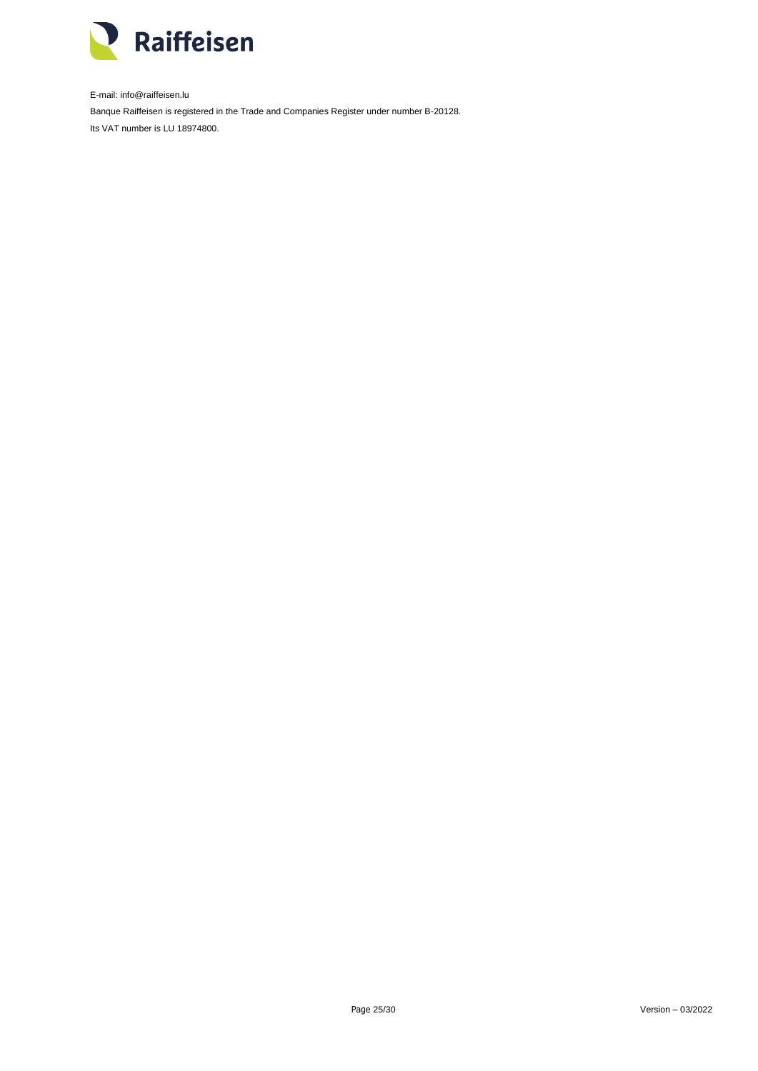E-mail: info@raiffeisen.lu

Banque Raiffeisen is registered in the Trade and Companies Register under number B-20128.

Its VAT number is LU 18974800.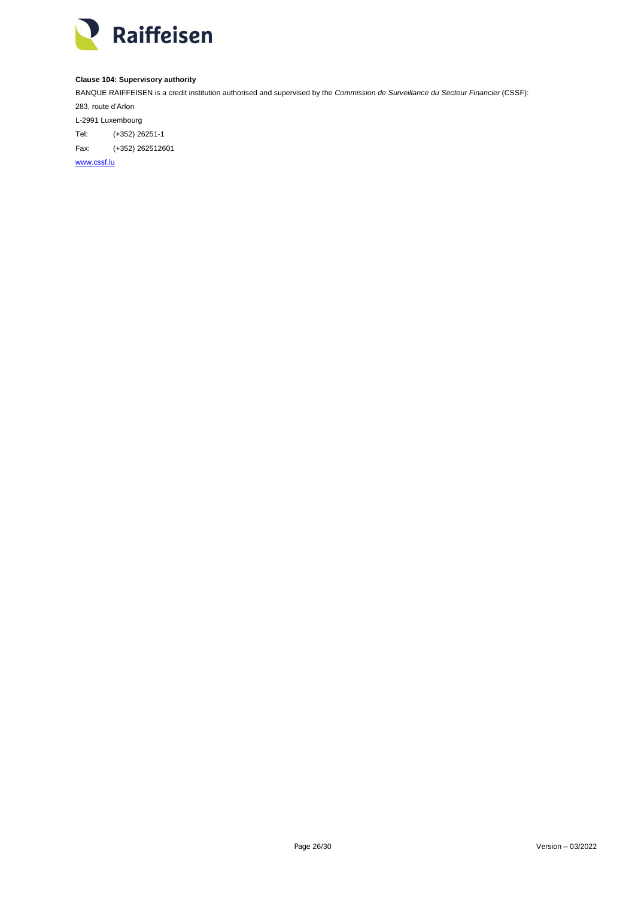**Clause 104: Supervisory authority**

BANQUE RAIFFEISEN is a credit institution authorised and supervised by the *Commission de Surveillance du Secteur Financier* (CSSF):

283, route d'Arlon

L-2991 Luxembourg

Tel: (+352) 26251-1

Fax: (+352) 262512601

www.cssf.lu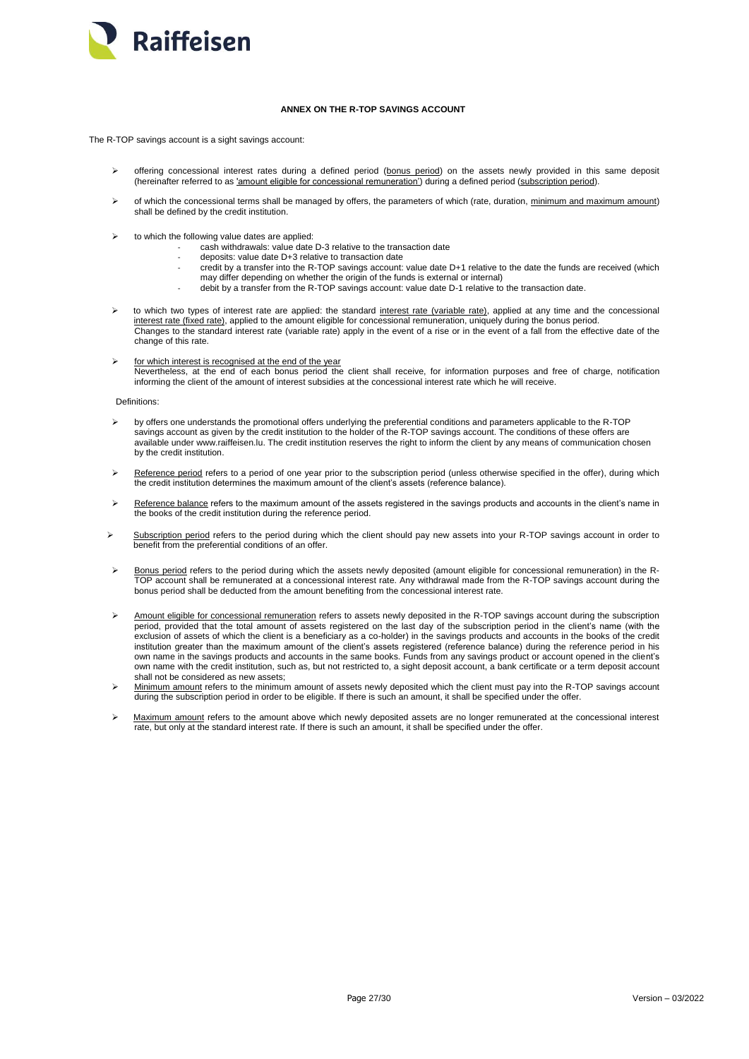Raiffeisen

## ANNEX ON THE R-TOP SAVINGS ACCOUNT

The R-TOP savings account is a sight savings account:

- offering concessional interest rates during a defined period (<u>bonus period</u>) on the assets newly provided in this same deposit (hereinafter referred to as <u>'amount eligible for concessional remuneration'</u>) during a defined period (<u>subscription period</u>).
- of which the concessional terms shall be managed by offers, the parameters of which (rate, duration, <u>minimum and maximum amount</u>) shall be defined by the credit institution.
- to which the following value dates are applied:
  - cash withdrawals: value date D-3 relative to the transaction date
  - deposits: value date D+3 relative to transaction date
  - credit by a transfer into the R-TOP savings account: value date D+1 relative to the date the funds are received (which may differ depending on whether the origin of the funds is external or internal)
  - debit by a transfer from the R-TOP savings account: value date D-1 relative to the transaction date.
- to which two types of interest rate are applied: the standard <u>interest rate (variable rate)</u>, applied at any time and the concessional <u>interest rate (fixed rate)</u>, applied to the amount eligible for concessional remuneration, uniquely during the bonus period.
  Changes to the standard interest rate (variable rate) apply in the event of a rise or in the event of a fall from the effective date of the change of this rate.
- <u>for which interest is recognised at the end of the year</u>
  Nevertheless, at the end of each bonus period the client shall receive, for information purposes and free of charge, notification informing the client of the amount of interest subsidies at the concessional interest rate which he will receive.

Definitions:

- by offers one understands the promotional offers underlying the preferential conditions and parameters applicable to the R-TOP savings account as given by the credit institution to the holder of the R-TOP savings account. The conditions of these offers are available under www.raiffeisen.lu. The credit institution reserves the right to inform the client by any means of communication chosen by the credit institution.
- <u>Reference period</u> refers to a period of one year prior to the subscription period (unless otherwise specified in the offer), during which the credit institution determines the maximum amount of the client's assets (reference balance).
- <u>Reference balance</u> refers to the maximum amount of the assets registered in the savings products and accounts in the client's name in the books of the credit institution during the reference period.
- <u>Subscription period</u> refers to the period during which the client should pay new assets into your R-TOP savings account in order to benefit from the preferential conditions of an offer.
- <u>Bonus period</u> refers to the period during which the assets newly deposited (amount eligible for concessional remuneration) in the R-TOP account shall be remunerated at a concessional interest rate. Any withdrawal made from the R-TOP savings account during the bonus period shall be deducted from the amount benefiting from the concessional interest rate.
- <u>Amount eligible for concessional remuneration</u> refers to assets newly deposited in the R-TOP savings account during the subscription period, provided that the total amount of assets registered on the last day of the subscription period in the client's name (with the exclusion of assets of which the client is a beneficiary as a co-holder) in the savings products and accounts in the books of the credit institution greater than the maximum amount of the client's assets registered (reference balance) during the reference period in his own name in the savings products and accounts in the same books. Funds from any savings product or account opened in the client's own name with the credit institution, such as, but not restricted to, a sight deposit account, a bank certificate or a term deposit account shall not be considered as new assets;
- <u>Minimum amount</u> refers to the minimum amount of assets newly deposited which the client must pay into the R-TOP savings account during the subscription period in order to be eligible. If there is such an amount, it shall be specified under the offer.
- <u>Maximum amount</u> refers to the amount above which newly deposited assets are no longer remunerated at the concessional interest rate, but only at the standard interest rate. If there is such an amount, it shall be specified under the offer.

Version – 03/2022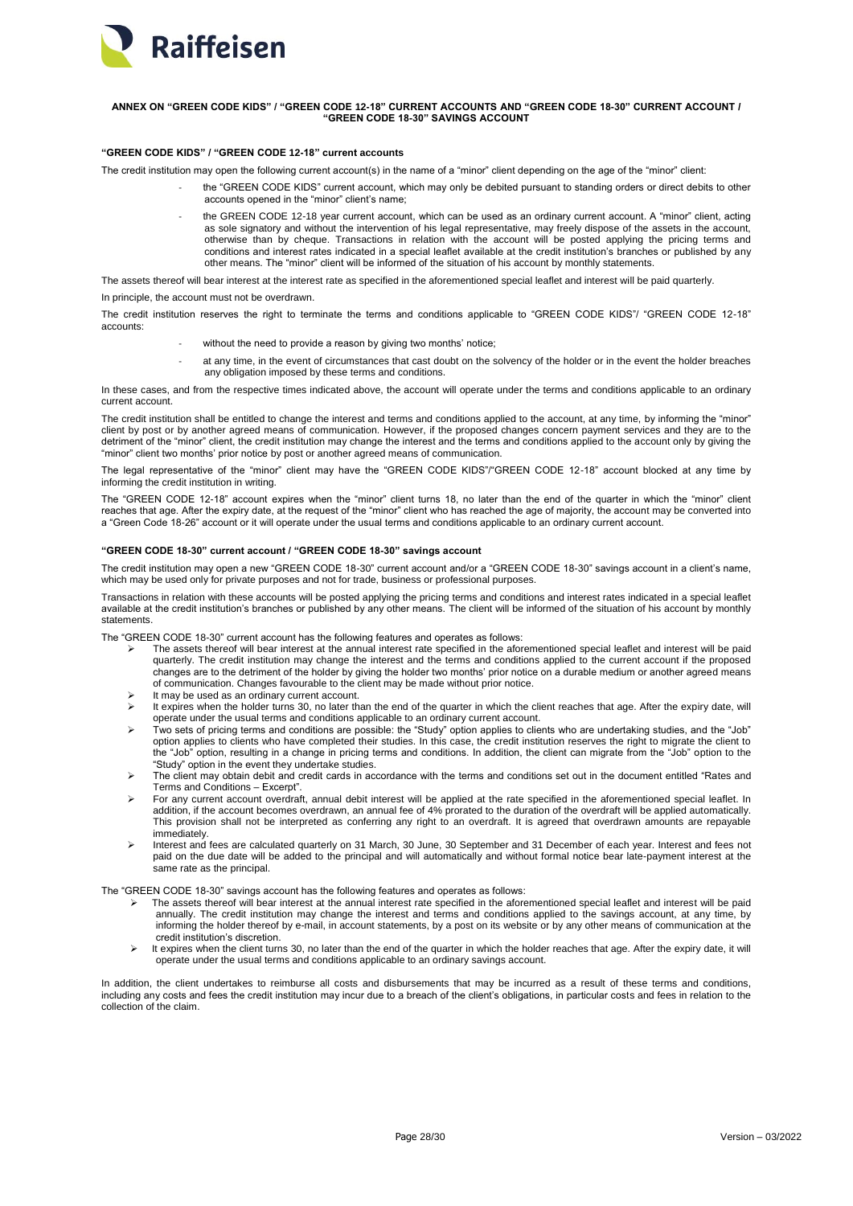## ANNEX ON "GREEN CODE KIDS" / "GREEN CODE 12-18" CURRENT ACCOUNTS AND "GREEN CODE 18-30" CURRENT ACCOUNT / "GREEN CODE 18-30" SAVINGS ACCOUNT

### "GREEN CODE KIDS" / "GREEN CODE 12-18" current accounts

The credit institution may open the following current account(s) in the name of a "minor" client depending on the age of the "minor" client:

- the "GREEN CODE KIDS" current account, which may only be debited pursuant to standing orders or direct debits to other accounts opened in the "minor" client's name;
- the GREEN CODE 12-18 year current account, which can be used as an ordinary current account. A "minor" client, acting as sole signatory and without the intervention of his legal representative, may freely dispose of the assets in the account, otherwise than by cheque. Transactions in relation with the account will be posted applying the pricing terms and conditions and interest rates indicated in a special leaflet available at the credit institution's branches or published by any other means. The "minor" client will be informed of the situation of his account by monthly statements.

The assets thereof will bear interest at the interest rate as specified in the aforementioned special leaflet and interest will be paid quarterly.

In principle, the account must not be overdrawn.

The credit institution reserves the right to terminate the terms and conditions applicable to "GREEN CODE KIDS"/ "GREEN CODE 12-18" accounts:

- without the need to provide a reason by giving two months' notice;
- at any time, in the event of circumstances that cast doubt on the solvency of the holder or in the event the holder breaches any obligation imposed by these terms and conditions.

In these cases, and from the respective times indicated above, the account will operate under the terms and conditions applicable to an ordinary current account.

The credit institution shall be entitled to change the interest and terms and conditions applied to the account, at any time, by informing the "minor" client by post or by another agreed means of communication. However, if the proposed changes concern payment services and they are to the detriment of the "minor" client, the credit institution may change the interest and the terms and conditions applied to the account only by giving the "minor" client two months' prior notice by post or another agreed means of communication.

The legal representative of the "minor" client may have the "GREEN CODE KIDS"/"GREEN CODE 12-18" account blocked at any time by informing the credit institution in writing.

The "GREEN CODE 12-18" account expires when the "minor" client turns 18, no later than the end of the quarter in which the "minor" client reaches that age. After the expiry date, at the request of the "minor" client who has reached the age of majority, the account may be converted into a "Green Code 18-26" account or it will operate under the usual terms and conditions applicable to an ordinary current account.

### "GREEN CODE 18-30" current account / "GREEN CODE 18-30" savings account

The credit institution may open a new "GREEN CODE 18-30" current account and/or a "GREEN CODE 18-30" savings account in a client's name, which may be used only for private purposes and not for trade, business or professional purposes.

Transactions in relation with these accounts will be posted applying the pricing terms and conditions and interest rates indicated in a special leaflet available at the credit institution's branches or published by any other means. The client will be informed of the situation of his account by monthly statements.

The "GREEN CODE 18-30" current account has the following features and operates as follows:

- The assets thereof will bear interest at the annual interest rate specified in the aforementioned special leaflet and interest will be paid quarterly. The credit institution may change the interest and the terms and conditions applied to the current account if the proposed changes are to the detriment of the holder by giving the holder two months' prior notice on a durable medium or another agreed means of communication. Changes favourable to the client may be made without prior notice.
- It may be used as an ordinary current account.
- It expires when the holder turns 30, no later than the end of the quarter in which the client reaches that age. After the expiry date, will operate under the usual terms and conditions applicable to an ordinary current account.
- Two sets of pricing terms and conditions are possible: the "Study" option applies to clients who are undertaking studies, and the "Job" option applies to clients who have completed their studies. In this case, the credit institution reserves the right to migrate the client to the "Job" option, resulting in a change in pricing terms and conditions. In addition, the client can migrate from the "Job" option to the "Study" option in the event they undertake studies.
- The client may obtain debit and credit cards in accordance with the terms and conditions set out in the document entitled "Rates and Terms and Conditions – Excerpt".
- For any current account overdraft, annual debit interest will be applied at the rate specified in the aforementioned special leaflet. In addition, if the account becomes overdrawn, an annual fee of 4% prorated to the duration of the overdraft will be applied automatically. This provision shall not be interpreted as conferring any right to an overdraft. It is agreed that overdrawn amounts are repayable immediately.
- Interest and fees are calculated quarterly on 31 March, 30 June, 30 September and 31 December of each year. Interest and fees not paid on the due date will be added to the principal and will automatically and without formal notice bear late-payment interest at the same rate as the principal.

The "GREEN CODE 18-30" savings account has the following features and operates as follows:

- The assets thereof will bear interest at the annual interest rate specified in the aforementioned special leaflet and interest will be paid annually. The credit institution may change the interest and terms and conditions applied to the savings account, at any time, by informing the holder thereof by e-mail, in account statements, by a post on its website or by any other means of communication at the credit institution's discretion.
- It expires when the client turns 30, no later than the end of the quarter in which the holder reaches that age. After the expiry date, it will operate under the usual terms and conditions applicable to an ordinary savings account.

In addition, the client undertakes to reimburse all costs and disbursements that may be incurred as a result of these terms and conditions, including any costs and fees the credit institution may incur due to a breach of the client's obligations, in particular costs and fees in relation to the collection of the claim.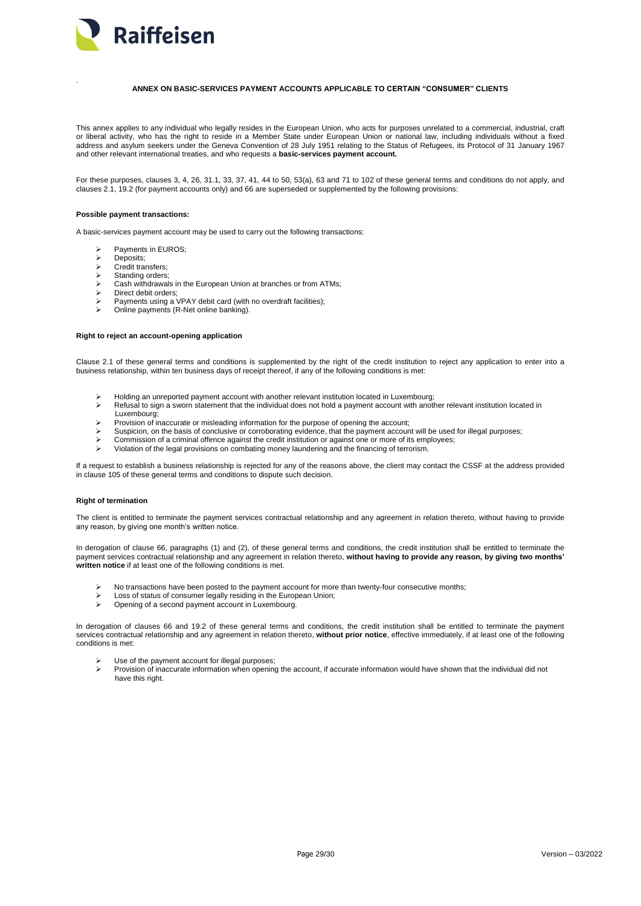## ANNEX ON BASIC-SERVICES PAYMENT ACCOUNTS APPLICABLE TO CERTAIN "CONSUMER" CLIENTS

This annex applies to any individual who legally resides in the European Union, who acts for purposes unrelated to a commercial, industrial, craft or liberal activity, who has the right to reside in a Member State under European Union or national law, including individuals without a fixed address and asylum seekers under the Geneva Convention of 28 July 1951 relating to the Status of Refugees, its Protocol of 31 January 1967 and other relevant international treaties, and who requests a **basic-services payment account.**

For these purposes, clauses 3, 4, 26, 31.1, 33, 37, 41, 44 to 50, 53(a), 63 and 71 to 102 of these general terms and conditions do not apply, and clauses 2.1, 19.2 (for payment accounts only) and 66 are superseded or supplemented by the following provisions:

### Possible payment transactions:

A basic-services payment account may be used to carry out the following transactions:

- Payments in EUROS;
- Deposits;
- Credit transfers;
- Standing orders;
- Cash withdrawals in the European Union at branches or from ATMs;
- Direct debit orders;
- Payments using a VPAY debit card (with no overdraft facilities);
- Online payments (R-Net online banking).

### Right to reject an account-opening application

Clause 2.1 of these general terms and conditions is supplemented by the right of the credit institution to reject any application to enter into a business relationship, within ten business days of receipt thereof, if any of the following conditions is met:

- Holding an unreported payment account with another relevant institution located in Luxembourg;
- Refusal to sign a sworn statement that the individual does not hold a payment account with another relevant institution located in Luxembourg;
- Provision of inaccurate or misleading information for the purpose of opening the account;
- Suspicion, on the basis of conclusive or corroborating evidence, that the payment account will be used for illegal purposes;
- Commission of a criminal offence against the credit institution or against one or more of its employees;
- Violation of the legal provisions on combating money laundering and the financing of terrorism.

If a request to establish a business relationship is rejected for any of the reasons above, the client may contact the CSSF at the address provided in clause 105 of these general terms and conditions to dispute such decision.

### Right of termination

The client is entitled to terminate the payment services contractual relationship and any agreement in relation thereto, without having to provide any reason, by giving one month's written notice.

In derogation of clause 66, paragraphs (1) and (2), of these general terms and conditions, the credit institution shall be entitled to terminate the payment services contractual relationship and any agreement in relation thereto, **without having to provide any reason, by giving two months' written notice** if at least one of the following conditions is met.

- No transactions have been posted to the payment account for more than twenty-four consecutive months;
- Loss of status of consumer legally residing in the European Union;
- Opening of a second payment account in Luxembourg.

In derogation of clauses 66 and 19.2 of these general terms and conditions, the credit institution shall be entitled to terminate the payment services contractual relationship and any agreement in relation thereto, **without prior notice**, effective immediately, if at least one of the following conditions is met:

- Use of the payment account for illegal purposes;
- Provision of inaccurate information when opening the account, if accurate information would have shown that the individual did not have this right.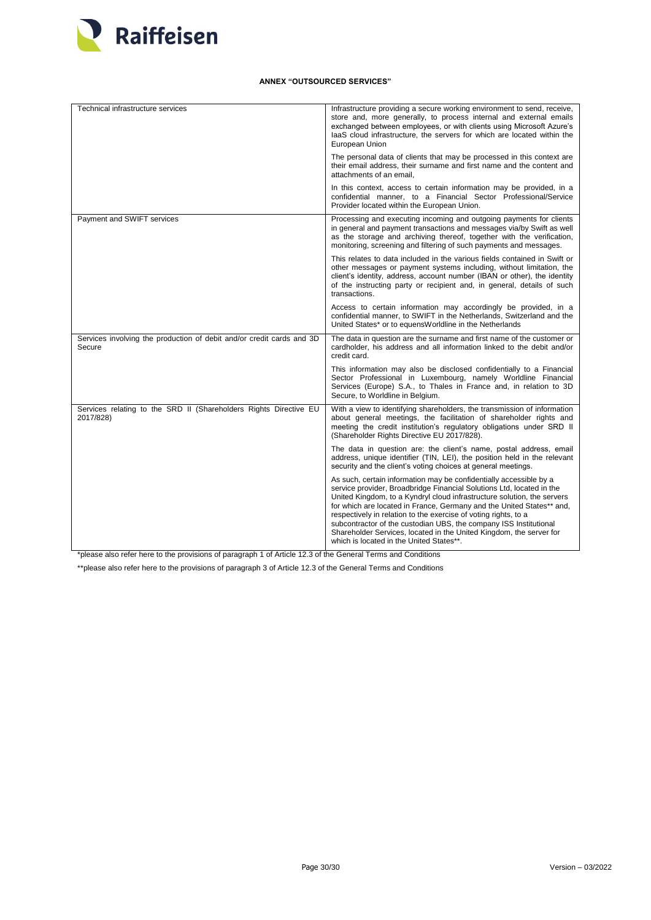### ANNEX "OUTSOURCED SERVICES"

| | |
|---|---|
| Technical infrastructure services | Infrastructure providing a secure working environment to send, receive, store and, more generally, to process internal and external emails exchanged between employees, or with clients using Microsoft Azure's IaaS cloud infrastructure, the servers for which are located within the European Union<br><br>The personal data of clients that may be processed in this context are their email address, their surname and first name and the content and attachments of an email,<br><br>In this context, access to certain information may be provided, in a confidential manner, to a Financial Sector Professional/Service Provider located within the European Union. |
| Payment and SWIFT services | Processing and executing incoming and outgoing payments for clients in general and payment transactions and messages via/by Swift as well as the storage and archiving thereof, together with the verification, monitoring, screening and filtering of such payments and messages.<br><br>This relates to data included in the various fields contained in Swift or other messages or payment systems including, without limitation, the client's identity, address, account number (IBAN or other), the identity of the instructing party or recipient and, in general, details of such transactions.<br><br>Access to certain information may accordingly be provided, in a confidential manner, to SWIFT in the Netherlands, Switzerland and the United States* or to equensWorldline in the Netherlands |
| Services involving the production of debit and/or credit cards and 3D Secure | The data in question are the surname and first name of the customer or cardholder, his address and all information linked to the debit and/or credit card.<br><br>This information may also be disclosed confidentially to a Financial Sector Professional in Luxembourg, namely Worldline Financial Services (Europe) S.A., to Thales in France and, in relation to 3D Secure, to Worldline in Belgium. |
| Services relating to the SRD II (Shareholders Rights Directive EU 2017/828) | With a view to identifying shareholders, the transmission of information about general meetings, the facilitation of shareholder rights and meeting the credit institution's regulatory obligations under SRD II (Shareholder Rights Directive EU 2017/828).<br><br>The data in question are: the client's name, postal address, email address, unique identifier (TIN, LEI), the position held in the relevant security and the client's voting choices at general meetings.<br><br>As such, certain information may be confidentially accessible by a service provider, Broadbridge Financial Solutions Ltd, located in the United Kingdom, to a Kyndryl cloud infrastructure solution, the servers for which are located in France, Germany and the United States** and, respectively in relation to the exercise of voting rights, to a subcontractor of the custodian UBS, the company ISS Institutional Shareholder Services, located in the United Kingdom, the server for which is located in the United States**. |

*please also refer here to the provisions of paragraph 1 of Article 12.3 of the General Terms and Conditions

**please also refer here to the provisions of paragraph 3 of Article 12.3 of the General Terms and Conditions